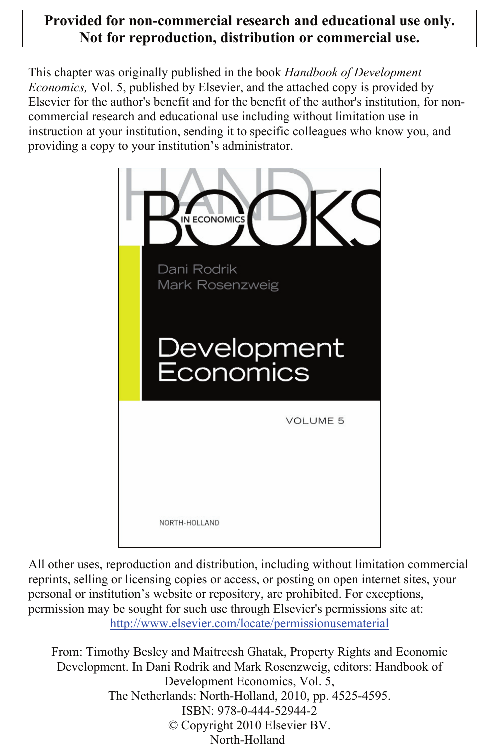**Provided for non-commercial research and educational use only.**
**Not for reproduction, distribution or commercial use.**

This chapter was originally published in the book *Handbook of Development Economics,* Vol. 5, published by Elsevier, and the attached copy is provided by Elsevier for the author's benefit and for the benefit of the author's institution, for non-commercial research and educational use including without limitation use in instruction at your institution, sending it to specific colleagues who know you, and providing a copy to your institution's administrator.

HANDBOOKS IN ECONOMICS

Dani Rodrik
Mark Rosenzweig

Development Economics

VOLUME 5

NORTH-HOLLAND

All other uses, reproduction and distribution, including without limitation commercial reprints, selling or licensing copies or access, or posting on open internet sites, your personal or institution's website or repository, are prohibited. For exceptions, permission may be sought for such use through Elsevier's permissions site at: http://www.elsevier.com/locate/permissionusematerial

From: Timothy Besley and Maitreesh Ghatak, Property Rights and Economic Development. In Dani Rodrik and Mark Rosenzweig, editors: Handbook of Development Economics, Vol. 5,
The Netherlands: North-Holland, 2010, pp. 4525-4595.
ISBN: 978-0-444-52944-2
© Copyright 2010 Elsevier BV.
North-Holland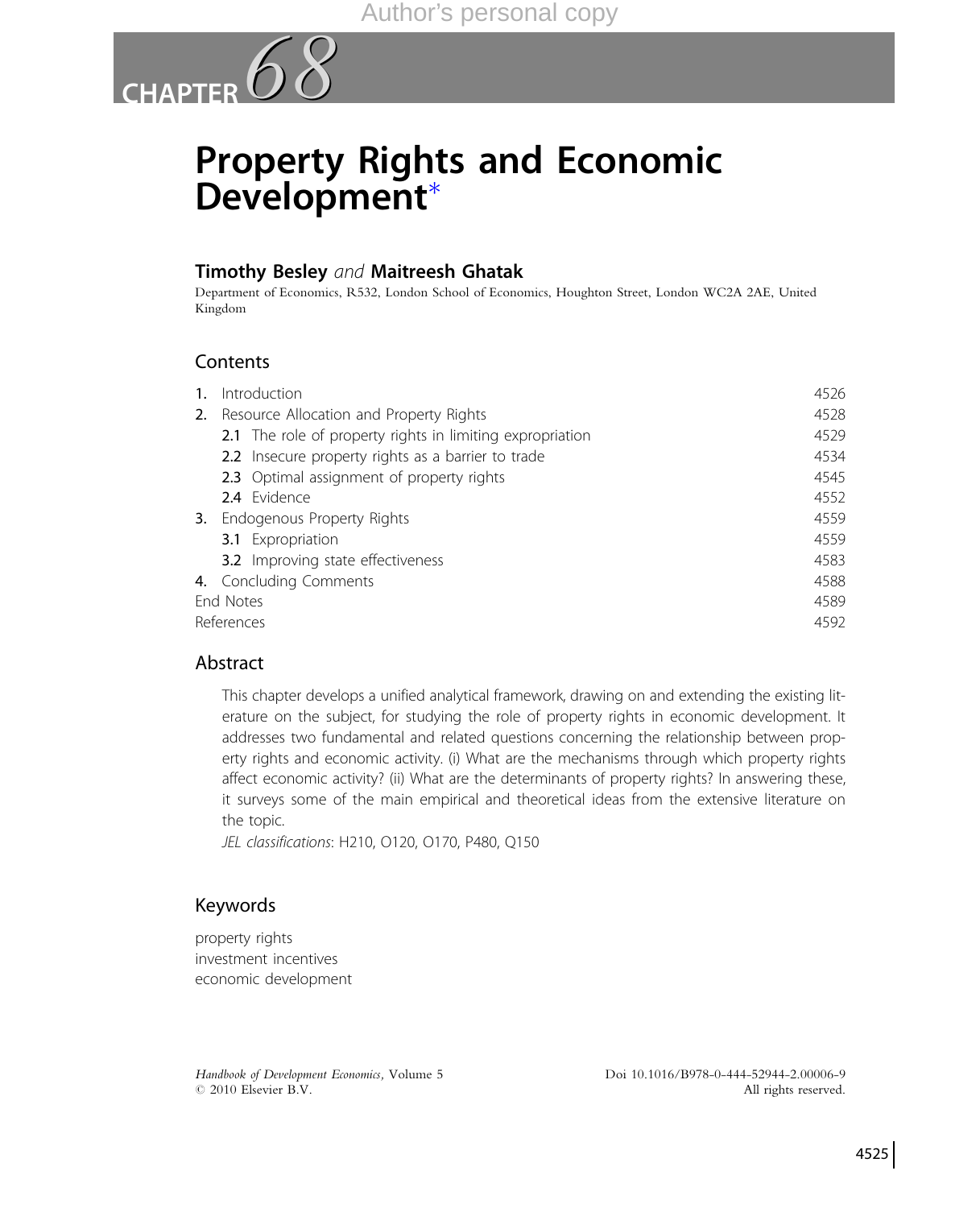# CHAPTER 68

# Property Rights and Economic Development*

**Timothy Besley** *and* **Maitreesh Ghatak**

Department of Economics, R532, London School of Economics, Houghton Street, London WC2A 2AE, United Kingdom

## Contents

| | | |
|---|---|---|
| **1.** | Introduction | 4526 |
| **2.** | Resource Allocation and Property Rights | 4528 |
| | **2.1** The role of property rights in limiting expropriation | 4529 |
| | **2.2** Insecure property rights as a barrier to trade | 4534 |
| | **2.3** Optimal assignment of property rights | 4545 |
| | **2.4** Evidence | 4552 |
| **3.** | Endogenous Property Rights | 4559 |
| | **3.1** Expropriation | 4559 |
| | **3.2** Improving state effectiveness | 4583 |
| **4.** | Concluding Comments | 4588 |
| End Notes | | 4589 |
| References | | 4592 |

## Abstract

This chapter develops a unified analytical framework, drawing on and extending the existing literature on the subject, for studying the role of property rights in economic development. It addresses two fundamental and related questions concerning the relationship between property rights and economic activity. (i) What are the mechanisms through which property rights affect economic activity? (ii) What are the determinants of property rights? In answering these, it surveys some of the main empirical and theoretical ideas from the extensive literature on the topic.

*JEL classifications*: H210, O120, O170, P480, Q150

## Keywords

property rights
investment incentives
economic development

*Handbook of Development Economics*, Volume 5
© 2010 Elsevier B.V.

Doi 10.1016/B978-0-444-52944-2.00006-9
All rights reserved.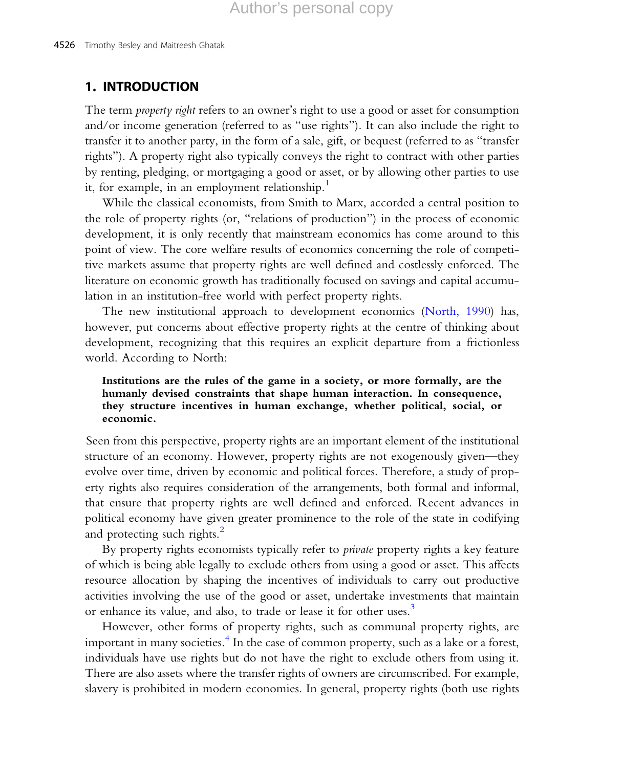## 1. INTRODUCTION

The term *property right* refers to an owner's right to use a good or asset for consumption and/or income generation (referred to as "use rights"). It can also include the right to transfer it to another party, in the form of a sale, gift, or bequest (referred to as "transfer rights"). A property right also typically conveys the right to contract with other parties by renting, pledging, or mortgaging a good or asset, or by allowing other parties to use it, for example, in an employment relationship.[1]

While the classical economists, from Smith to Marx, accorded a central position to the role of property rights (or, "relations of production") in the process of economic development, it is only recently that mainstream economics has come around to this point of view. The core welfare results of economics concerning the role of competitive markets assume that property rights are well defined and costlessly enforced. The literature on economic growth has traditionally focused on savings and capital accumulation in an institution-free world with perfect property rights.

The new institutional approach to development economics (North, 1990) has, however, put concerns about effective property rights at the centre of thinking about development, recognizing that this requires an explicit departure from a frictionless world. According to North:

> **Institutions are the rules of the game in a society, or more formally, are the humanly devised constraints that shape human interaction. In consequence, they structure incentives in human exchange, whether political, social, or economic.**

Seen from this perspective, property rights are an important element of the institutional structure of an economy. However, property rights are not exogenously given—they evolve over time, driven by economic and political forces. Therefore, a study of property rights also requires consideration of the arrangements, both formal and informal, that ensure that property rights are well defined and enforced. Recent advances in political economy have given greater prominence to the role of the state in codifying and protecting such rights.[2]

By property rights economists typically refer to *private* property rights a key feature of which is being able legally to exclude others from using a good or asset. This affects resource allocation by shaping the incentives of individuals to carry out productive activities involving the use of the good or asset, undertake investments that maintain or enhance its value, and also, to trade or lease it for other uses.[3]

However, other forms of property rights, such as communal property rights, are important in many societies.[4] In the case of common property, such as a lake or a forest, individuals have use rights but do not have the right to exclude others from using it. There are also assets where the transfer rights of owners are circumscribed. For example, slavery is prohibited in modern economies. In general, property rights (both use rights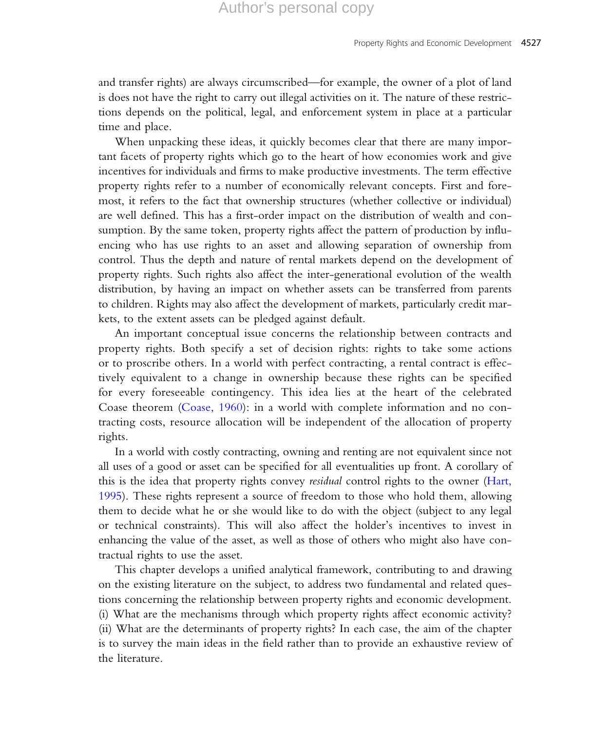and transfer rights) are always circumscribed—for example, the owner of a plot of land is does not have the right to carry out illegal activities on it. The nature of these restrictions depends on the political, legal, and enforcement system in place at a particular time and place.

When unpacking these ideas, it quickly becomes clear that there are many important facets of property rights which go to the heart of how economies work and give incentives for individuals and firms to make productive investments. The term effective property rights refer to a number of economically relevant concepts. First and foremost, it refers to the fact that ownership structures (whether collective or individual) are well defined. This has a first-order impact on the distribution of wealth and consumption. By the same token, property rights affect the pattern of production by influencing who has use rights to an asset and allowing separation of ownership from control. Thus the depth and nature of rental markets depend on the development of property rights. Such rights also affect the inter-generational evolution of the wealth distribution, by having an impact on whether assets can be transferred from parents to children. Rights may also affect the development of markets, particularly credit markets, to the extent assets can be pledged against default.

An important conceptual issue concerns the relationship between contracts and property rights. Both specify a set of decision rights: rights to take some actions or to proscribe others. In a world with perfect contracting, a rental contract is effectively equivalent to a change in ownership because these rights can be specified for every foreseeable contingency. This idea lies at the heart of the celebrated Coase theorem (Coase, 1960): in a world with complete information and no contracting costs, resource allocation will be independent of the allocation of property rights.

In a world with costly contracting, owning and renting are not equivalent since not all uses of a good or asset can be specified for all eventualities up front. A corollary of this is the idea that property rights convey *residual* control rights to the owner (Hart, 1995). These rights represent a source of freedom to those who hold them, allowing them to decide what he or she would like to do with the object (subject to any legal or technical constraints). This will also affect the holder's incentives to invest in enhancing the value of the asset, as well as those of others who might also have contractual rights to use the asset.

This chapter develops a unified analytical framework, contributing to and drawing on the existing literature on the subject, to address two fundamental and related questions concerning the relationship between property rights and economic development. (i) What are the mechanisms through which property rights affect economic activity? (ii) What are the determinants of property rights? In each case, the aim of the chapter is to survey the main ideas in the field rather than to provide an exhaustive review of the literature.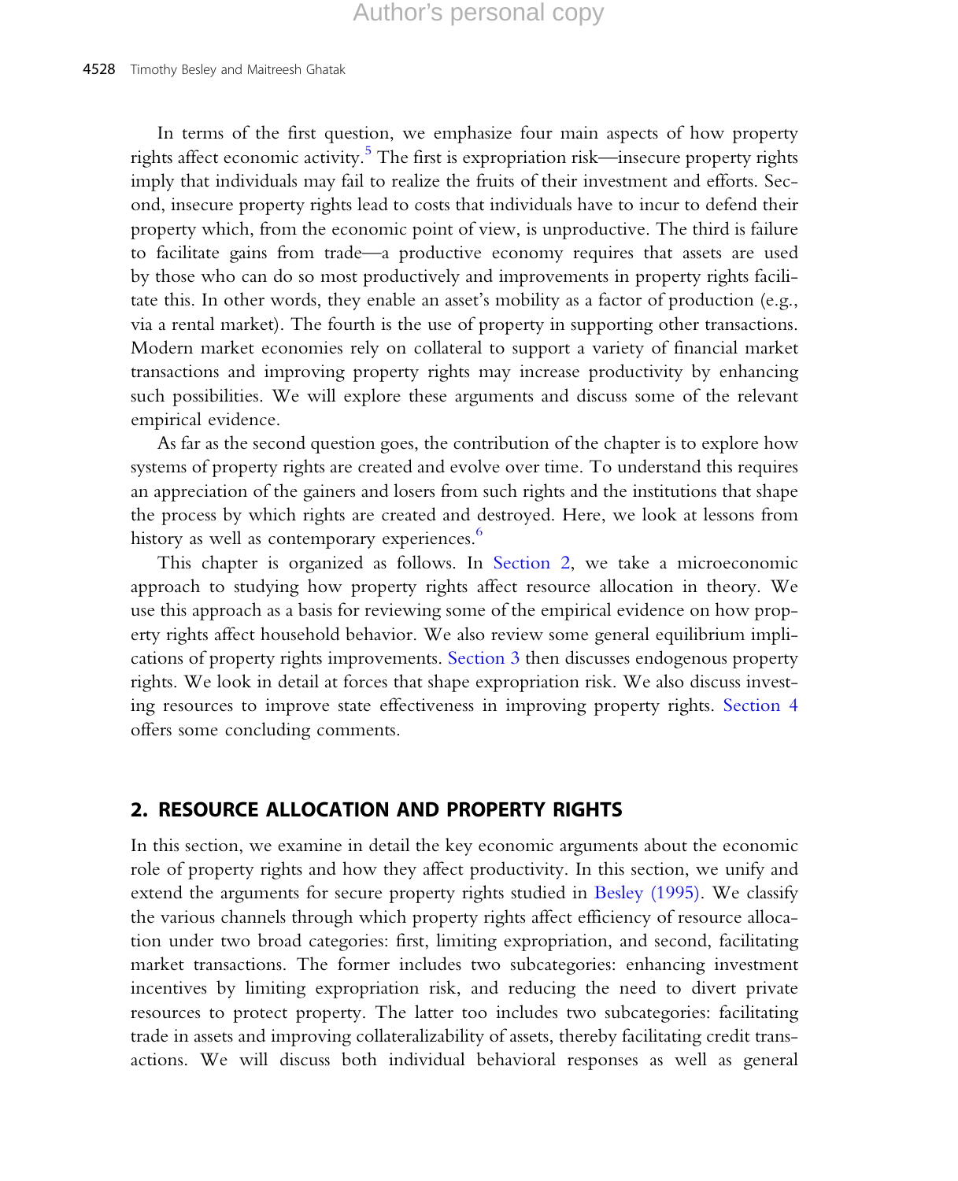In terms of the first question, we emphasize four main aspects of how property rights affect economic activity.[5] The first is expropriation risk—insecure property rights imply that individuals may fail to realize the fruits of their investment and efforts. Second, insecure property rights lead to costs that individuals have to incur to defend their property which, from the economic point of view, is unproductive. The third is failure to facilitate gains from trade—a productive economy requires that assets are used by those who can do so most productively and improvements in property rights facilitate this. In other words, they enable an asset's mobility as a factor of production (e.g., via a rental market). The fourth is the use of property in supporting other transactions. Modern market economies rely on collateral to support a variety of financial market transactions and improving property rights may increase productivity by enhancing such possibilities. We will explore these arguments and discuss some of the relevant empirical evidence.

As far as the second question goes, the contribution of the chapter is to explore how systems of property rights are created and evolve over time. To understand this requires an appreciation of the gainers and losers from such rights and the institutions that shape the process by which rights are created and destroyed. Here, we look at lessons from history as well as contemporary experiences.[6]

This chapter is organized as follows. In Section 2, we take a microeconomic approach to studying how property rights affect resource allocation in theory. We use this approach as a basis for reviewing some of the empirical evidence on how property rights affect household behavior. We also review some general equilibrium implications of property rights improvements. Section 3 then discusses endogenous property rights. We look in detail at forces that shape expropriation risk. We also discuss investing resources to improve state effectiveness in improving property rights. Section 4 offers some concluding comments.

## 2. RESOURCE ALLOCATION AND PROPERTY RIGHTS

In this section, we examine in detail the key economic arguments about the economic role of property rights and how they affect productivity. In this section, we unify and extend the arguments for secure property rights studied in Besley (1995). We classify the various channels through which property rights affect efficiency of resource allocation under two broad categories: first, limiting expropriation, and second, facilitating market transactions. The former includes two subcategories: enhancing investment incentives by limiting expropriation risk, and reducing the need to divert private resources to protect property. The latter too includes two subcategories: facilitating trade in assets and improving collateralizability of assets, thereby facilitating credit transactions. We will discuss both individual behavioral responses as well as general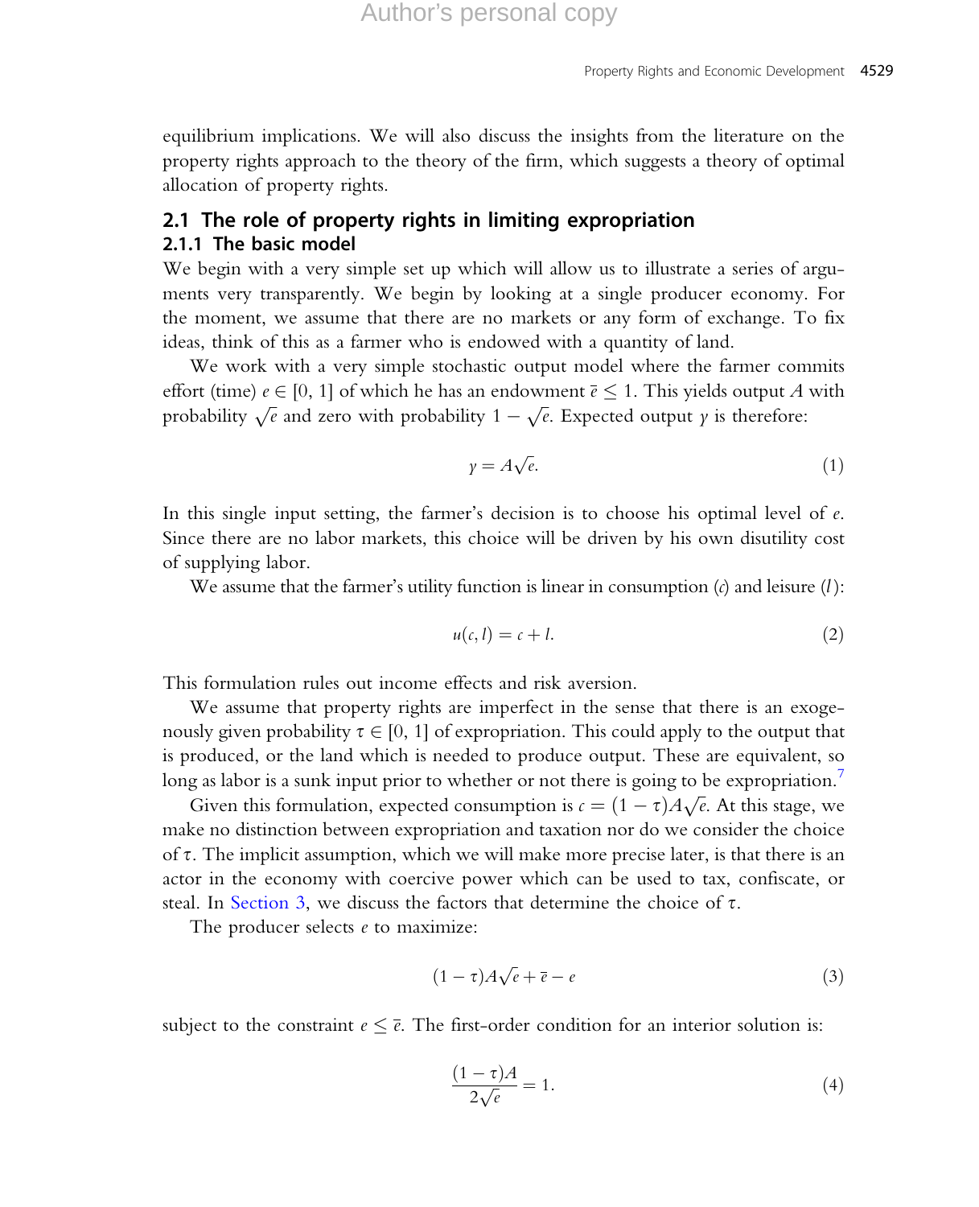equilibrium implications. We will also discuss the insights from the literature on the property rights approach to the theory of the firm, which suggests a theory of optimal allocation of property rights.

## 2.1 The role of property rights in limiting expropriation

### 2.1.1 The basic model

We begin with a very simple set up which will allow us to illustrate a series of arguments very transparently. We begin by looking at a single producer economy. For the moment, we assume that there are no markets or any form of exchange. To fix ideas, think of this as a farmer who is endowed with a quantity of land.

We work with a very simple stochastic output model where the farmer commits effort (time) $e \in [0, 1]$ of which he has an endowment $\bar{e} \leq 1$. This yields output $A$ with probability $\sqrt{e}$ and zero with probability $1 - \sqrt{e}$. Expected output $y$ is therefore:

$$y = A\sqrt{e}. \tag{1}$$

In this single input setting, the farmer's decision is to choose his optimal level of $e$. Since there are no labor markets, this choice will be driven by his own disutility cost of supplying labor.

We assume that the farmer's utility function is linear in consumption ($c$) and leisure ($l$):

$$u(c, l) = c + l. \tag{2}$$

This formulation rules out income effects and risk aversion.

We assume that property rights are imperfect in the sense that there is an exogenously given probability $\tau \in [0, 1]$ of expropriation. This could apply to the output that is produced, or the land which is needed to produce output. These are equivalent, so long as labor is a sunk input prior to whether or not there is going to be expropriation.[7]

Given this formulation, expected consumption is $c = (1 - \tau)A\sqrt{e}$. At this stage, we make no distinction between expropriation and taxation nor do we consider the choice of $\tau$. The implicit assumption, which we will make more precise later, is that there is an actor in the economy with coercive power which can be used to tax, confiscate, or steal. In Section 3, we discuss the factors that determine the choice of $\tau$.

The producer selects $e$ to maximize:

$$(1 - \tau)A\sqrt{e} + \bar{e} - e \tag{3}$$

subject to the constraint $e \leq \bar{e}$. The first-order condition for an interior solution is:

$$\frac{(1 - \tau)A}{2\sqrt{e}} = 1. \tag{4}$$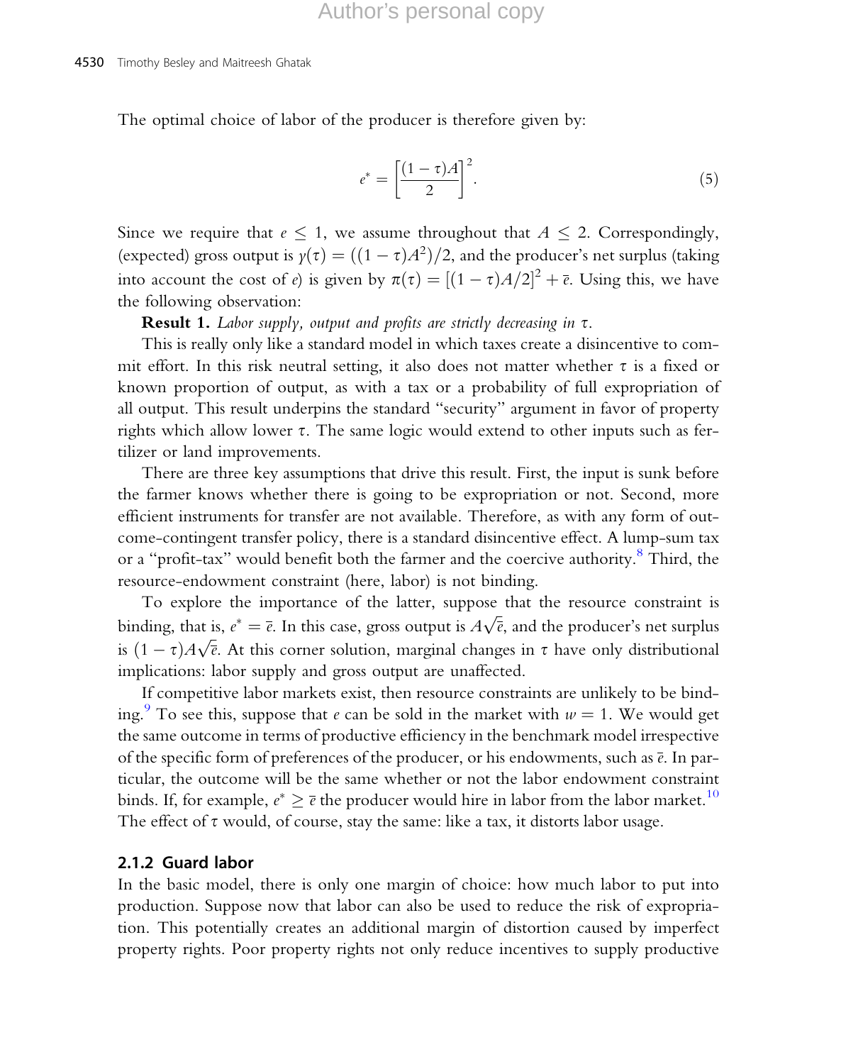The optimal choice of labor of the producer is therefore given by:

$$e^* = \left[\frac{(1-\tau)A}{2}\right]^2. \tag{5}$$

Since we require that $e \leq 1$, we assume throughout that $A \leq 2$. Correspondingly, (expected) gross output is $y(\tau) = ((1-\tau)A^2)/2$, and the producer's net surplus (taking into account the cost of $e$) is given by $\pi(\tau) = [(1-\tau)A/2]^2 + \bar{e}$. Using this, we have the following observation:

**Result 1.** *Labor supply, output and profits are strictly decreasing in* $\tau$.

This is really only like a standard model in which taxes create a disincentive to commit effort. In this risk neutral setting, it also does not matter whether $\tau$ is a fixed or known proportion of output, as with a tax or a probability of full expropriation of all output. This result underpins the standard "security" argument in favor of property rights which allow lower $\tau$. The same logic would extend to other inputs such as fertilizer or land improvements.

There are three key assumptions that drive this result. First, the input is sunk before the farmer knows whether there is going to be expropriation or not. Second, more efficient instruments for transfer are not available. Therefore, as with any form of outcome-contingent transfer policy, there is a standard disincentive effect. A lump-sum tax or a "profit-tax" would benefit both the farmer and the coercive authority.[8] Third, the resource-endowment constraint (here, labor) is not binding.

To explore the importance of the latter, suppose that the resource constraint is binding, that is, $e^* = \bar{e}$. In this case, gross output is $A\sqrt{\bar{e}}$, and the producer's net surplus is $(1-\tau)A\sqrt{\bar{e}}$. At this corner solution, marginal changes in $\tau$ have only distributional implications: labor supply and gross output are unaffected.

If competitive labor markets exist, then resource constraints are unlikely to be binding.[9] To see this, suppose that $e$ can be sold in the market with $w = 1$. We would get the same outcome in terms of productive efficiency in the benchmark model irrespective of the specific form of preferences of the producer, or his endowments, such as $\bar{e}$. In particular, the outcome will be the same whether or not the labor endowment constraint binds. If, for example, $e^* \geq \bar{e}$ the producer would hire in labor from the labor market.[10] The effect of $\tau$ would, of course, stay the same: like a tax, it distorts labor usage.

### 2.1.2 Guard labor

In the basic model, there is only one margin of choice: how much labor to put into production. Suppose now that labor can also be used to reduce the risk of expropriation. This potentially creates an additional margin of distortion caused by imperfect property rights. Poor property rights not only reduce incentives to supply productive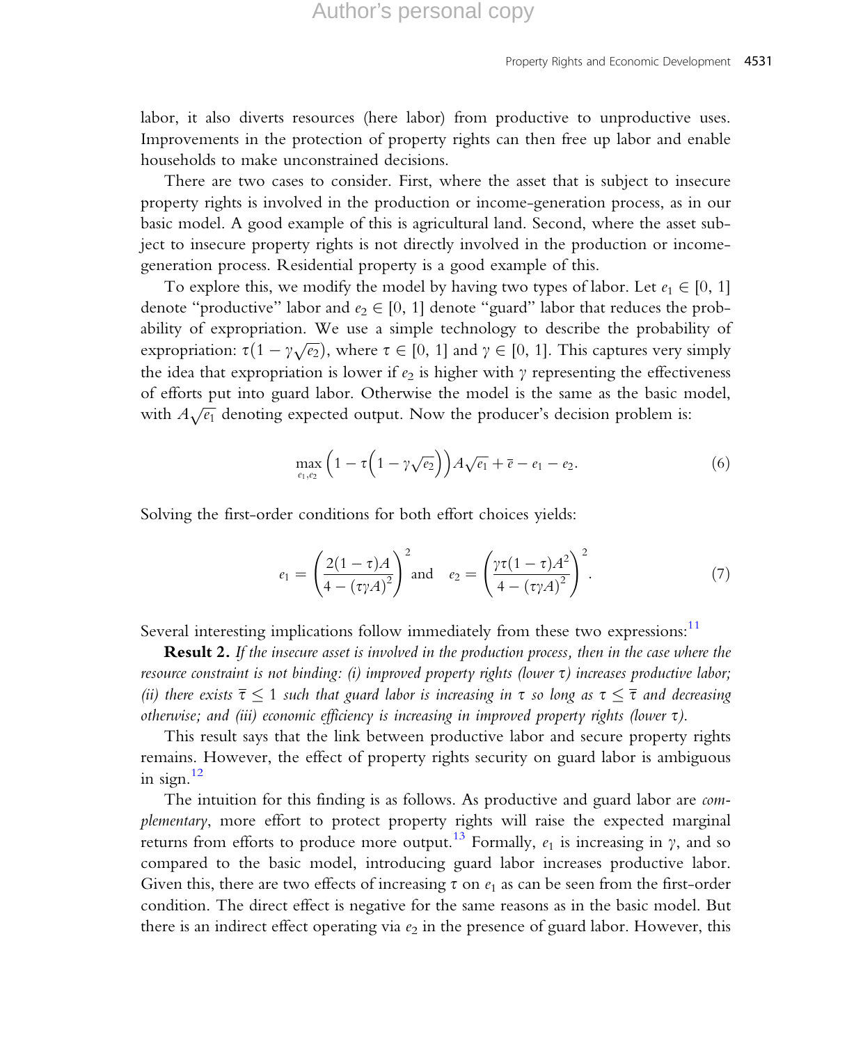labor, it also diverts resources (here labor) from productive to unproductive uses. Improvements in the protection of property rights can then free up labor and enable households to make unconstrained decisions.

There are two cases to consider. First, where the asset that is subject to insecure property rights is involved in the production or income-generation process, as in our basic model. A good example of this is agricultural land. Second, where the asset subject to insecure property rights is not directly involved in the production or income-generation process. Residential property is a good example of this.

To explore this, we modify the model by having two types of labor. Let $e_1 \in [0, 1]$ denote "productive" labor and $e_2 \in [0, 1]$ denote "guard" labor that reduces the probability of expropriation. We use a simple technology to describe the probability of expropriation: $\tau(1 - \gamma\sqrt{e_2})$, where $\tau \in [0, 1]$ and $\gamma \in [0, 1]$. This captures very simply the idea that expropriation is lower if $e_2$ is higher with $\gamma$ representing the effectiveness of efforts put into guard labor. Otherwise the model is the same as the basic model, with $A\sqrt{e_1}$ denoting expected output. Now the producer's decision problem is:

$$\max_{e_1, e_2} \left(1 - \tau\left(1 - \gamma\sqrt{e_2}\right)\right) A\sqrt{e_1} + \bar{e} - e_1 - e_2. \tag{6}$$

Solving the first-order conditions for both effort choices yields:

$$e_1 = \left(\frac{2(1-\tau)A}{4 - (\tau\gamma A)^2}\right)^2 \text{ and } \quad e_2 = \left(\frac{\gamma\tau(1-\tau)A^2}{4 - (\tau\gamma A)^2}\right)^2. \tag{7}$$

Several interesting implications follow immediately from these two expressions:[11]

**Result 2.** *If the insecure asset is involved in the production process, then in the case where the resource constraint is not binding: (i) improved property rights (lower $\tau$) increases productive labor; (ii) there exists $\bar{\tau} \le 1$ such that guard labor is increasing in $\tau$ so long as $\tau \le \bar{\tau}$ and decreasing otherwise; and (iii) economic efficiency is increasing in improved property rights (lower $\tau$).*

This result says that the link between productive labor and secure property rights remains. However, the effect of property rights security on guard labor is ambiguous in sign.[12]

The intuition for this finding is as follows. As productive and guard labor are *complementary*, more effort to protect property rights will raise the expected marginal returns from efforts to produce more output.[13] Formally, $e_1$ is increasing in $\gamma$, and so compared to the basic model, introducing guard labor increases productive labor. Given this, there are two effects of increasing $\tau$ on $e_1$ as can be seen from the first-order condition. The direct effect is negative for the same reasons as in the basic model. But there is an indirect effect operating via $e_2$ in the presence of guard labor. However, this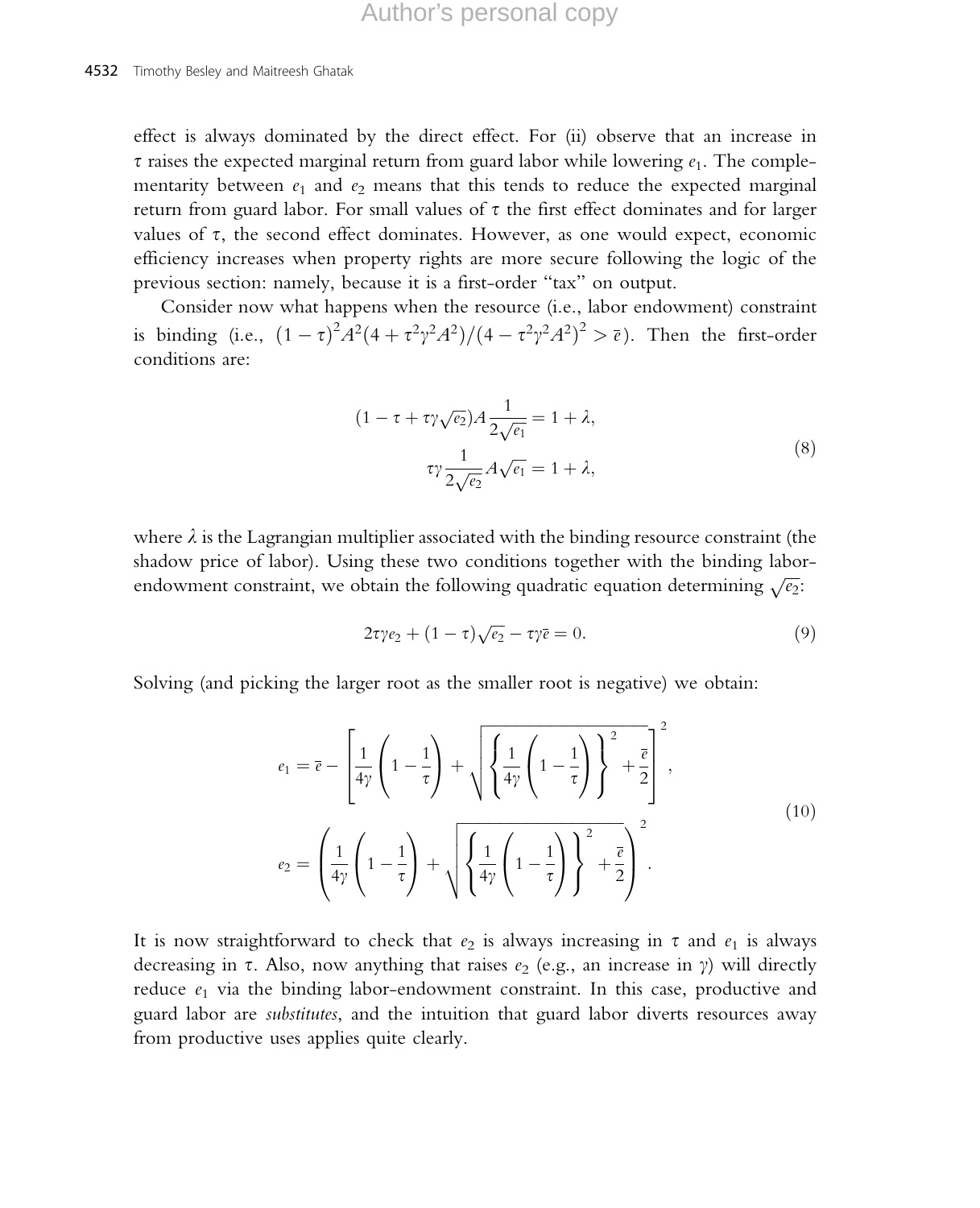effect is always dominated by the direct effect. For (ii) observe that an increase in $\tau$ raises the expected marginal return from guard labor while lowering $e_1$. The complementarity between $e_1$ and $e_2$ means that this tends to reduce the expected marginal return from guard labor. For small values of $\tau$ the first effect dominates and for larger values of $\tau$, the second effect dominates. However, as one would expect, economic efficiency increases when property rights are more secure following the logic of the previous section: namely, because it is a first-order "tax" on output.

Consider now what happens when the resource (i.e., labor endowment) constraint is binding (i.e., $(1-\tau)^2 A^2 (4+\tau^2\gamma^2 A^2)/(4-\tau^2\gamma^2 A^2)^2 > \bar{e}$). Then the first-order conditions are:

$$
\begin{aligned}
(1-\tau+\tau\gamma\sqrt{e_2})A\frac{1}{2\sqrt{e_1}} &= 1+\lambda, \\
\tau\gamma\frac{1}{2\sqrt{e_2}}A\sqrt{e_1} &= 1+\lambda,
\end{aligned}
\tag{8}
$$

where $\lambda$ is the Lagrangian multiplier associated with the binding resource constraint (the shadow price of labor). Using these two conditions together with the binding labor-endowment constraint, we obtain the following quadratic equation determining $\sqrt{e_2}$:

$$
2\tau\gamma e_2 + (1-\tau)\sqrt{e_2} - \tau\gamma\bar{e} = 0. \tag{9}
$$

Solving (and picking the larger root as the smaller root is negative) we obtain:

$$
\begin{aligned}
e_1 &= \bar{e} - \left[\frac{1}{4\gamma}\left(1-\frac{1}{\tau}\right) + \sqrt{\left\{\frac{1}{4\gamma}\left(1-\frac{1}{\tau}\right)\right\}^2 + \frac{\bar{e}}{2}}\right]^2, \\
e_2 &= \left(\frac{1}{4\gamma}\left(1-\frac{1}{\tau}\right) + \sqrt{\left\{\frac{1}{4\gamma}\left(1-\frac{1}{\tau}\right)\right\}^2 + \frac{\bar{e}}{2}}\right)^2.
\end{aligned}
\tag{10}
$$

It is now straightforward to check that $e_2$ is always increasing in $\tau$ and $e_1$ is always decreasing in $\tau$. Also, now anything that raises $e_2$ (e.g., an increase in $\gamma$) will directly reduce $e_1$ via the binding labor-endowment constraint. In this case, productive and guard labor are *substitutes*, and the intuition that guard labor diverts resources away from productive uses applies quite clearly.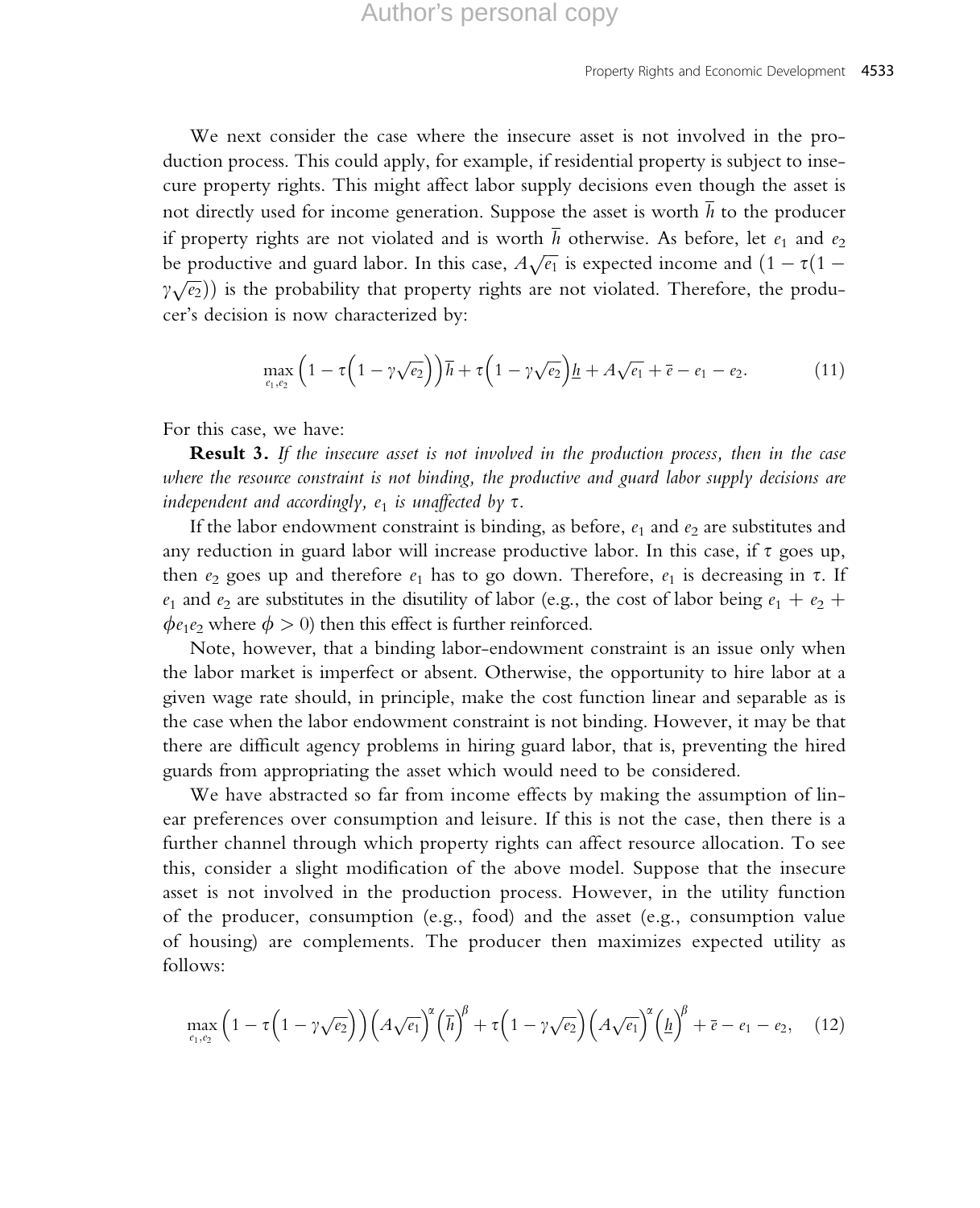We next consider the case where the insecure asset is not involved in the production process. This could apply, for example, if residential property is subject to insecure property rights. This might affect labor supply decisions even though the asset is not directly used for income generation. Suppose the asset is worth $\overline{h}$ to the producer if property rights are not violated and is worth $\overline{h}$ otherwise. As before, let $e_1$ and $e_2$ be productive and guard labor. In this case, $A\sqrt{e_1}$ is expected income and $(1-\tau(1-\gamma\sqrt{e_2}))$ is the probability that property rights are not violated. Therefore, the producer's decision is now characterized by:

$$\max_{e_1,e_2} \left(1-\tau\left(1-\gamma\sqrt{e_2}\right)\right)\overline{h}+\tau\left(1-\gamma\sqrt{e_2}\right)\underline{h}+A\sqrt{e_1}+\overline{e}-e_1-e_2. \tag{11}$$

For this case, we have:

**Result 3.** *If the insecure asset is not involved in the production process, then in the case where the resource constraint is not binding, the productive and guard labor supply decisions are independent and accordingly, $e_1$ is unaffected by $\tau$.*

If the labor endowment constraint is binding, as before, $e_1$ and $e_2$ are substitutes and any reduction in guard labor will increase productive labor. In this case, if $\tau$ goes up, then $e_2$ goes up and therefore $e_1$ has to go down. Therefore, $e_1$ is decreasing in $\tau$. If $e_1$ and $e_2$ are substitutes in the disutility of labor (e.g., the cost of labor being $e_1+e_2+\phi e_1 e_2$ where $\phi>0$) then this effect is further reinforced.

Note, however, that a binding labor-endowment constraint is an issue only when the labor market is imperfect or absent. Otherwise, the opportunity to hire labor at a given wage rate should, in principle, make the cost function linear and separable as is the case when the labor endowment constraint is not binding. However, it may be that there are difficult agency problems in hiring guard labor, that is, preventing the hired guards from appropriating the asset which would need to be considered.

We have abstracted so far from income effects by making the assumption of linear preferences over consumption and leisure. If this is not the case, then there is a further channel through which property rights can affect resource allocation. To see this, consider a slight modification of the above model. Suppose that the insecure asset is not involved in the production process. However, in the utility function of the producer, consumption (e.g., food) and the asset (e.g., consumption value of housing) are complements. The producer then maximizes expected utility as follows:

$$\max_{e_1,e_2} \left(1-\tau\left(1-\gamma\sqrt{e_2}\right)\right)\left(A\sqrt{e_1}\right)^{\alpha}\left(\overline{h}\right)^{\beta}+\tau\left(1-\gamma\sqrt{e_2}\right)\left(A\sqrt{e_1}\right)^{\alpha}\left(\underline{h}\right)^{\beta}+\overline{e}-e_1-e_2, \tag{12}$$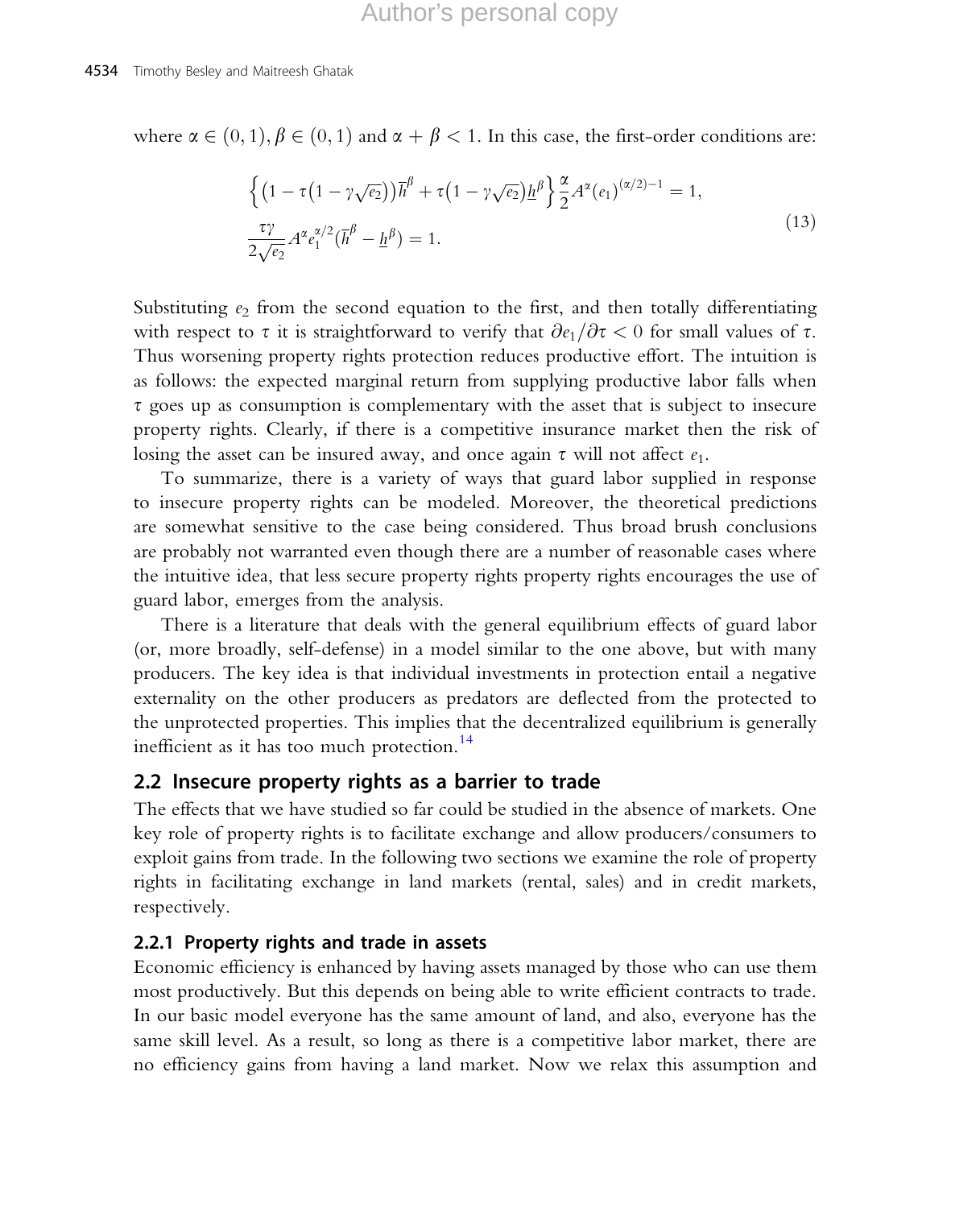where $\alpha \in (0,1), \beta \in (0,1)$ and $\alpha + \beta < 1$. In this case, the first-order conditions are:

$$
\begin{aligned}
&\left\{\left(1-\tau\left(1-\gamma\sqrt{e_2}\right)\right)\overline{h}^{\beta}+\tau\left(1-\gamma\sqrt{e_2}\right)\underline{h}^{\beta}\right\}\frac{\alpha}{2}A^{\alpha}(e_1)^{(\alpha/2)-1}=1,\\
&\frac{\tau\gamma}{2\sqrt{e_2}}A^{\alpha}e_1^{\alpha/2}\left(\overline{h}^{\beta}-\underline{h}^{\beta}\right)=1.
\end{aligned}
\tag{13}
$$

Substituting $e_2$ from the second equation to the first, and then totally differentiating with respect to $\tau$ it is straightforward to verify that $\partial e_1/\partial\tau < 0$ for small values of $\tau$. Thus worsening property rights protection reduces productive effort. The intuition is as follows: the expected marginal return from supplying productive labor falls when $\tau$ goes up as consumption is complementary with the asset that is subject to insecure property rights. Clearly, if there is a competitive insurance market then the risk of losing the asset can be insured away, and once again $\tau$ will not affect $e_1$.

To summarize, there is a variety of ways that guard labor supplied in response to insecure property rights can be modeled. Moreover, the theoretical predictions are somewhat sensitive to the case being considered. Thus broad brush conclusions are probably not warranted even though there are a number of reasonable cases where the intuitive idea, that less secure property rights property rights encourages the use of guard labor, emerges from the analysis.

There is a literature that deals with the general equilibrium effects of guard labor (or, more broadly, self-defense) in a model similar to the one above, but with many producers. The key idea is that individual investments in protection entail a negative externality on the other producers as predators are deflected from the protected to the unprotected properties. This implies that the decentralized equilibrium is generally inefficient as it has too much protection.[14]

## 2.2 Insecure property rights as a barrier to trade

The effects that we have studied so far could be studied in the absence of markets. One key role of property rights is to facilitate exchange and allow producers/consumers to exploit gains from trade. In the following two sections we examine the role of property rights in facilitating exchange in land markets (rental, sales) and in credit markets, respectively.

### 2.2.1 Property rights and trade in assets

Economic efficiency is enhanced by having assets managed by those who can use them most productively. But this depends on being able to write efficient contracts to trade. In our basic model everyone has the same amount of land, and also, everyone has the same skill level. As a result, so long as there is a competitive labor market, there are no efficiency gains from having a land market. Now we relax this assumption and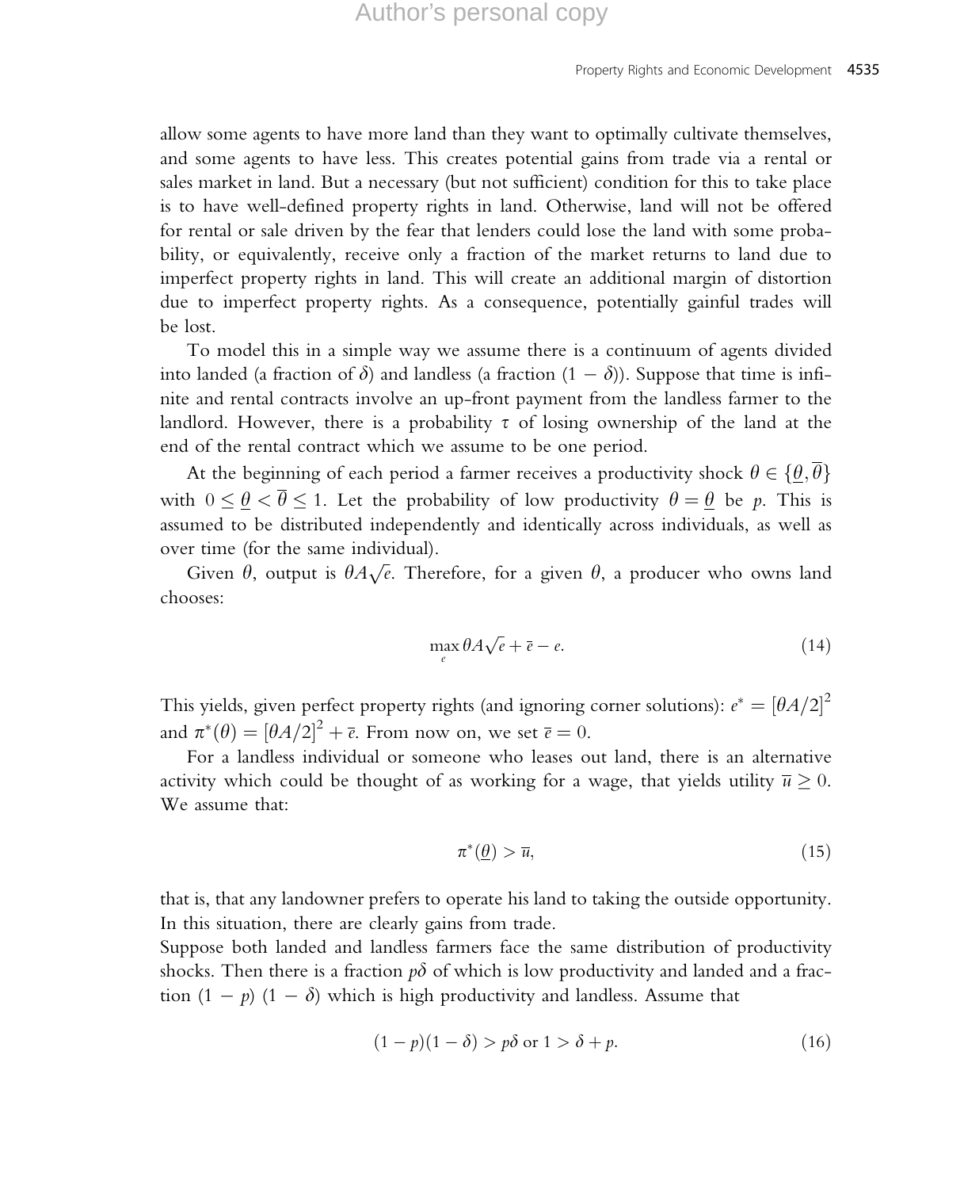allow some agents to have more land than they want to optimally cultivate themselves, and some agents to have less. This creates potential gains from trade via a rental or sales market in land. But a necessary (but not sufficient) condition for this to take place is to have well-defined property rights in land. Otherwise, land will not be offered for rental or sale driven by the fear that lenders could lose the land with some probability, or equivalently, receive only a fraction of the market returns to land due to imperfect property rights in land. This will create an additional margin of distortion due to imperfect property rights. As a consequence, potentially gainful trades will be lost.

To model this in a simple way we assume there is a continuum of agents divided into landed (a fraction of $\delta$) and landless (a fraction $(1-\delta)$). Suppose that time is infinite and rental contracts involve an up-front payment from the landless farmer to the landlord. However, there is a probability $\tau$ of losing ownership of the land at the end of the rental contract which we assume to be one period.

At the beginning of each period a farmer receives a productivity shock $\theta \in \{\underline{\theta}, \overline{\theta}\}$ with $0 \le \underline{\theta} < \overline{\theta} \le 1$. Let the probability of low productivity $\theta = \underline{\theta}$ be $p$. This is assumed to be distributed independently and identically across individuals, as well as over time (for the same individual).

Given $\theta$, output is $\theta A \sqrt{e}$. Therefore, for a given $\theta$, a producer who owns land chooses:

$$\max_{e} \theta A \sqrt{e} + \overline{e} - e. \tag{14}$$

This yields, given perfect property rights (and ignoring corner solutions): $e^* = [\theta A/2]^2$ and $\pi^*(\theta) = [\theta A/2]^2 + \overline{e}$. From now on, we set $\overline{e} = 0$.

For a landless individual or someone who leases out land, there is an alternative activity which could be thought of as working for a wage, that yields utility $\overline{u} \ge 0$. We assume that:

$$\pi^*(\underline{\theta}) > \overline{u}, \tag{15}$$

that is, that any landowner prefers to operate his land to taking the outside opportunity. In this situation, there are clearly gains from trade.

Suppose both landed and landless farmers face the same distribution of productivity shocks. Then there is a fraction $p\delta$ of which is low productivity and landed and a fraction $(1-p)(1-\delta)$ which is high productivity and landless. Assume that

$$(1-p)(1-\delta) > p\delta \text{ or } 1 > \delta + p. \tag{16}$$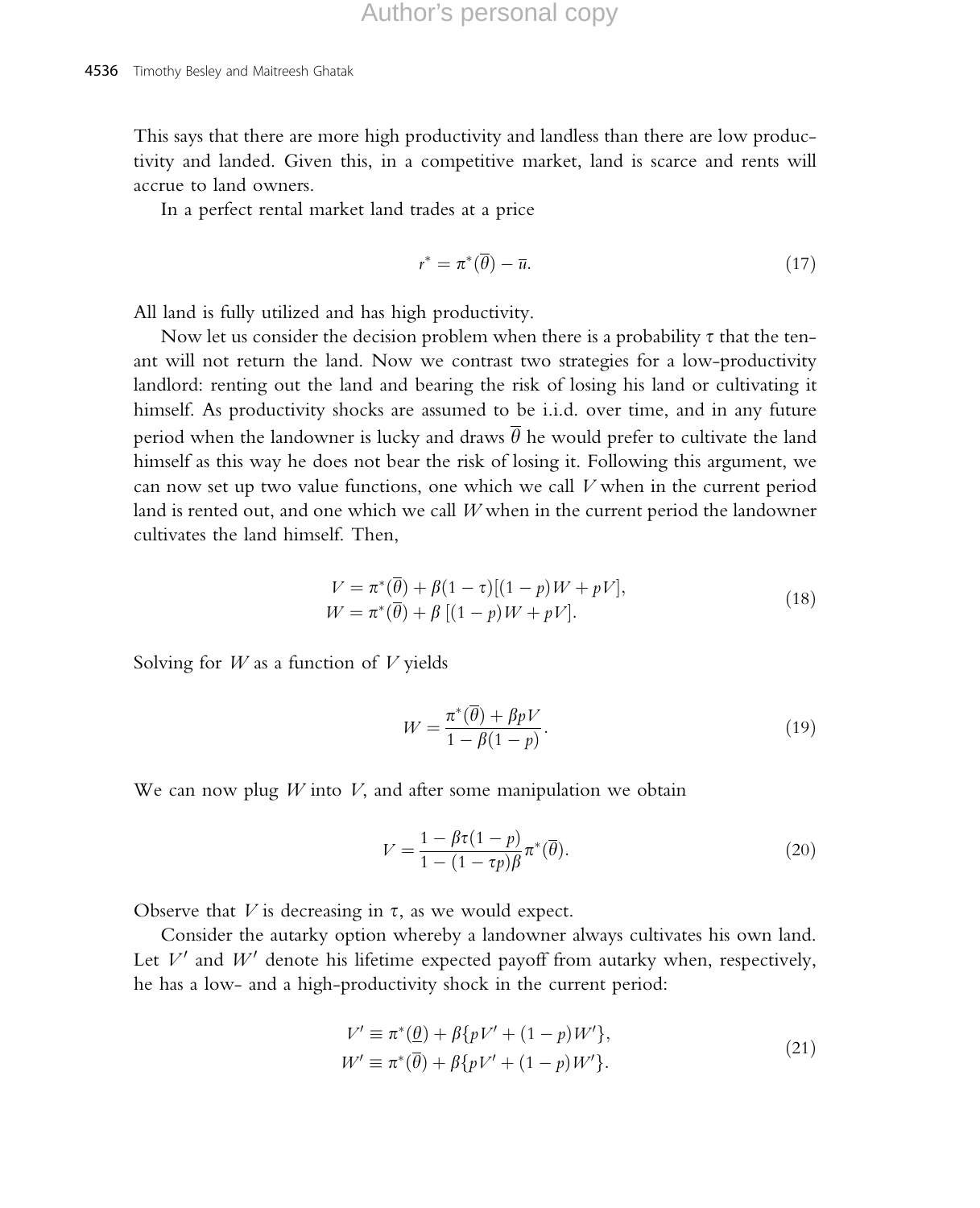This says that there are more high productivity and landless than there are low productivity and landed. Given this, in a competitive market, land is scarce and rents will accrue to land owners.

In a perfect rental market land trades at a price

$$r^* = \pi^*(\overline{\theta}) - \overline{u}. \tag{17}$$

All land is fully utilized and has high productivity.

Now let us consider the decision problem when there is a probability $\tau$ that the tenant will not return the land. Now we contrast two strategies for a low-productivity landlord: renting out the land and bearing the risk of losing his land or cultivating it himself. As productivity shocks are assumed to be i.i.d. over time, and in any future period when the landowner is lucky and draws $\overline{\theta}$ he would prefer to cultivate the land himself as this way he does not bear the risk of losing it. Following this argument, we can now set up two value functions, one which we call $V$ when in the current period land is rented out, and one which we call $W$ when in the current period the landowner cultivates the land himself. Then,

$$\begin{aligned} V &= \pi^*(\overline{\theta}) + \beta(1-\tau)[(1-p)W + pV], \\ W &= \pi^*(\overline{\theta}) + \beta\,[(1-p)W + pV]. \end{aligned} \tag{18}$$

Solving for $W$ as a function of $V$ yields

$$W = \frac{\pi^*(\overline{\theta}) + \beta p V}{1 - \beta(1-p)}. \tag{19}$$

We can now plug $W$ into $V$, and after some manipulation we obtain

$$V = \frac{1 - \beta\tau(1-p)}{1 - (1 - \tau p)\beta}\pi^*(\overline{\theta}). \tag{20}$$

Observe that $V$ is decreasing in $\tau$, as we would expect.

Consider the autarky option whereby a landowner always cultivates his own land. Let $V'$ and $W'$ denote his lifetime expected payoff from autarky when, respectively, he has a low- and a high-productivity shock in the current period:

$$\begin{aligned} V' &\equiv \pi^*(\underline{\theta}) + \beta\{pV' + (1-p)W'\}, \\ W' &\equiv \pi^*(\overline{\theta}) + \beta\{pV' + (1-p)W'\}. \end{aligned} \tag{21}$$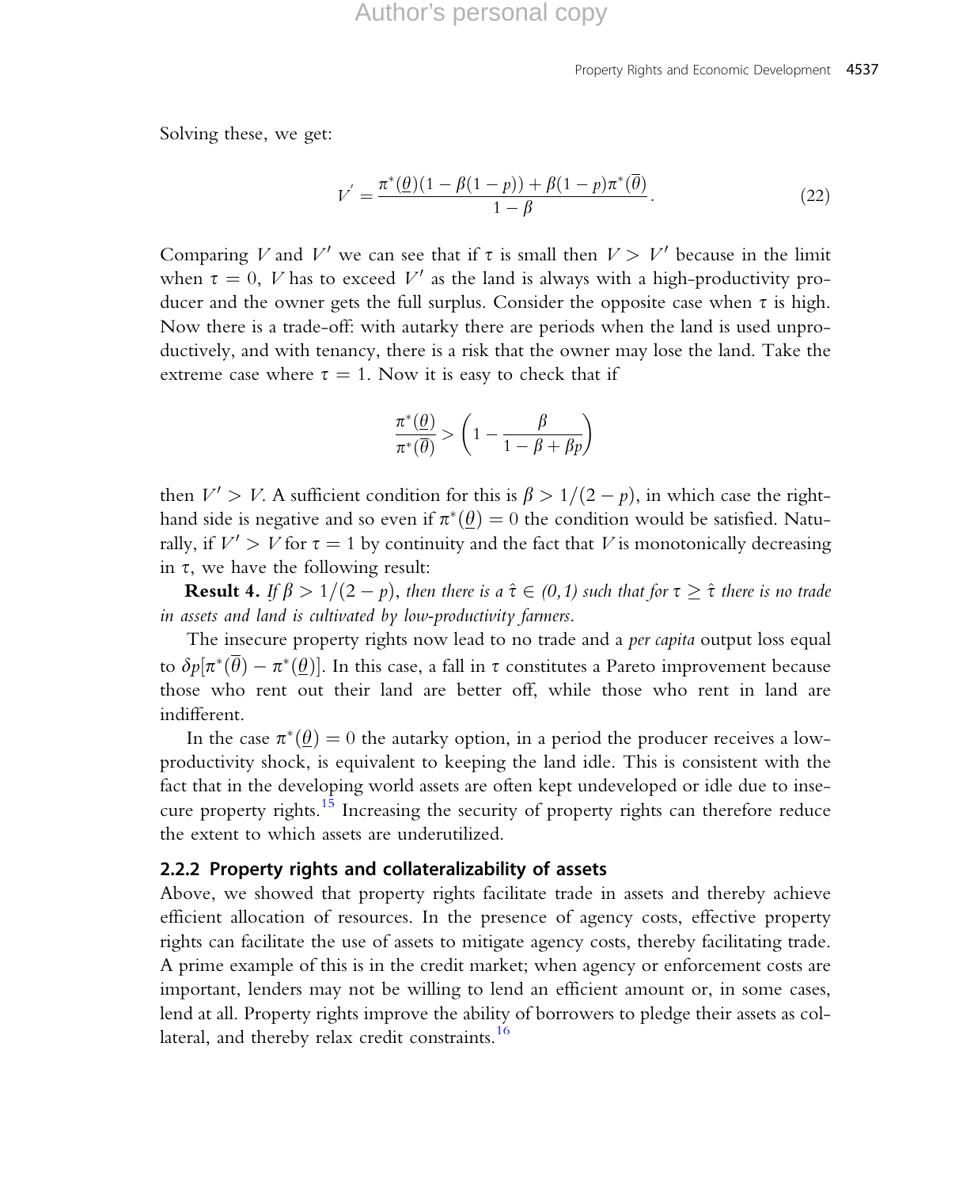Solving these, we get:

$$V' = \frac{\pi^*(\underline{\theta})(1 - \beta(1-p)) + \beta(1-p)\pi^*(\overline{\theta})}{1-\beta}. \tag{22}$$

Comparing $V$ and $V'$ we can see that if $\tau$ is small then $V > V'$ because in the limit when $\tau = 0$, $V$ has to exceed $V'$ as the land is always with a high-productivity producer and the owner gets the full surplus. Consider the opposite case when $\tau$ is high. Now there is a trade-off: with autarky there are periods when the land is used unproductively, and with tenancy, there is a risk that the owner may lose the land. Take the extreme case where $\tau = 1$. Now it is easy to check that if

$$\frac{\pi^*(\underline{\theta})}{\pi^*(\overline{\theta})} > \left(1 - \frac{\beta}{1 - \beta + \beta p}\right)$$

then $V' > V$. A sufficient condition for this is $\beta > 1/(2-p)$, in which case the right-hand side is negative and so even if $\pi^*(\underline{\theta}) = 0$ the condition would be satisfied. Naturally, if $V' > V$ for $\tau = 1$ by continuity and the fact that $V$ is monotonically decreasing in $\tau$, we have the following result:

**Result 4.** *If $\beta > 1/(2-p)$, then there is a $\hat{\tau} \in (0,1)$ such that for $\tau \geq \hat{\tau}$ there is no trade in assets and land is cultivated by low-productivity farmers.*

The insecure property rights now lead to no trade and a *per capita* output loss equal to $\delta p[\pi^*(\overline{\theta}) - \pi^*(\underline{\theta})]$. In this case, a fall in $\tau$ constitutes a Pareto improvement because those who rent out their land are better off, while those who rent in land are indifferent.

In the case $\pi^*(\underline{\theta}) = 0$ the autarky option, in a period the producer receives a low-productivity shock, is equivalent to keeping the land idle. This is consistent with the fact that in the developing world assets are often kept undeveloped or idle due to insecure property rights.[15] Increasing the security of property rights can therefore reduce the extent to which assets are underutilized.

### 2.2.2 Property rights and collateralizability of assets

Above, we showed that property rights facilitate trade in assets and thereby achieve efficient allocation of resources. In the presence of agency costs, effective property rights can facilitate the use of assets to mitigate agency costs, thereby facilitating trade. A prime example of this is in the credit market; when agency or enforcement costs are important, lenders may not be willing to lend an efficient amount or, in some cases, lend at all. Property rights improve the ability of borrowers to pledge their assets as collateral, and thereby relax credit constraints.[16]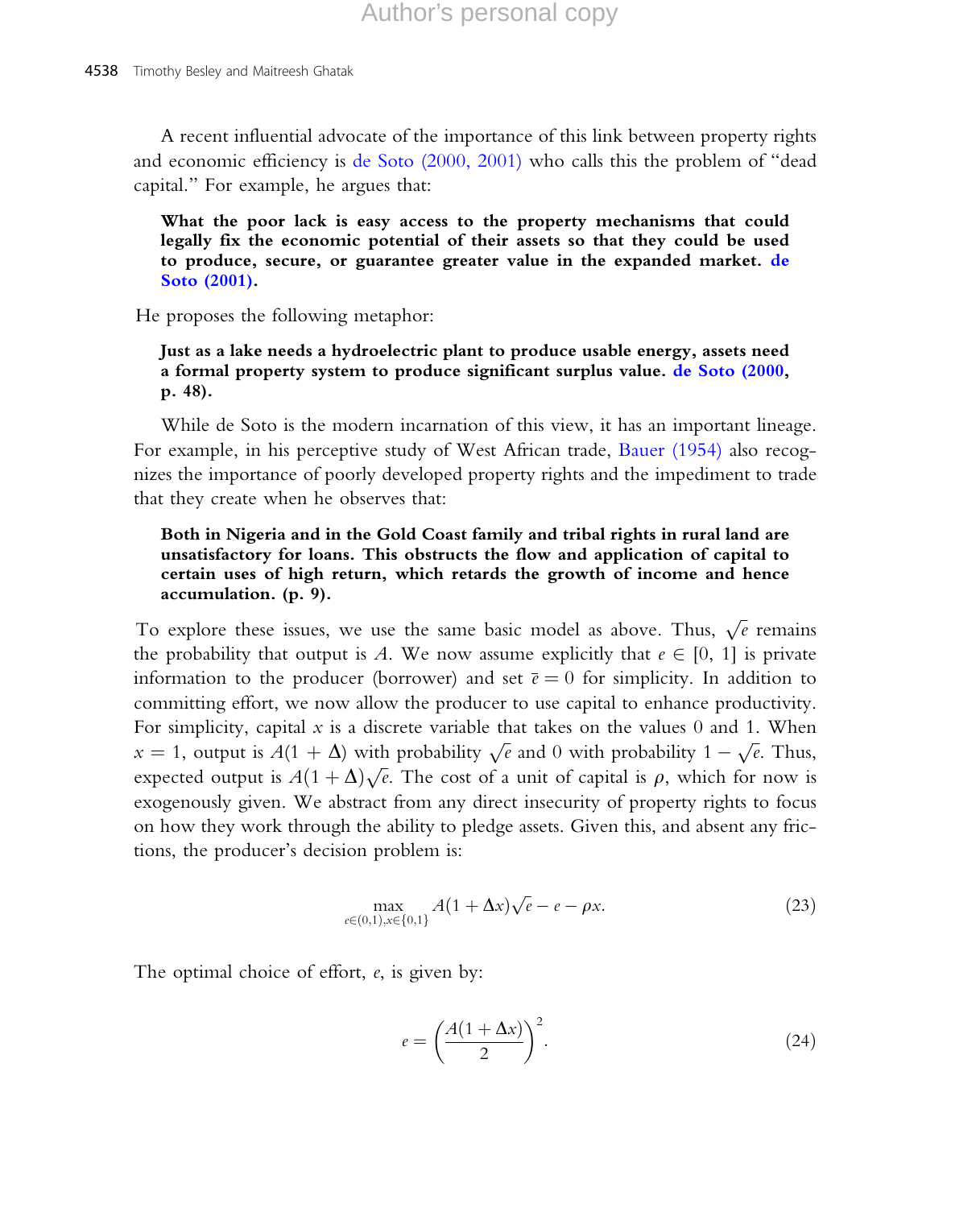A recent influential advocate of the importance of this link between property rights and economic efficiency is de Soto (2000, 2001) who calls this the problem of "dead capital." For example, he argues that:

> **What the poor lack is easy access to the property mechanisms that could legally fix the economic potential of their assets so that they could be used to produce, secure, or guarantee greater value in the expanded market. de Soto (2001).**

He proposes the following metaphor:

> **Just as a lake needs a hydroelectric plant to produce usable energy, assets need a formal property system to produce significant surplus value. de Soto (2000, p. 48).**

While de Soto is the modern incarnation of this view, it has an important lineage. For example, in his perceptive study of West African trade, Bauer (1954) also recognizes the importance of poorly developed property rights and the impediment to trade that they create when he observes that:

> **Both in Nigeria and in the Gold Coast family and tribal rights in rural land are unsatisfactory for loans. This obstructs the flow and application of capital to certain uses of high return, which retards the growth of income and hence accumulation. (p. 9).**

To explore these issues, we use the same basic model as above. Thus, $\sqrt{e}$ remains the probability that output is $A$. We now assume explicitly that $e \in [0, 1]$ is private information to the producer (borrower) and set $\bar{e} = 0$ for simplicity. In addition to committing effort, we now allow the producer to use capital to enhance productivity. For simplicity, capital $x$ is a discrete variable that takes on the values 0 and 1. When $x = 1$, output is $A(1 + \Delta)$ with probability $\sqrt{e}$ and 0 with probability $1 - \sqrt{e}$. Thus, expected output is $A(1 + \Delta)\sqrt{e}$. The cost of a unit of capital is $\rho$, which for now is exogenously given. We abstract from any direct insecurity of property rights to focus on how they work through the ability to pledge assets. Given this, and absent any frictions, the producer's decision problem is:

$$\max_{e \in (0,1), x \in \{0,1\}} A(1 + \Delta x)\sqrt{e} - e - \rho x. \tag{23}$$

The optimal choice of effort, $e$, is given by:

$$e = \left( \frac{A(1 + \Delta x)}{2} \right)^2. \tag{24}$$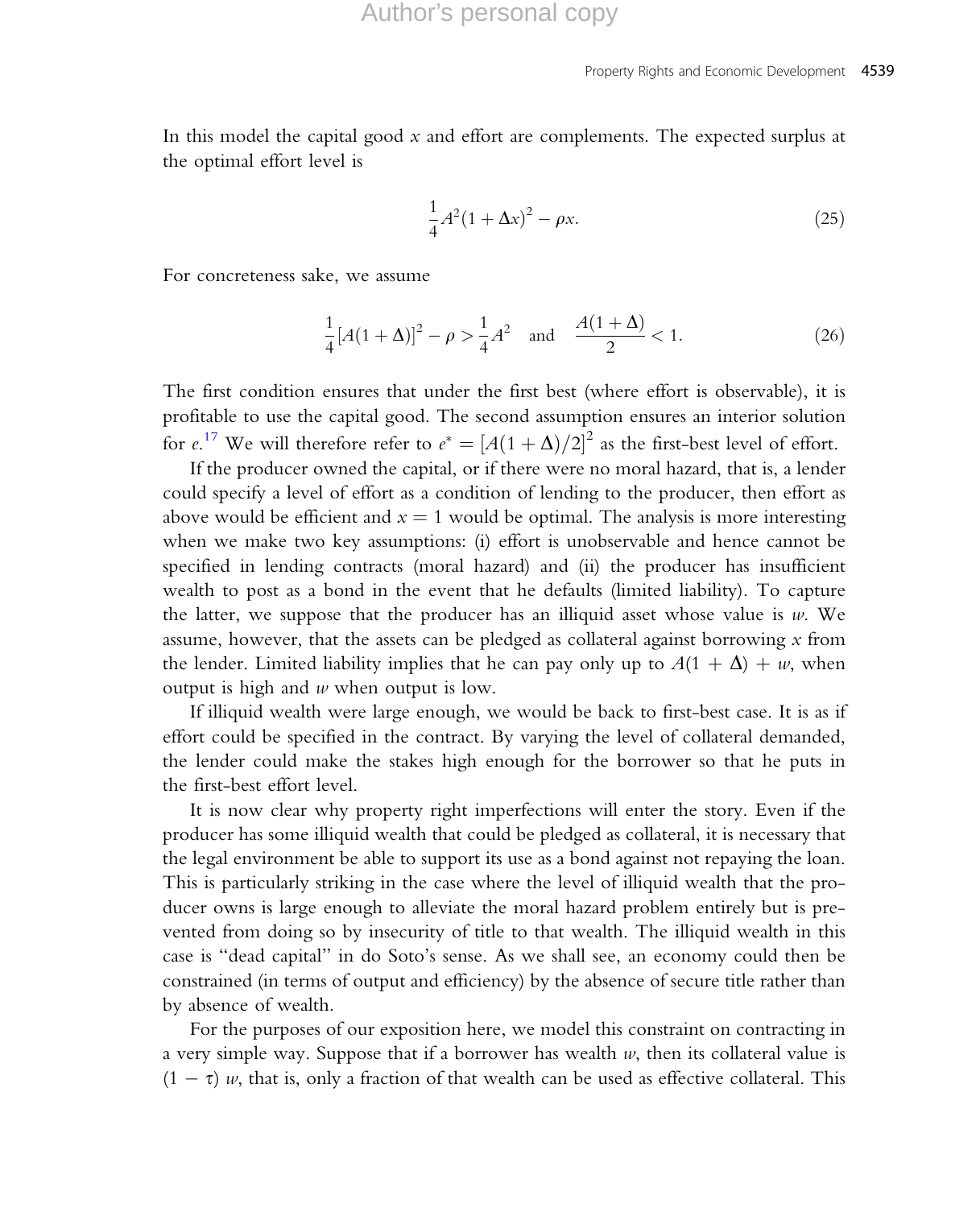In this model the capital good $x$ and effort are complements. The expected surplus at the optimal effort level is

$$\frac{1}{4}A^2(1+\Delta x)^2 - \rho x. \tag{25}$$

For concreteness sake, we assume

$$\frac{1}{4}[A(1+\Delta)]^2 - \rho > \frac{1}{4}A^2 \quad \text{and} \quad \frac{A(1+\Delta)}{2} < 1. \tag{26}$$

The first condition ensures that under the first best (where effort is observable), it is profitable to use the capital good. The second assumption ensures an interior solution for $e$.[17] We will therefore refer to $e^* = [A(1+\Delta)/2]^2$ as the first-best level of effort.

If the producer owned the capital, or if there were no moral hazard, that is, a lender could specify a level of effort as a condition of lending to the producer, then effort as above would be efficient and $x = 1$ would be optimal. The analysis is more interesting when we make two key assumptions: (i) effort is unobservable and hence cannot be specified in lending contracts (moral hazard) and (ii) the producer has insufficient wealth to post as a bond in the event that he defaults (limited liability). To capture the latter, we suppose that the producer has an illiquid asset whose value is $w$. We assume, however, that the assets can be pledged as collateral against borrowing $x$ from the lender. Limited liability implies that he can pay only up to $A(1+\Delta) + w$, when output is high and $w$ when output is low.

If illiquid wealth were large enough, we would be back to first-best case. It is as if effort could be specified in the contract. By varying the level of collateral demanded, the lender could make the stakes high enough for the borrower so that he puts in the first-best effort level.

It is now clear why property right imperfections will enter the story. Even if the producer has some illiquid wealth that could be pledged as collateral, it is necessary that the legal environment be able to support its use as a bond against not repaying the loan. This is particularly striking in the case where the level of illiquid wealth that the producer owns is large enough to alleviate the moral hazard problem entirely but is prevented from doing so by insecurity of title to that wealth. The illiquid wealth in this case is "dead capital" in do Soto's sense. As we shall see, an economy could then be constrained (in terms of output and efficiency) by the absence of secure title rather than by absence of wealth.

For the purposes of our exposition here, we model this constraint on contracting in a very simple way. Suppose that if a borrower has wealth $w$, then its collateral value is $(1-\tau)\,w$, that is, only a fraction of that wealth can be used as effective collateral. This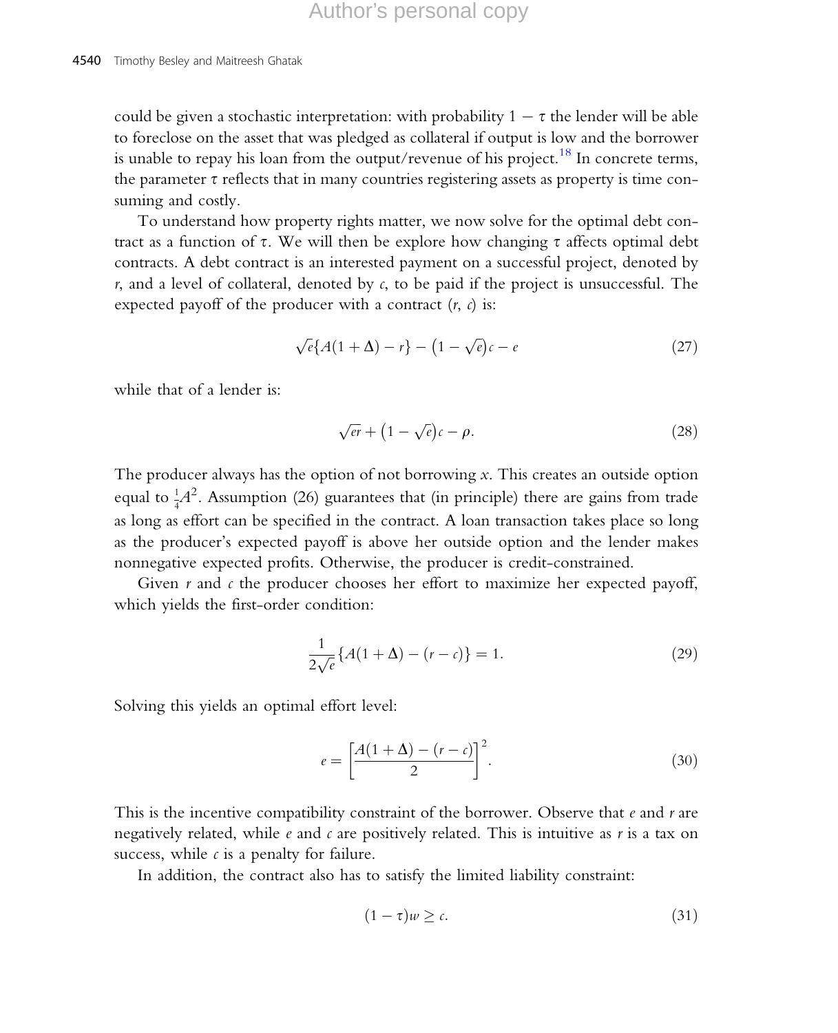could be given a stochastic interpretation: with probability $1 - \tau$ the lender will be able to foreclose on the asset that was pledged as collateral if output is low and the borrower is unable to repay his loan from the output/revenue of his project.[18] In concrete terms, the parameter $\tau$ reflects that in many countries registering assets as property is time consuming and costly.

To understand how property rights matter, we now solve for the optimal debt contract as a function of $\tau$. We will then be explore how changing $\tau$ affects optimal debt contracts. A debt contract is an interested payment on a successful project, denoted by $r$, and a level of collateral, denoted by $c$, to be paid if the project is unsuccessful. The expected payoff of the producer with a contract $(r, c)$ is:

$$\sqrt{e}\{A(1+\Delta) - r\} - \left(1 - \sqrt{e}\right)c - e \tag{27}$$

while that of a lender is:

$$\sqrt{e}r + \left(1 - \sqrt{e}\right)c - \rho. \tag{28}$$

The producer always has the option of not borrowing $x$. This creates an outside option equal to $\frac{1}{4}A^2$. Assumption (26) guarantees that (in principle) there are gains from trade as long as effort can be specified in the contract. A loan transaction takes place so long as the producer's expected payoff is above her outside option and the lender makes nonnegative expected profits. Otherwise, the producer is credit-constrained.

Given $r$ and $c$ the producer chooses her effort to maximize her expected payoff, which yields the first-order condition:

$$\frac{1}{2\sqrt{e}}\{A(1+\Delta) - (r - c)\} = 1. \tag{29}$$

Solving this yields an optimal effort level:

$$e = \left[\frac{A(1+\Delta) - (r - c)}{2}\right]^2. \tag{30}$$

This is the incentive compatibility constraint of the borrower. Observe that $e$ and $r$ are negatively related, while $e$ and $c$ are positively related. This is intuitive as $r$ is a tax on success, while $c$ is a penalty for failure.

In addition, the contract also has to satisfy the limited liability constraint:

$$(1 - \tau)w \geq c. \tag{31}$$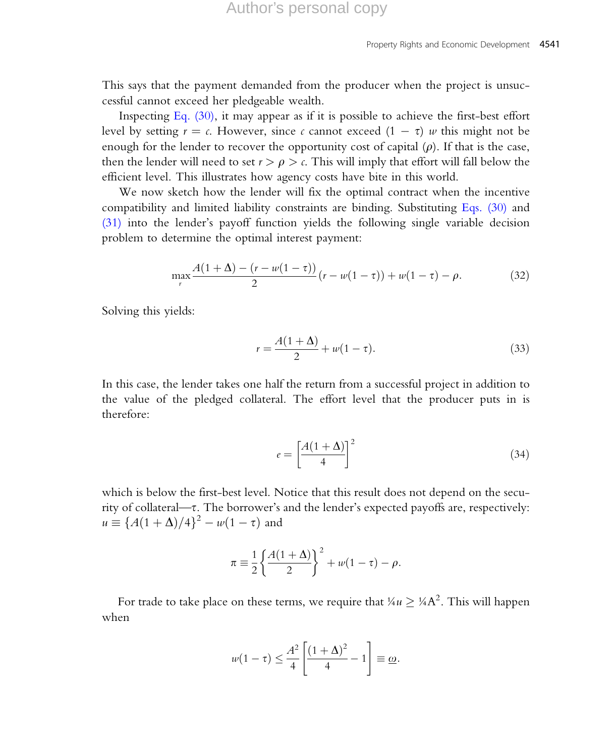This says that the payment demanded from the producer when the project is unsuccessful cannot exceed her pledgeable wealth.

Inspecting Eq. (30), it may appear as if it is possible to achieve the first-best effort level by setting $r = c$. However, since $c$ cannot exceed $(1 - \tau)$ $w$ this might not be enough for the lender to recover the opportunity cost of capital ($\rho$). If that is the case, then the lender will need to set $r > \rho > c$. This will imply that effort will fall below the efficient level. This illustrates how agency costs have bite in this world.

We now sketch how the lender will fix the optimal contract when the incentive compatibility and limited liability constraints are binding. Substituting Eqs. (30) and (31) into the lender's payoff function yields the following single variable decision problem to determine the optimal interest payment:

$$\max_{r} \frac{A(1+\Delta) - (r - w(1-\tau))}{2}(r - w(1-\tau)) + w(1-\tau) - \rho. \tag{32}$$

Solving this yields:

$$r = \frac{A(1+\Delta)}{2} + w(1-\tau). \tag{33}$$

In this case, the lender takes one half the return from a successful project in addition to the value of the pledged collateral. The effort level that the producer puts in is therefore:

$$e = \left[\frac{A(1+\Delta)}{4}\right]^2 \tag{34}$$

which is below the first-best level. Notice that this result does not depend on the security of collateral—$\tau$. The borrower's and the lender's expected payoffs are, respectively: $u \equiv \{A(1+\Delta)/4\}^2 - w(1-\tau)$ and

$$\pi \equiv \frac{1}{2}\left\{\frac{A(1+\Delta)}{2}\right\}^2 + w(1-\tau) - \rho.$$

For trade to take place on these terms, we require that $\frac{1}{4}u \geq \frac{1}{4}A^2$. This will happen when

$$w(1-\tau) \leq \frac{A^2}{4}\left[\frac{(1+\Delta)^2}{4} - 1\right] \equiv \underline{\omega}.$$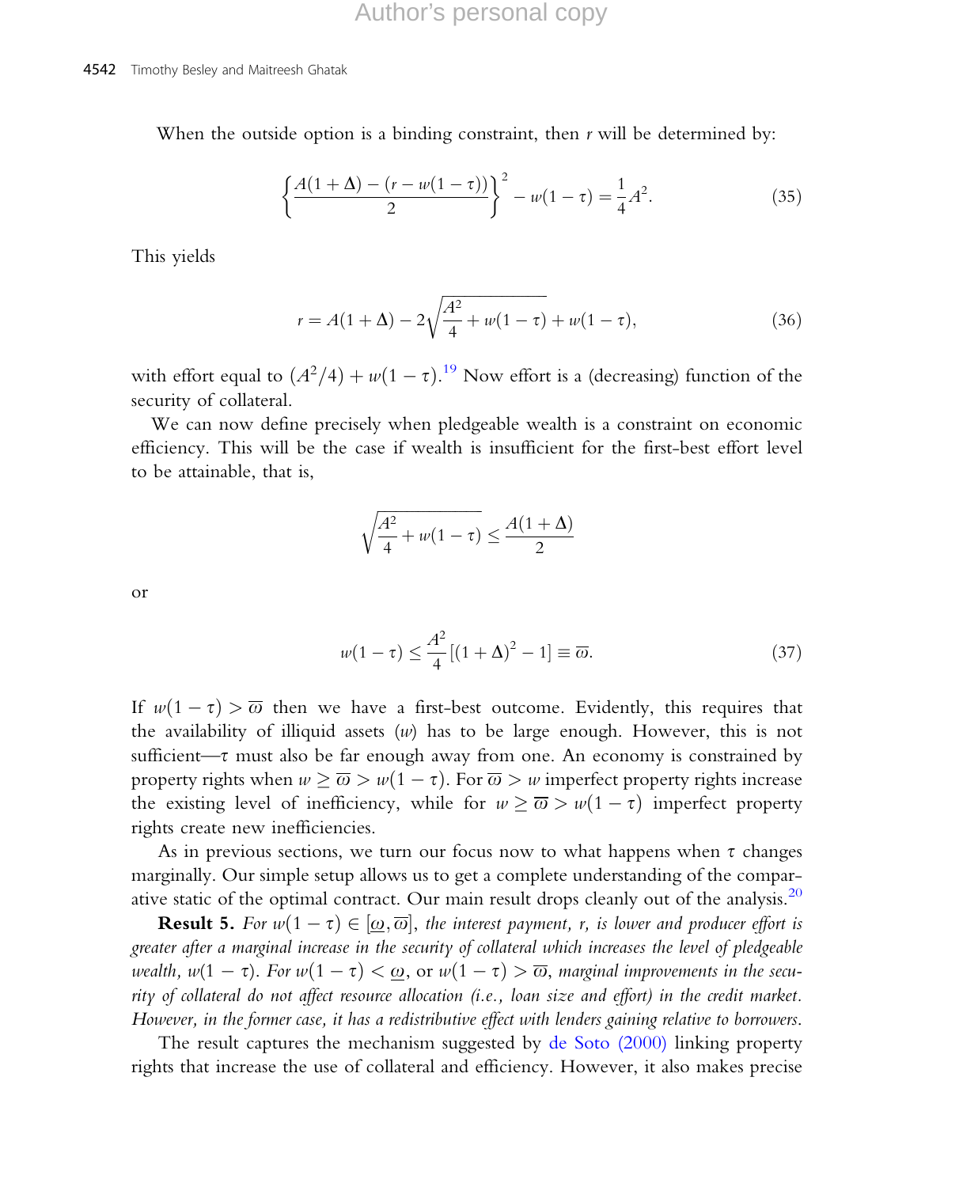When the outside option is a binding constraint, then $r$ will be determined by:

$$\left\{\frac{A(1+\Delta)-(r-w(1-\tau))}{2}\right\}^2 - w(1-\tau) = \frac{1}{4}A^2. \tag{35}$$

This yields

$$r = A(1+\Delta) - 2\sqrt{\frac{A^2}{4} + w(1-\tau)} + w(1-\tau), \tag{36}$$

with effort equal to $(A^2/4) + w(1-\tau)$.[19] Now effort is a (decreasing) function of the security of collateral.

We can now define precisely when pledgeable wealth is a constraint on economic efficiency. This will be the case if wealth is insufficient for the first-best effort level to be attainable, that is,

$$\sqrt{\frac{A^2}{4} + w(1-\tau)} \leq \frac{A(1+\Delta)}{2}$$

or

$$w(1-\tau) \leq \frac{A^2}{4}\left[(1+\Delta)^2 - 1\right] \equiv \overline{\varpi}. \tag{37}$$

If $w(1-\tau) > \overline{\varpi}$ then we have a first-best outcome. Evidently, this requires that the availability of illiquid assets ($w$) has to be large enough. However, this is not sufficient—$\tau$ must also be far enough away from one. An economy is constrained by property rights when $w \geq \overline{\varpi} > w(1-\tau)$. For $\overline{\varpi} > w$ imperfect property rights increase the existing level of inefficiency, while for $w \geq \overline{\varpi} > w(1-\tau)$ imperfect property rights create new inefficiencies.

As in previous sections, we turn our focus now to what happens when $\tau$ changes marginally. Our simple setup allows us to get a complete understanding of the comparative static of the optimal contract. Our main result drops cleanly out of the analysis.[20]

**Result 5.** *For $w(1-\tau) \in [\underline{\omega}, \overline{\varpi}]$, the interest payment, $r$, is lower and producer effort is greater after a marginal increase in the security of collateral which increases the level of pledgeable wealth, $w(1-\tau)$. For $w(1-\tau) < \underline{\omega}$, or $w(1-\tau) > \overline{\varpi}$, marginal improvements in the security of collateral do not affect resource allocation (i.e., loan size and effort) in the credit market. However, in the former case, it has a redistributive effect with lenders gaining relative to borrowers.*

The result captures the mechanism suggested by de Soto (2000) linking property rights that increase the use of collateral and efficiency. However, it also makes precise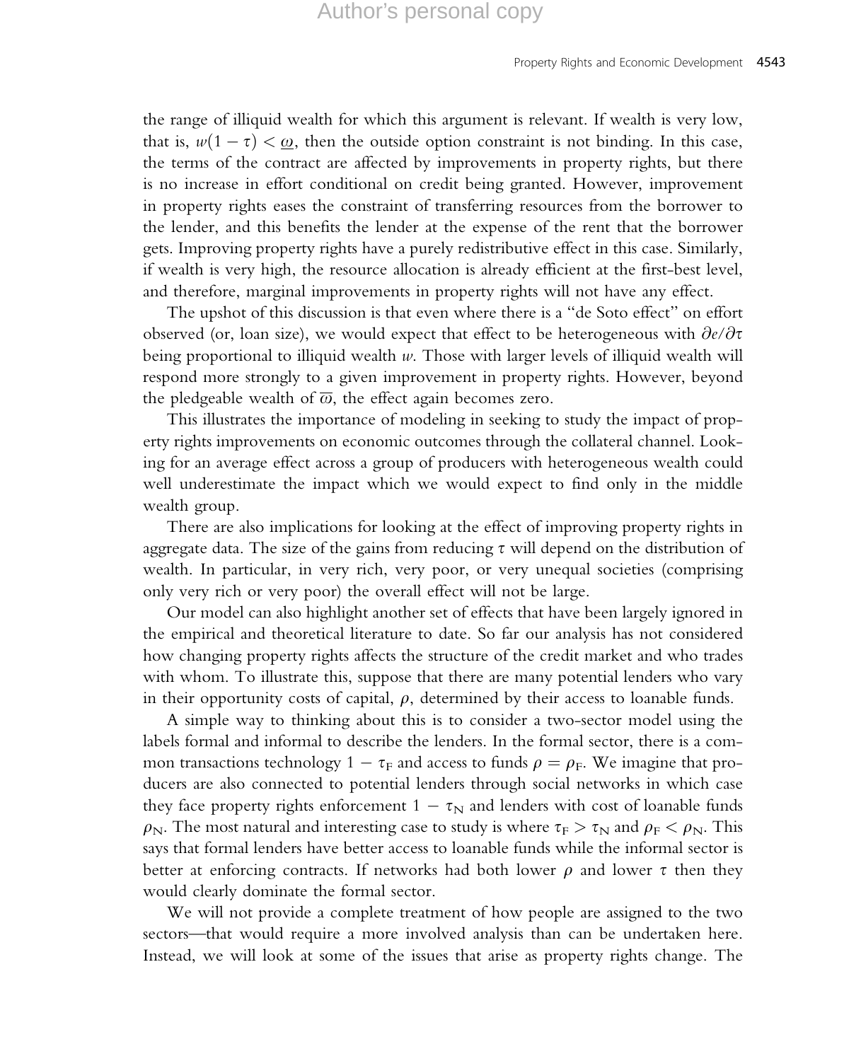the range of illiquid wealth for which this argument is relevant. If wealth is very low, that is, $w(1-\tau) < \underline{\omega}$, then the outside option constraint is not binding. In this case, the terms of the contract are affected by improvements in property rights, but there is no increase in effort conditional on credit being granted. However, improvement in property rights eases the constraint of transferring resources from the borrower to the lender, and this benefits the lender at the expense of the rent that the borrower gets. Improving property rights have a purely redistributive effect in this case. Similarly, if wealth is very high, the resource allocation is already efficient at the first-best level, and therefore, marginal improvements in property rights will not have any effect.

The upshot of this discussion is that even where there is a "de Soto effect" on effort observed (or, loan size), we would expect that effect to be heterogeneous with $\partial e/\partial \tau$ being proportional to illiquid wealth $w$. Those with larger levels of illiquid wealth will respond more strongly to a given improvement in property rights. However, beyond the pledgeable wealth of $\overline{\omega}$, the effect again becomes zero.

This illustrates the importance of modeling in seeking to study the impact of property rights improvements on economic outcomes through the collateral channel. Looking for an average effect across a group of producers with heterogeneous wealth could well underestimate the impact which we would expect to find only in the middle wealth group.

There are also implications for looking at the effect of improving property rights in aggregate data. The size of the gains from reducing $\tau$ will depend on the distribution of wealth. In particular, in very rich, very poor, or very unequal societies (comprising only very rich or very poor) the overall effect will not be large.

Our model can also highlight another set of effects that have been largely ignored in the empirical and theoretical literature to date. So far our analysis has not considered how changing property rights affects the structure of the credit market and who trades with whom. To illustrate this, suppose that there are many potential lenders who vary in their opportunity costs of capital, $\rho$, determined by their access to loanable funds.

A simple way to thinking about this is to consider a two-sector model using the labels formal and informal to describe the lenders. In the formal sector, there is a common transactions technology $1-\tau_{\mathrm{F}}$ and access to funds $\rho = \rho_{\mathrm{F}}$. We imagine that producers are also connected to potential lenders through social networks in which case they face property rights enforcement $1-\tau_{\mathrm{N}}$ and lenders with cost of loanable funds $\rho_{\mathrm{N}}$. The most natural and interesting case to study is where $\tau_{\mathrm{F}} > \tau_{\mathrm{N}}$ and $\rho_{\mathrm{F}} < \rho_{\mathrm{N}}$. This says that formal lenders have better access to loanable funds while the informal sector is better at enforcing contracts. If networks had both lower $\rho$ and lower $\tau$ then they would clearly dominate the formal sector.

We will not provide a complete treatment of how people are assigned to the two sectors—that would require a more involved analysis than can be undertaken here. Instead, we will look at some of the issues that arise as property rights change. The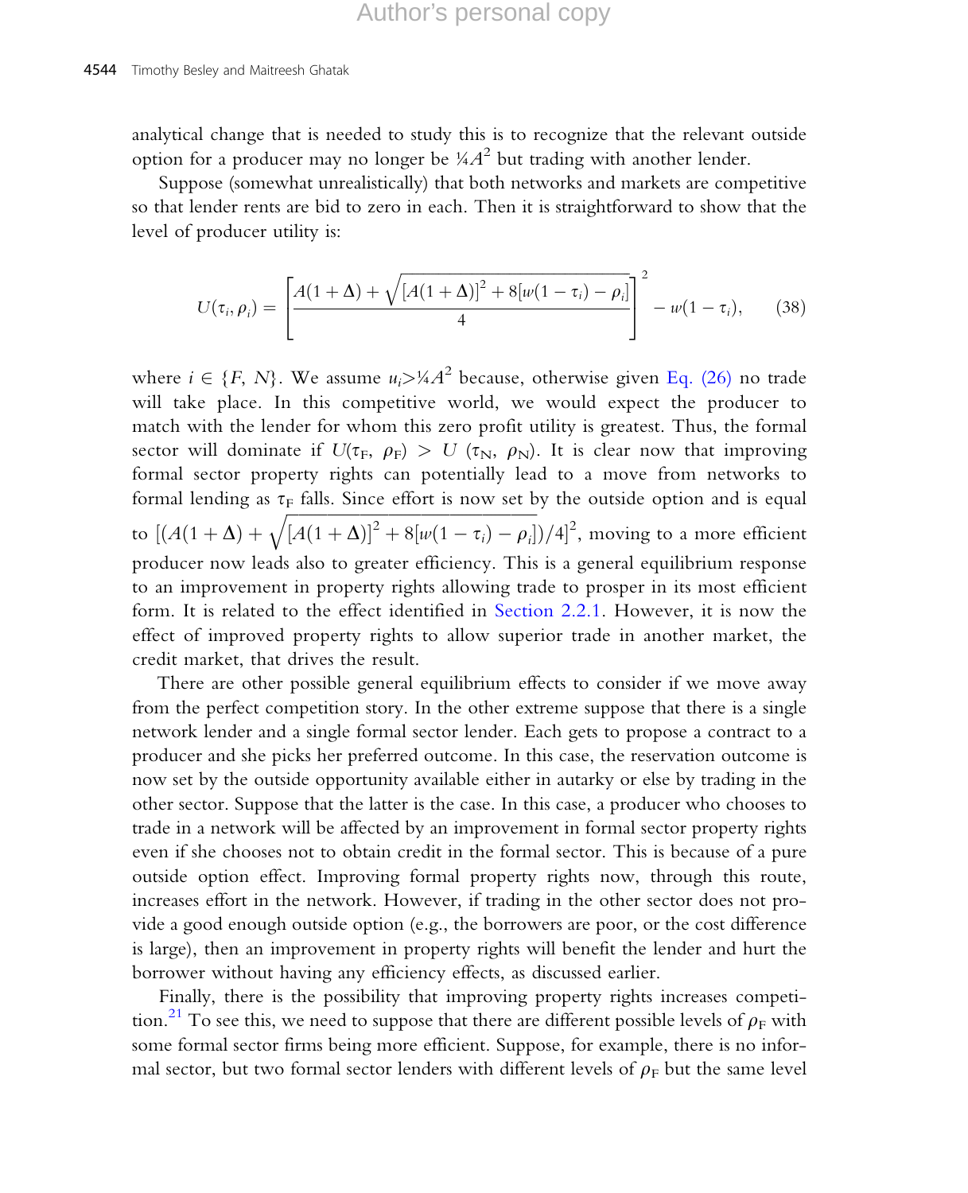analytical change that is needed to study this is to recognize that the relevant outside option for a producer may no longer be $\frac{1}{4}A^2$ but trading with another lender.

Suppose (somewhat unrealistically) that both networks and markets are competitive so that lender rents are bid to zero in each. Then it is straightforward to show that the level of producer utility is:

$$U(\tau_i, \rho_i) = \left[\frac{A(1+\Delta) + \sqrt{[A(1+\Delta)]^2 + 8[w(1-\tau_i) - \rho_i]}}{4}\right]^2 - w(1-\tau_i), \qquad (38)$$

where $i \in \{F, N\}$. We assume $u_i > \frac{1}{4}A^2$ because, otherwise given Eq. (26) no trade will take place. In this competitive world, we would expect the producer to match with the lender for whom this zero profit utility is greatest. Thus, the formal sector will dominate if $U(\tau_F, \rho_F) > U(\tau_N, \rho_N)$. It is clear now that improving formal sector property rights can potentially lead to a move from networks to formal lending as $\tau_F$ falls. Since effort is now set by the outside option and is equal to $[(A(1+\Delta) + \sqrt{[A(1+\Delta)]^2 + 8[w(1-\tau_i) - \rho_i]})/4]^2$, moving to a more efficient producer now leads also to greater efficiency. This is a general equilibrium response to an improvement in property rights allowing trade to prosper in its most efficient form. It is related to the effect identified in Section 2.2.1. However, it is now the effect of improved property rights to allow superior trade in another market, the credit market, that drives the result.

There are other possible general equilibrium effects to consider if we move away from the perfect competition story. In the other extreme suppose that there is a single network lender and a single formal sector lender. Each gets to propose a contract to a producer and she picks her preferred outcome. In this case, the reservation outcome is now set by the outside opportunity available either in autarky or else by trading in the other sector. Suppose that the latter is the case. In this case, a producer who chooses to trade in a network will be affected by an improvement in formal sector property rights even if she chooses not to obtain credit in the formal sector. This is because of a pure outside option effect. Improving formal property rights now, through this route, increases effort in the network. However, if trading in the other sector does not provide a good enough outside option (e.g., the borrowers are poor, or the cost difference is large), then an improvement in property rights will benefit the lender and hurt the borrower without having any efficiency effects, as discussed earlier.

Finally, there is the possibility that improving property rights increases competition.[21] To see this, we need to suppose that there are different possible levels of $\rho_F$ with some formal sector firms being more efficient. Suppose, for example, there is no informal sector, but two formal sector lenders with different levels of $\rho_F$ but the same level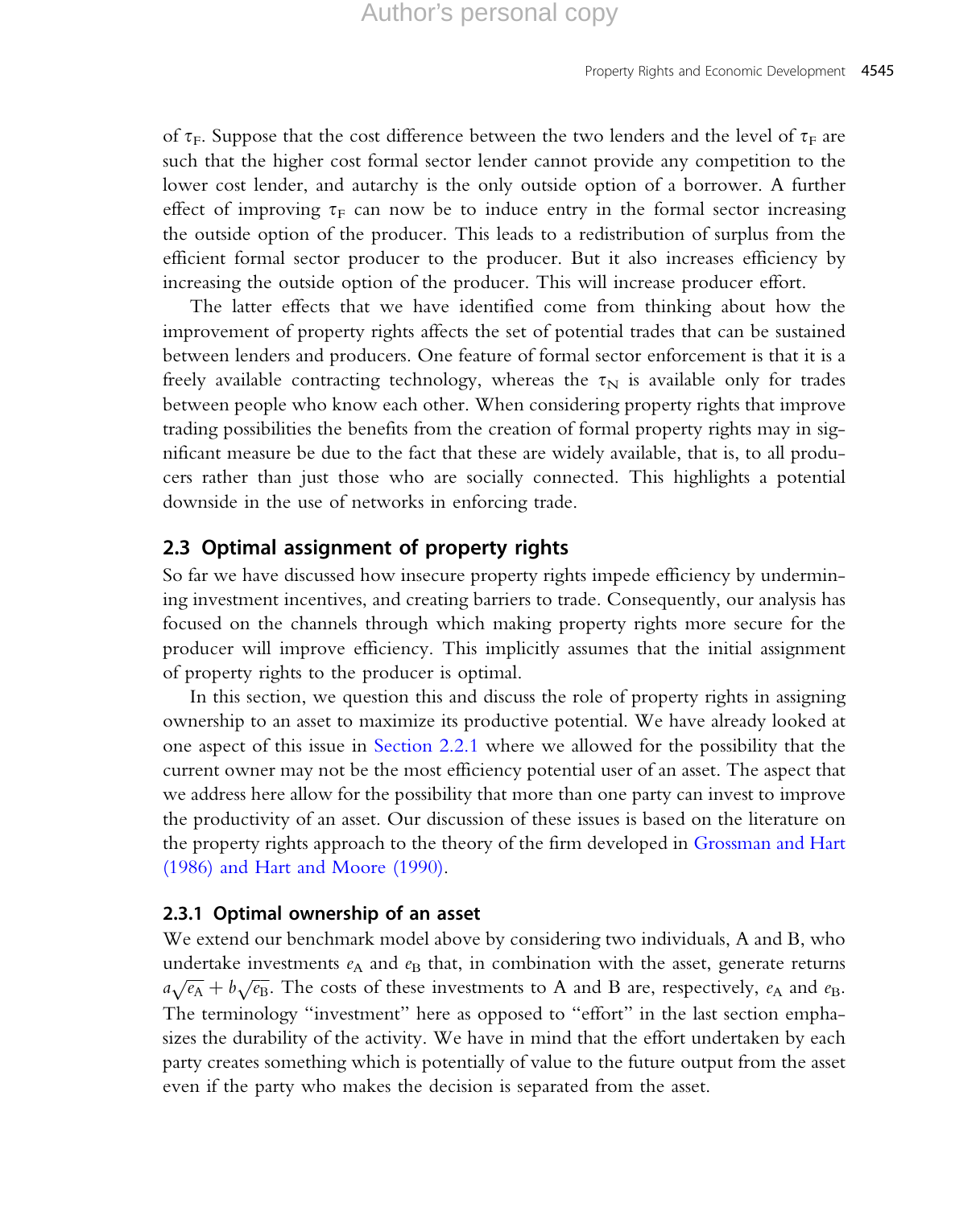of $\tau_F$. Suppose that the cost difference between the two lenders and the level of $\tau_F$ are such that the higher cost formal sector lender cannot provide any competition to the lower cost lender, and autarchy is the only outside option of a borrower. A further effect of improving $\tau_F$ can now be to induce entry in the formal sector increasing the outside option of the producer. This leads to a redistribution of surplus from the efficient formal sector producer to the producer. But it also increases efficiency by increasing the outside option of the producer. This will increase producer effort.

The latter effects that we have identified come from thinking about how the improvement of property rights affects the set of potential trades that can be sustained between lenders and producers. One feature of formal sector enforcement is that it is a freely available contracting technology, whereas the $\tau_N$ is available only for trades between people who know each other. When considering property rights that improve trading possibilities the benefits from the creation of formal property rights may in significant measure be due to the fact that these are widely available, that is, to all producers rather than just those who are socially connected. This highlights a potential downside in the use of networks in enforcing trade.

## 2.3 Optimal assignment of property rights

So far we have discussed how insecure property rights impede efficiency by undermining investment incentives, and creating barriers to trade. Consequently, our analysis has focused on the channels through which making property rights more secure for the producer will improve efficiency. This implicitly assumes that the initial assignment of property rights to the producer is optimal.

In this section, we question this and discuss the role of property rights in assigning ownership to an asset to maximize its productive potential. We have already looked at one aspect of this issue in Section 2.2.1 where we allowed for the possibility that the current owner may not be the most efficiency potential user of an asset. The aspect that we address here allow for the possibility that more than one party can invest to improve the productivity of an asset. Our discussion of these issues is based on the literature on the property rights approach to the theory of the firm developed in Grossman and Hart (1986) and Hart and Moore (1990).

### 2.3.1 Optimal ownership of an asset

We extend our benchmark model above by considering two individuals, A and B, who undertake investments $e_A$ and $e_B$ that, in combination with the asset, generate returns $a\sqrt{e_A} + b\sqrt{e_B}$. The costs of these investments to A and B are, respectively, $e_A$ and $e_B$. The terminology "investment" here as opposed to "effort" in the last section emphasizes the durability of the activity. We have in mind that the effort undertaken by each party creates something which is potentially of value to the future output from the asset even if the party who makes the decision is separated from the asset.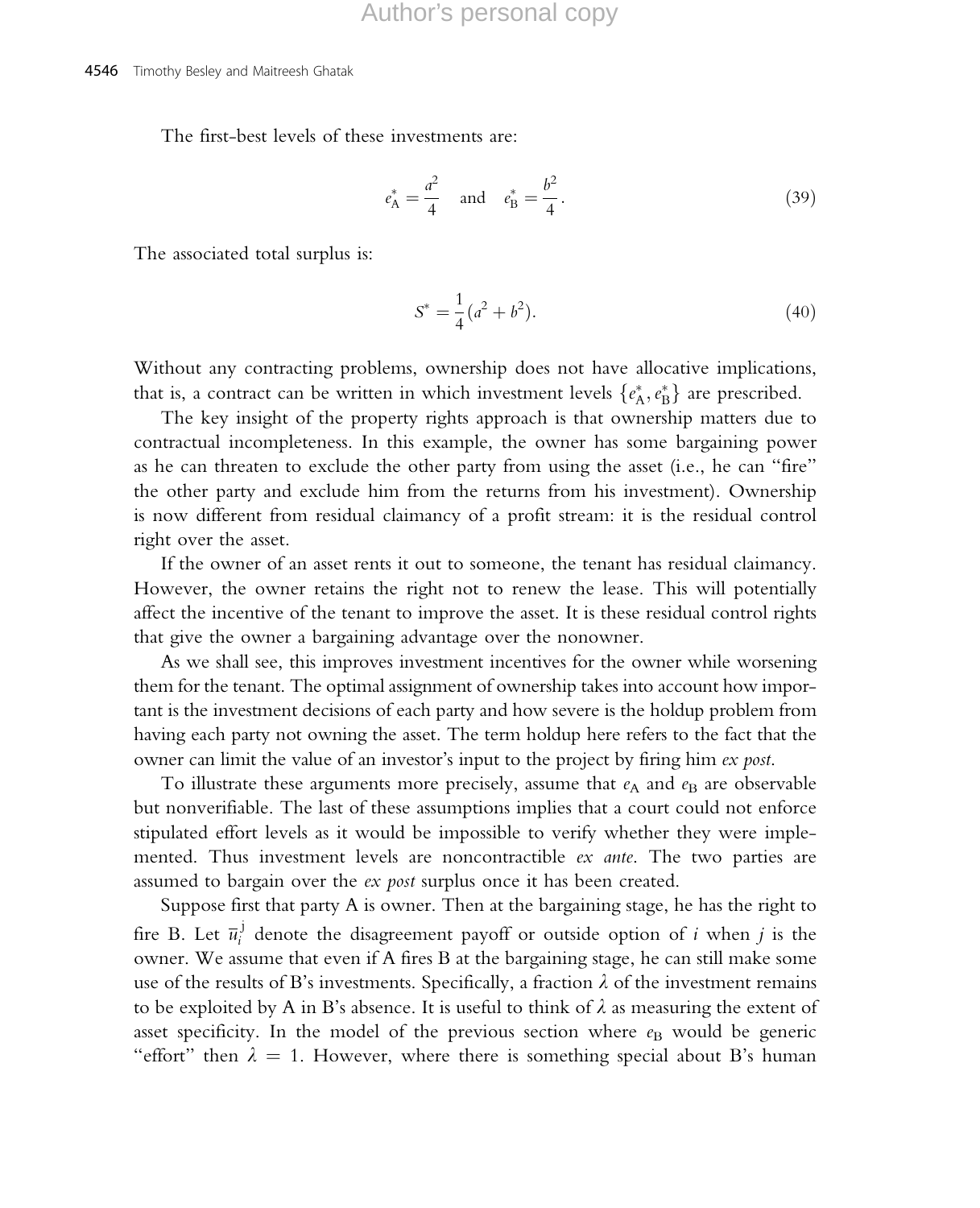The first-best levels of these investments are:

$$e_A^* = \frac{a^2}{4} \quad \text{and} \quad e_B^* = \frac{b^2}{4}. \tag{39}$$

The associated total surplus is:

$$S^* = \frac{1}{4}(a^2 + b^2). \tag{40}$$

Without any contracting problems, ownership does not have allocative implications, that is, a contract can be written in which investment levels $\{e_A^*, e_B^*\}$ are prescribed.

The key insight of the property rights approach is that ownership matters due to contractual incompleteness. In this example, the owner has some bargaining power as he can threaten to exclude the other party from using the asset (i.e., he can "fire" the other party and exclude him from the returns from his investment). Ownership is now different from residual claimancy of a profit stream: it is the residual control right over the asset.

If the owner of an asset rents it out to someone, the tenant has residual claimancy. However, the owner retains the right not to renew the lease. This will potentially affect the incentive of the tenant to improve the asset. It is these residual control rights that give the owner a bargaining advantage over the nonowner.

As we shall see, this improves investment incentives for the owner while worsening them for the tenant. The optimal assignment of ownership takes into account how important is the investment decisions of each party and how severe is the holdup problem from having each party not owning the asset. The term holdup here refers to the fact that the owner can limit the value of an investor's input to the project by firing him *ex post*.

To illustrate these arguments more precisely, assume that $e_A$ and $e_B$ are observable but nonverifiable. The last of these assumptions implies that a court could not enforce stipulated effort levels as it would be impossible to verify whether they were implemented. Thus investment levels are noncontractible *ex ante*. The two parties are assumed to bargain over the *ex post* surplus once it has been created.

Suppose first that party A is owner. Then at the bargaining stage, he has the right to fire B. Let $\overline{u}_i^j$ denote the disagreement payoff or outside option of $i$ when $j$ is the owner. We assume that even if A fires B at the bargaining stage, he can still make some use of the results of B's investments. Specifically, a fraction $\lambda$ of the investment remains to be exploited by A in B's absence. It is useful to think of $\lambda$ as measuring the extent of asset specificity. In the model of the previous section where $e_B$ would be generic "effort" then $\lambda = 1$. However, where there is something special about B's human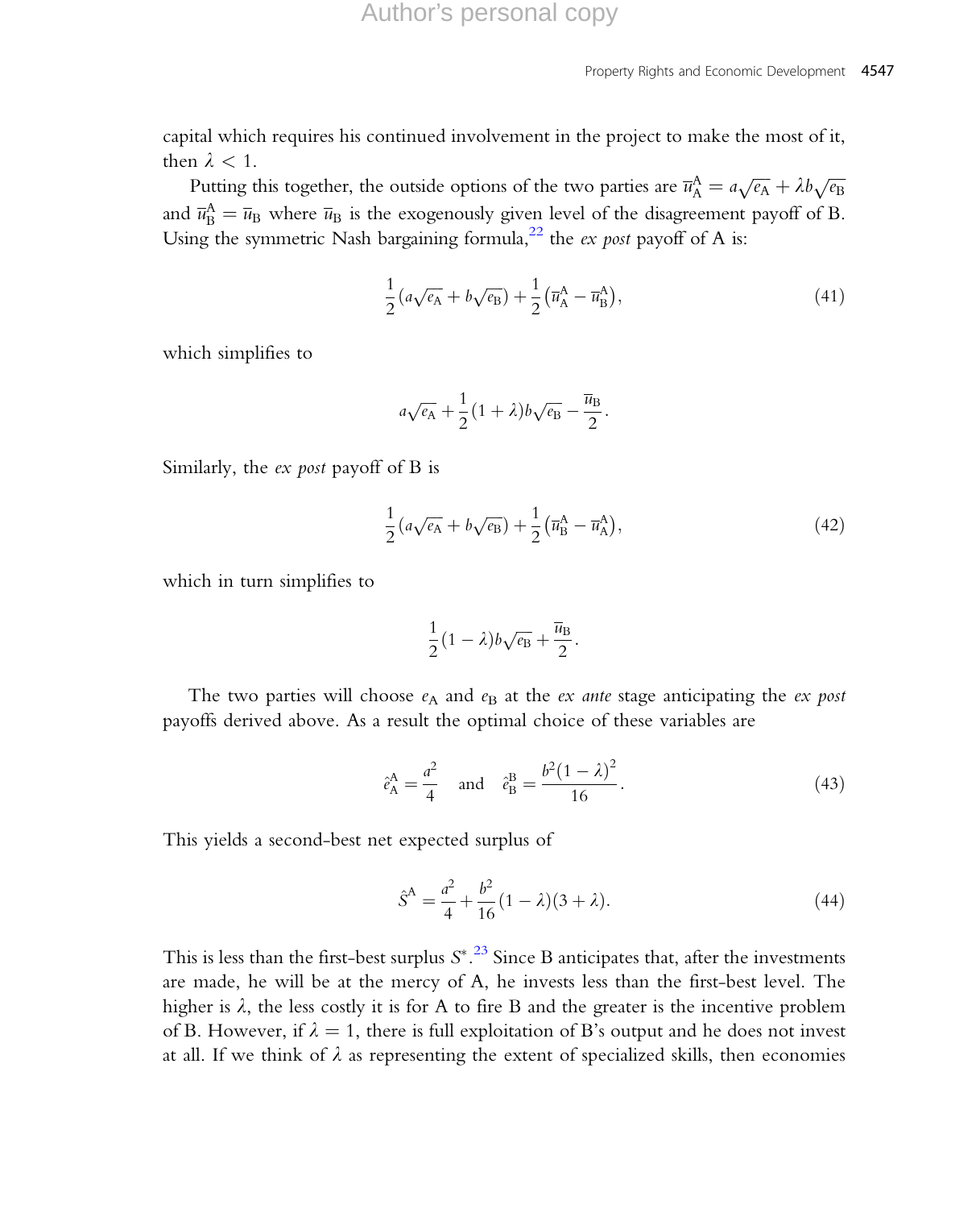capital which requires his continued involvement in the project to make the most of it, then $\lambda < 1$.

Putting this together, the outside options of the two parties are $\overline{u}_{\mathrm{A}}^{\mathrm{A}} = a\sqrt{e_{\mathrm{A}}} + \lambda b\sqrt{e_{\mathrm{B}}}$ and $\overline{u}_{\mathrm{B}}^{\mathrm{A}} = \overline{u}_{\mathrm{B}}$ where $\overline{u}_{\mathrm{B}}$ is the exogenously given level of the disagreement payoff of B. Using the symmetric Nash bargaining formula,[22] the *ex post* payoff of A is:

$$\frac{1}{2}\left(a\sqrt{e_{\mathrm{A}}} + b\sqrt{e_{\mathrm{B}}}\right) + \frac{1}{2}\left(\overline{u}_{\mathrm{A}}^{\mathrm{A}} - \overline{u}_{\mathrm{B}}^{\mathrm{A}}\right), \tag{41}$$

which simplifies to

$$a\sqrt{e_{\mathrm{A}}} + \frac{1}{2}(1+\lambda)b\sqrt{e_{\mathrm{B}}} - \frac{\overline{u}_{\mathrm{B}}}{2}.$$

Similarly, the *ex post* payoff of B is

$$\frac{1}{2}\left(a\sqrt{e_{\mathrm{A}}} + b\sqrt{e_{\mathrm{B}}}\right) + \frac{1}{2}\left(\overline{u}_{\mathrm{B}}^{\mathrm{A}} - \overline{u}_{\mathrm{A}}^{\mathrm{A}}\right), \tag{42}$$

which in turn simplifies to

$$\frac{1}{2}(1-\lambda)b\sqrt{e_{\mathrm{B}}} + \frac{\overline{u}_{\mathrm{B}}}{2}.$$

The two parties will choose $e_{\mathrm{A}}$ and $e_{\mathrm{B}}$ at the *ex ante* stage anticipating the *ex post* payoffs derived above. As a result the optimal choice of these variables are

$$\hat{e}_{\mathrm{A}}^{\mathrm{A}} = \frac{a^2}{4} \quad \text{and} \quad \hat{e}_{\mathrm{B}}^{\mathrm{B}} = \frac{b^2(1-\lambda)^2}{16}. \tag{43}$$

This yields a second-best net expected surplus of

$$\hat{S}^{\mathrm{A}} = \frac{a^2}{4} + \frac{b^2}{16}(1-\lambda)(3+\lambda). \tag{44}$$

This is less than the first-best surplus $S^*$.[23] Since B anticipates that, after the investments are made, he will be at the mercy of A, he invests less than the first-best level. The higher is $\lambda$, the less costly it is for A to fire B and the greater is the incentive problem of B. However, if $\lambda = 1$, there is full exploitation of B's output and he does not invest at all. If we think of $\lambda$ as representing the extent of specialized skills, then economies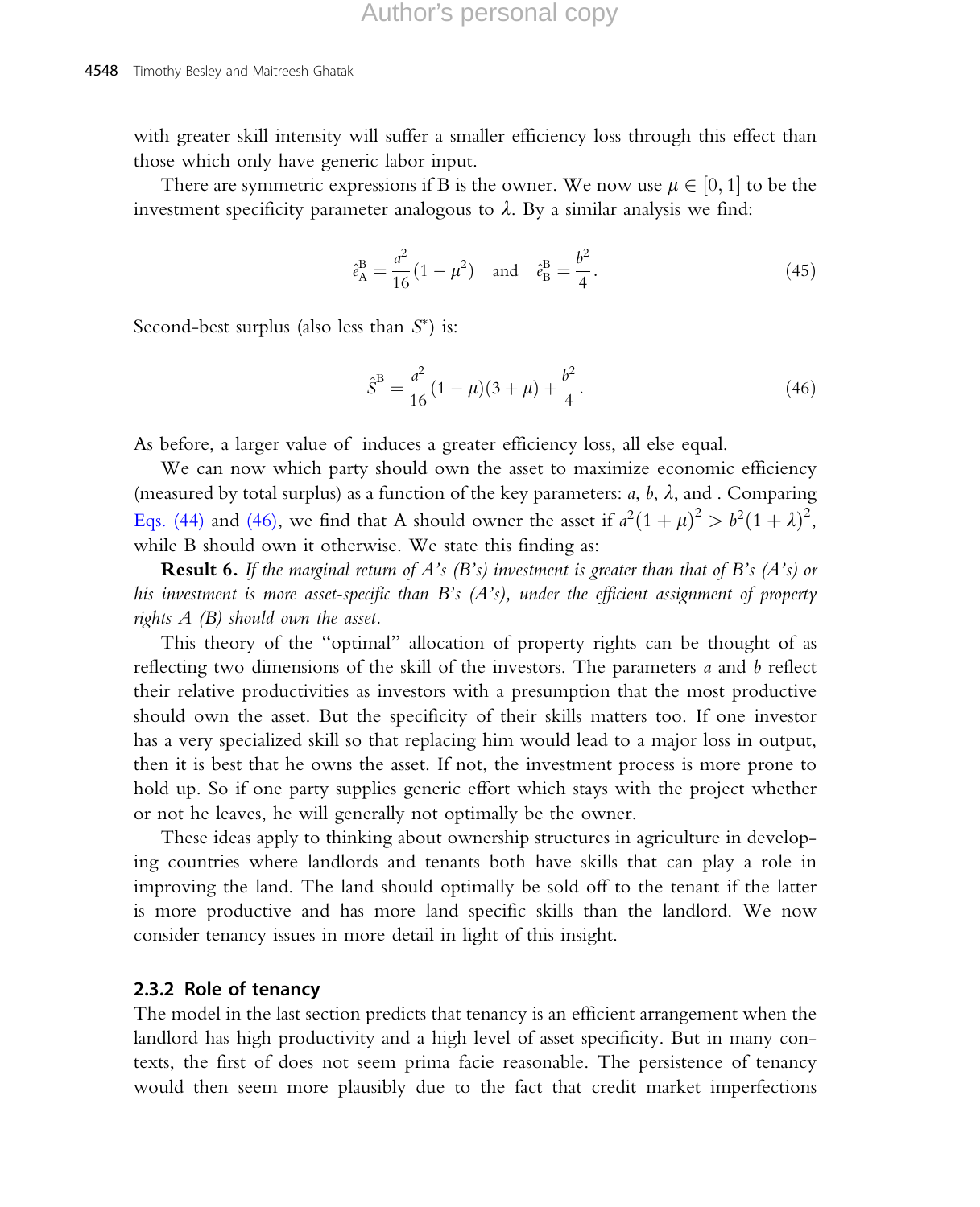with greater skill intensity will suffer a smaller efficiency loss through this effect than those which only have generic labor input.

There are symmetric expressions if B is the owner. We now use $\mu \in [0, 1]$ to be the investment specificity parameter analogous to $\lambda$. By a similar analysis we find:

$$\hat{e}_A^B = \frac{a^2}{16}(1 - \mu^2) \quad \text{and} \quad \hat{e}_B^B = \frac{b^2}{4}. \tag{45}$$

Second-best surplus (also less than $S^*$) is:

$$\hat{S}^B = \frac{a^2}{16}(1 - \mu)(3 + \mu) + \frac{b^2}{4}. \tag{46}$$

As before, a larger value of  induces a greater efficiency loss, all else equal.

We can now which party should own the asset to maximize economic efficiency (measured by total surplus) as a function of the key parameters: $a$, $b$, $\lambda$, and . Comparing Eqs. (44) and (46), we find that A should owner the asset if $a^2(1 + \mu)^2 > b^2(1 + \lambda)^2$, while B should own it otherwise. We state this finding as:

**Result 6.** *If the marginal return of A's (B's) investment is greater than that of B's (A's) or his investment is more asset-specific than B's (A's), under the efficient assignment of property rights A (B) should own the asset.*

This theory of the "optimal" allocation of property rights can be thought of as reflecting two dimensions of the skill of the investors. The parameters $a$ and $b$ reflect their relative productivities as investors with a presumption that the most productive should own the asset. But the specificity of their skills matters too. If one investor has a very specialized skill so that replacing him would lead to a major loss in output, then it is best that he owns the asset. If not, the investment process is more prone to hold up. So if one party supplies generic effort which stays with the project whether or not he leaves, he will generally not optimally be the owner.

These ideas apply to thinking about ownership structures in agriculture in developing countries where landlords and tenants both have skills that can play a role in improving the land. The land should optimally be sold off to the tenant if the latter is more productive and has more land specific skills than the landlord. We now consider tenancy issues in more detail in light of this insight.

### 2.3.2 Role of tenancy

The model in the last section predicts that tenancy is an efficient arrangement when the landlord has high productivity and a high level of asset specificity. But in many contexts, the first of does not seem prima facie reasonable. The persistence of tenancy would then seem more plausibly due to the fact that credit market imperfections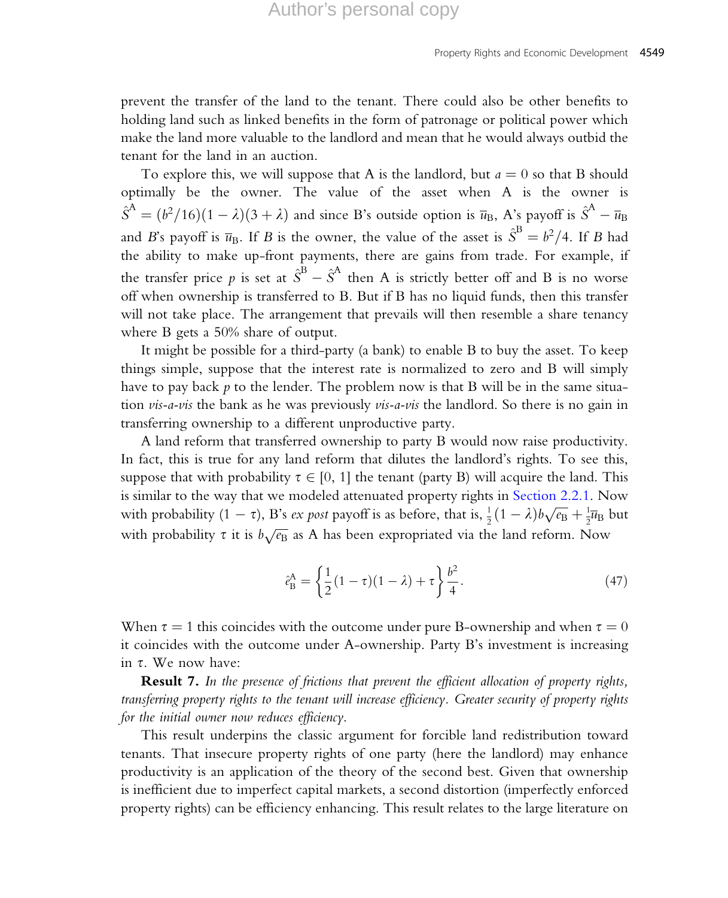prevent the transfer of the land to the tenant. There could also be other benefits to holding land such as linked benefits in the form of patronage or political power which make the land more valuable to the landlord and mean that he would always outbid the tenant for the land in an auction.

To explore this, we will suppose that A is the landlord, but $a = 0$ so that B should optimally be the owner. The value of the asset when A is the owner is $\hat{S}^{A} = (b^2/16)(1-\lambda)(3+\lambda)$ and since B's outside option is $\overline{u}_{B}$, A's payoff is $\hat{S}^{A} - \overline{u}_{B}$ and $B$'s payoff is $\overline{u}_{B}$. If $B$ is the owner, the value of the asset is $\hat{S}^{B} = b^2/4$. If $B$ had the ability to make up-front payments, there are gains from trade. For example, if the transfer price $p$ is set at $\hat{S}^{B} - \hat{S}^{A}$ then A is strictly better off and B is no worse off when ownership is transferred to B. But if B has no liquid funds, then this transfer will not take place. The arrangement that prevails will then resemble a share tenancy where B gets a 50% share of output.

It might be possible for a third-party (a bank) to enable B to buy the asset. To keep things simple, suppose that the interest rate is normalized to zero and B will simply have to pay back $p$ to the lender. The problem now is that B will be in the same situation *vis-a-vis* the bank as he was previously *vis-a-vis* the landlord. So there is no gain in transferring ownership to a different unproductive party.

A land reform that transferred ownership to party B would now raise productivity. In fact, this is true for any land reform that dilutes the landlord's rights. To see this, suppose that with probability $\tau \in [0, 1]$ the tenant (party B) will acquire the land. This is similar to the way that we modeled attenuated property rights in Section 2.2.1. Now with probability $(1-\tau)$, B's *ex post* payoff is as before, that is, $\frac{1}{2}(1-\lambda)b\sqrt{e_{B}} + \frac{1}{2}\overline{u}_{B}$ but with probability $\tau$ it is $b\sqrt{e_{B}}$ as A has been expropriated via the land reform. Now

$$\hat{e}_{B}^{A} = \left\{\frac{1}{2}(1-\tau)(1-\lambda) + \tau\right\}\frac{b^2}{4}. \tag{47}$$

When $\tau = 1$ this coincides with the outcome under pure B-ownership and when $\tau = 0$ it coincides with the outcome under A-ownership. Party B's investment is increasing in $\tau$. We now have:

**Result 7.** *In the presence of frictions that prevent the efficient allocation of property rights, transferring property rights to the tenant will increase efficiency. Greater security of property rights for the initial owner now reduces efficiency.*

This result underpins the classic argument for forcible land redistribution toward tenants. That insecure property rights of one party (here the landlord) may enhance productivity is an application of the theory of the second best. Given that ownership is inefficient due to imperfect capital markets, a second distortion (imperfectly enforced property rights) can be efficiency enhancing. This result relates to the large literature on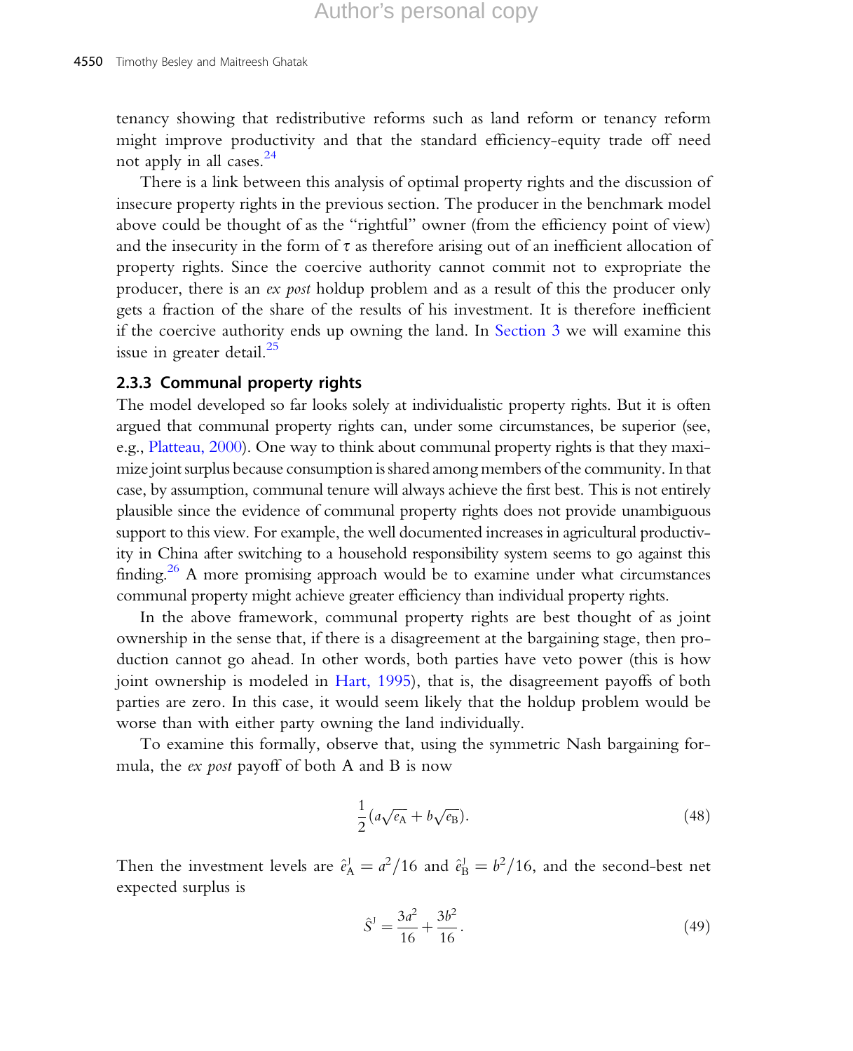tenancy showing that redistributive reforms such as land reform or tenancy reform might improve productivity and that the standard efficiency-equity trade off need not apply in all cases.[24]

There is a link between this analysis of optimal property rights and the discussion of insecure property rights in the previous section. The producer in the benchmark model above could be thought of as the "rightful" owner (from the efficiency point of view) and the insecurity in the form of $\tau$ as therefore arising out of an inefficient allocation of property rights. Since the coercive authority cannot commit not to expropriate the producer, there is an *ex post* holdup problem and as a result of this the producer only gets a fraction of the share of the results of his investment. It is therefore inefficient if the coercive authority ends up owning the land. In Section 3 we will examine this issue in greater detail.[25]

### 2.3.3 Communal property rights

The model developed so far looks solely at individualistic property rights. But it is often argued that communal property rights can, under some circumstances, be superior (see, e.g., Platteau, 2000). One way to think about communal property rights is that they maximize joint surplus because consumption is shared among members of the community. In that case, by assumption, communal tenure will always achieve the first best. This is not entirely plausible since the evidence of communal property rights does not provide unambiguous support to this view. For example, the well documented increases in agricultural productivity in China after switching to a household responsibility system seems to go against this finding.[26] A more promising approach would be to examine under what circumstances communal property might achieve greater efficiency than individual property rights.

In the above framework, communal property rights are best thought of as joint ownership in the sense that, if there is a disagreement at the bargaining stage, then production cannot go ahead. In other words, both parties have veto power (this is how joint ownership is modeled in Hart, 1995), that is, the disagreement payoffs of both parties are zero. In this case, it would seem likely that the holdup problem would be worse than with either party owning the land individually.

To examine this formally, observe that, using the symmetric Nash bargaining formula, the *ex post* payoff of both A and B is now

$$\frac{1}{2}\left(a\sqrt{e_{\mathrm{A}}} + b\sqrt{e_{\mathrm{B}}}\right). \tag{48}$$

Then the investment levels are $\hat{e}_{\mathrm{A}}^{\mathrm{J}} = a^2/16$ and $\hat{e}_{\mathrm{B}}^{\mathrm{J}} = b^2/16$, and the second-best net expected surplus is

$$\hat{S}^{\mathrm{J}} = \frac{3a^2}{16} + \frac{3b^2}{16}. \tag{49}$$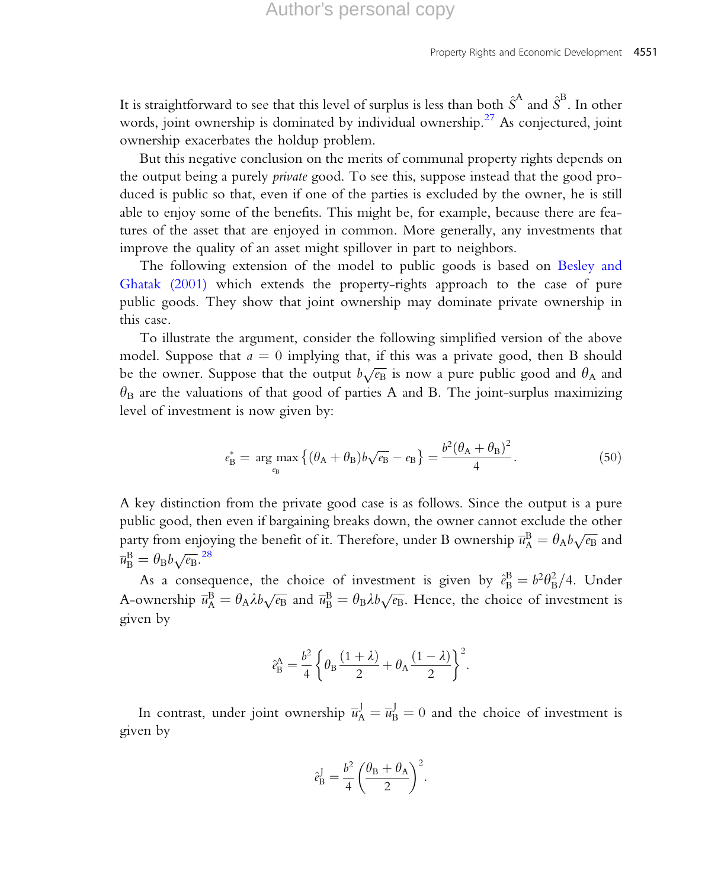It is straightforward to see that this level of surplus is less than both $\hat{S}^{\mathrm{A}}$ and $\hat{S}^{\mathrm{B}}$. In other words, joint ownership is dominated by individual ownership.[27] As conjectured, joint ownership exacerbates the holdup problem.

But this negative conclusion on the merits of communal property rights depends on the output being a purely *private* good. To see this, suppose instead that the good produced is public so that, even if one of the parties is excluded by the owner, he is still able to enjoy some of the benefits. This might be, for example, because there are features of the asset that are enjoyed in common. More generally, any investments that improve the quality of an asset might spillover in part to neighbors.

The following extension of the model to public goods is based on Besley and Ghatak (2001) which extends the property-rights approach to the case of pure public goods. They show that joint ownership may dominate private ownership in this case.

To illustrate the argument, consider the following simplified version of the above model. Suppose that $a = 0$ implying that, if this was a private good, then B should be the owner. Suppose that the output $b\sqrt{e_{\mathrm{B}}}$ is now a pure public good and $\theta_{\mathrm{A}}$ and $\theta_{\mathrm{B}}$ are the valuations of that good of parties A and B. The joint-surplus maximizing level of investment is now given by:

$$e_{\mathrm{B}}^{*} = \arg\max_{e_{\mathrm{B}}} \left\{ (\theta_{\mathrm{A}} + \theta_{\mathrm{B}}) b \sqrt{e_{\mathrm{B}}} - e_{\mathrm{B}} \right\} = \frac{b^2(\theta_{\mathrm{A}} + \theta_{\mathrm{B}})^2}{4}. \tag{50}$$

A key distinction from the private good case is as follows. Since the output is a pure public good, then even if bargaining breaks down, the owner cannot exclude the other party from enjoying the benefit of it. Therefore, under B ownership $\overline{u}_{\mathrm{A}}^{\mathrm{B}} = \theta_{\mathrm{A}} b\sqrt{e_{\mathrm{B}}}$ and $\overline{u}_{\mathrm{B}}^{\mathrm{B}} = \theta_{\mathrm{B}} b\sqrt{e_{\mathrm{B}}}$.[28]

As a consequence, the choice of investment is given by $\hat{e}_{\mathrm{B}}^{\mathrm{B}} = b^2\theta_{\mathrm{B}}^2/4$. Under A-ownership $\overline{u}_{\mathrm{A}}^{\mathrm{B}} = \theta_{\mathrm{A}}\lambda b\sqrt{e_{\mathrm{B}}}$ and $\overline{u}_{\mathrm{B}}^{\mathrm{B}} = \theta_{\mathrm{B}}\lambda b\sqrt{e_{\mathrm{B}}}$. Hence, the choice of investment is given by

$$\hat{e}_{\mathrm{B}}^{\mathrm{A}} = \frac{b^2}{4}\left\{ \theta_{\mathrm{B}}\frac{(1+\lambda)}{2} + \theta_{\mathrm{A}}\frac{(1-\lambda)}{2} \right\}^2.$$

In contrast, under joint ownership $\overline{u}_{\mathrm{A}}^{\mathrm{J}} = \overline{u}_{\mathrm{B}}^{\mathrm{J}} = 0$ and the choice of investment is given by

$$\hat{e}_{\mathrm{B}}^{\mathrm{J}} = \frac{b^2}{4}\left( \frac{\theta_{\mathrm{B}} + \theta_{\mathrm{A}}}{2} \right)^2.$$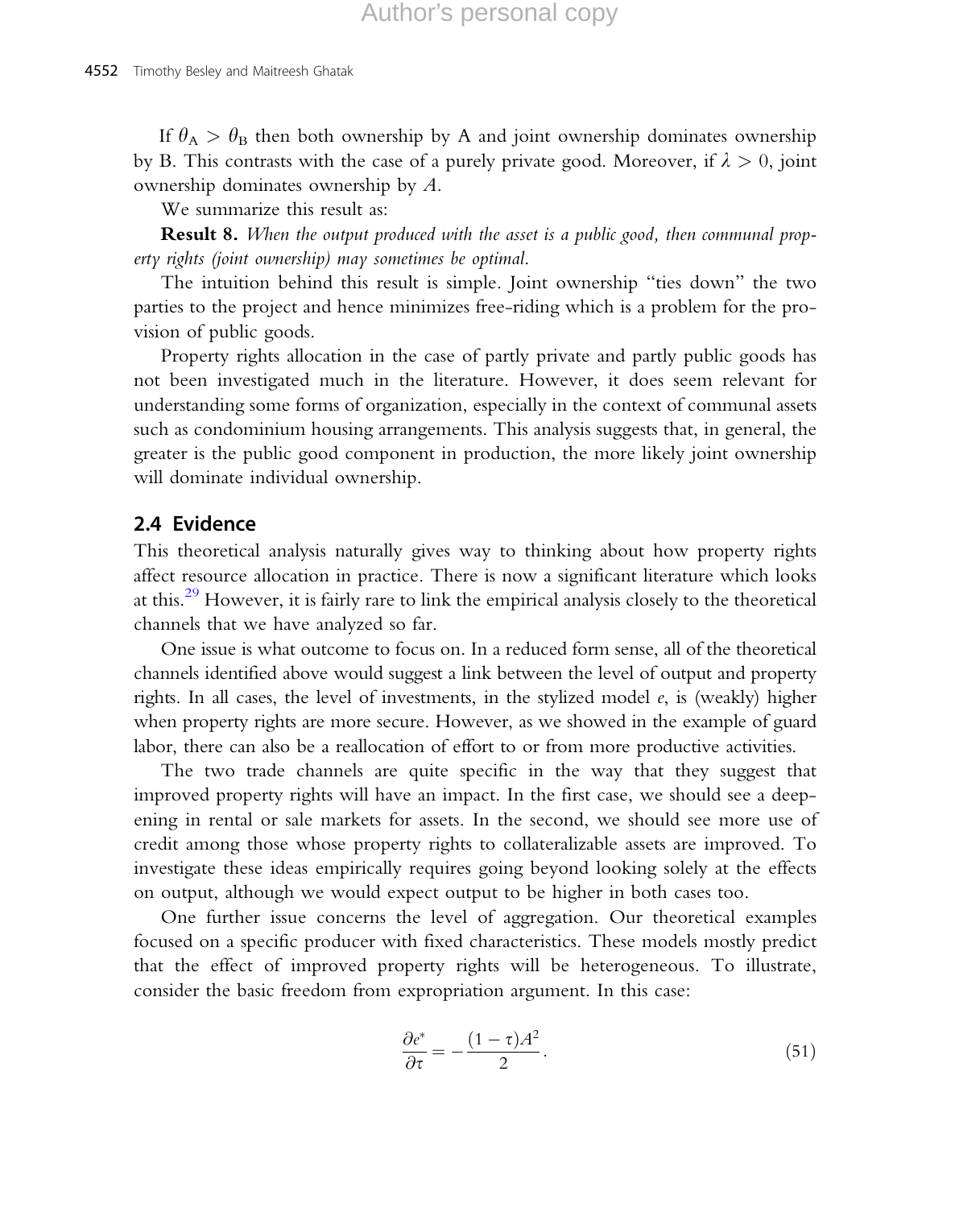If $\theta_A > \theta_B$ then both ownership by A and joint ownership dominates ownership by B. This contrasts with the case of a purely private good. Moreover, if $\lambda > 0$, joint ownership dominates ownership by $A$.

We summarize this result as:

**Result 8.** *When the output produced with the asset is a public good, then communal property rights (joint ownership) may sometimes be optimal.*

The intuition behind this result is simple. Joint ownership "ties down" the two parties to the project and hence minimizes free-riding which is a problem for the provision of public goods.

Property rights allocation in the case of partly private and partly public goods has not been investigated much in the literature. However, it does seem relevant for understanding some forms of organization, especially in the context of communal assets such as condominium housing arrangements. This analysis suggests that, in general, the greater is the public good component in production, the more likely joint ownership will dominate individual ownership.

## 2.4 Evidence

This theoretical analysis naturally gives way to thinking about how property rights affect resource allocation in practice. There is now a significant literature which looks at this.[29] However, it is fairly rare to link the empirical analysis closely to the theoretical channels that we have analyzed so far.

One issue is what outcome to focus on. In a reduced form sense, all of the theoretical channels identified above would suggest a link between the level of output and property rights. In all cases, the level of investments, in the stylized model $e$, is (weakly) higher when property rights are more secure. However, as we showed in the example of guard labor, there can also be a reallocation of effort to or from more productive activities.

The two trade channels are quite specific in the way that they suggest that improved property rights will have an impact. In the first case, we should see a deepening in rental or sale markets for assets. In the second, we should see more use of credit among those whose property rights to collateralizable assets are improved. To investigate these ideas empirically requires going beyond looking solely at the effects on output, although we would expect output to be higher in both cases too.

One further issue concerns the level of aggregation. Our theoretical examples focused on a specific producer with fixed characteristics. These models mostly predict that the effect of improved property rights will be heterogeneous. To illustrate, consider the basic freedom from expropriation argument. In this case:

$$\frac{\partial e^*}{\partial \tau} = -\frac{(1-\tau)A^2}{2}. \tag{51}$$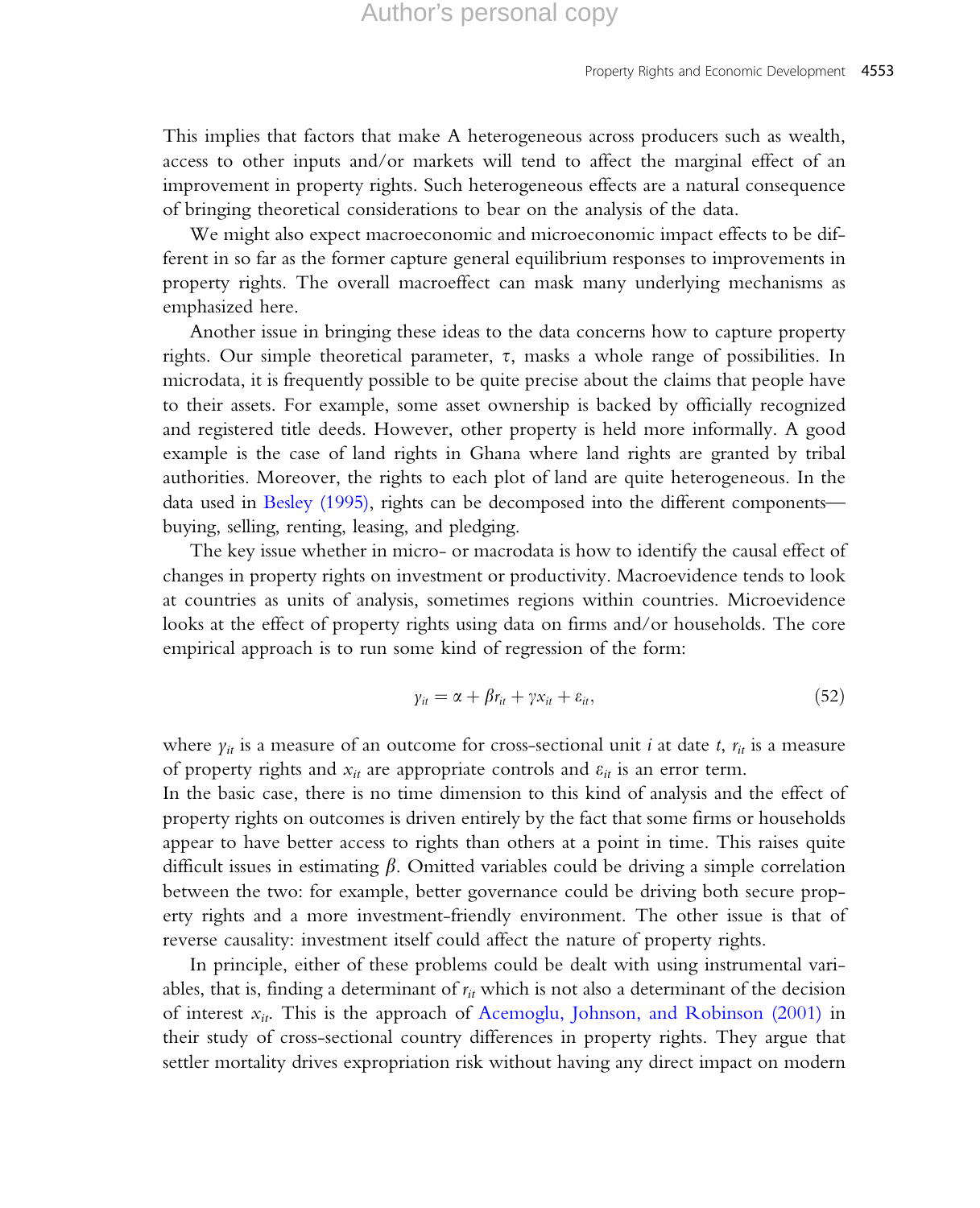This implies that factors that make A heterogeneous across producers such as wealth, access to other inputs and/or markets will tend to affect the marginal effect of an improvement in property rights. Such heterogeneous effects are a natural consequence of bringing theoretical considerations to bear on the analysis of the data.

We might also expect macroeconomic and microeconomic impact effects to be different in so far as the former capture general equilibrium responses to improvements in property rights. The overall macroeffect can mask many underlying mechanisms as emphasized here.

Another issue in bringing these ideas to the data concerns how to capture property rights. Our simple theoretical parameter, $\tau$, masks a whole range of possibilities. In microdata, it is frequently possible to be quite precise about the claims that people have to their assets. For example, some asset ownership is backed by officially recognized and registered title deeds. However, other property is held more informally. A good example is the case of land rights in Ghana where land rights are granted by tribal authorities. Moreover, the rights to each plot of land are quite heterogeneous. In the data used in Besley (1995), rights can be decomposed into the different components—buying, selling, renting, leasing, and pledging.

The key issue whether in micro- or macrodata is how to identify the causal effect of changes in property rights on investment or productivity. Macroevidence tends to look at countries as units of analysis, sometimes regions within countries. Microevidence looks at the effect of property rights using data on firms and/or households. The core empirical approach is to run some kind of regression of the form:

$$y_{it} = \alpha + \beta r_{it} + \gamma x_{it} + \varepsilon_{it}, \tag{52}$$

where $y_{it}$ is a measure of an outcome for cross-sectional unit $i$ at date $t$, $r_{it}$ is a measure of property rights and $x_{it}$ are appropriate controls and $\varepsilon_{it}$ is an error term.

In the basic case, there is no time dimension to this kind of analysis and the effect of property rights on outcomes is driven entirely by the fact that some firms or households appear to have better access to rights than others at a point in time. This raises quite difficult issues in estimating $\beta$. Omitted variables could be driving a simple correlation between the two: for example, better governance could be driving both secure property rights and a more investment-friendly environment. The other issue is that of reverse causality: investment itself could affect the nature of property rights.

In principle, either of these problems could be dealt with using instrumental variables, that is, finding a determinant of $r_{it}$ which is not also a determinant of the decision of interest $x_{it}$. This is the approach of Acemoglu, Johnson, and Robinson (2001) in their study of cross-sectional country differences in property rights. They argue that settler mortality drives expropriation risk without having any direct impact on modern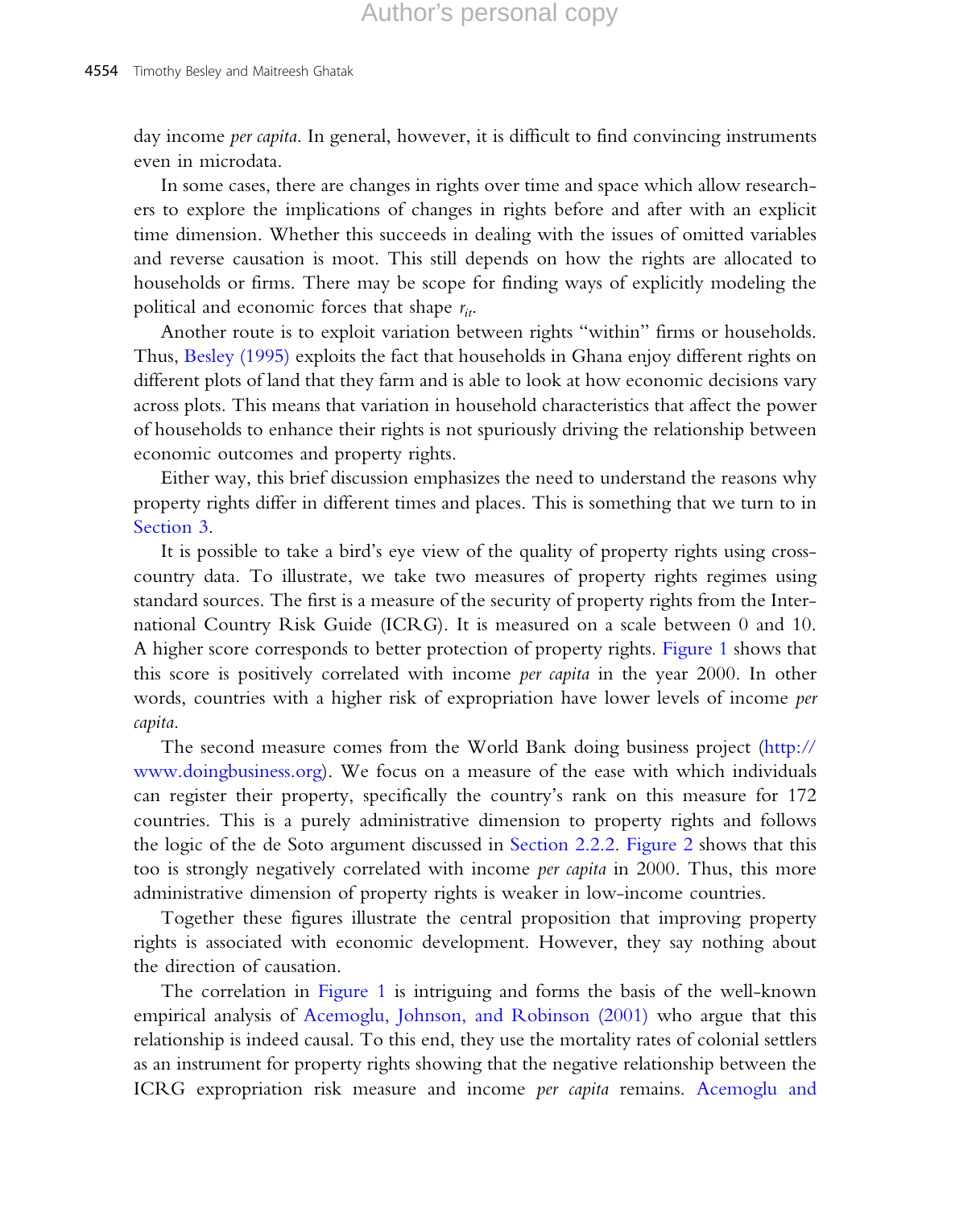day income *per capita*. In general, however, it is difficult to find convincing instruments even in microdata.

In some cases, there are changes in rights over time and space which allow researchers to explore the implications of changes in rights before and after with an explicit time dimension. Whether this succeeds in dealing with the issues of omitted variables and reverse causation is moot. This still depends on how the rights are allocated to households or firms. There may be scope for finding ways of explicitly modeling the political and economic forces that shape $r_{it}$.

Another route is to exploit variation between rights "within" firms or households. Thus, Besley (1995) exploits the fact that households in Ghana enjoy different rights on different plots of land that they farm and is able to look at how economic decisions vary across plots. This means that variation in household characteristics that affect the power of households to enhance their rights is not spuriously driving the relationship between economic outcomes and property rights.

Either way, this brief discussion emphasizes the need to understand the reasons why property rights differ in different times and places. This is something that we turn to in Section 3.

It is possible to take a bird's eye view of the quality of property rights using cross-country data. To illustrate, we take two measures of property rights regimes using standard sources. The first is a measure of the security of property rights from the International Country Risk Guide (ICRG). It is measured on a scale between 0 and 10. A higher score corresponds to better protection of property rights. Figure 1 shows that this score is positively correlated with income *per capita* in the year 2000. In other words, countries with a higher risk of expropriation have lower levels of income *per capita*.

The second measure comes from the World Bank doing business project (http://www.doingbusiness.org). We focus on a measure of the ease with which individuals can register their property, specifically the country's rank on this measure for 172 countries. This is a purely administrative dimension to property rights and follows the logic of the de Soto argument discussed in Section 2.2.2. Figure 2 shows that this too is strongly negatively correlated with income *per capita* in 2000. Thus, this more administrative dimension of property rights is weaker in low-income countries.

Together these figures illustrate the central proposition that improving property rights is associated with economic development. However, they say nothing about the direction of causation.

The correlation in Figure 1 is intriguing and forms the basis of the well-known empirical analysis of Acemoglu, Johnson, and Robinson (2001) who argue that this relationship is indeed causal. To this end, they use the mortality rates of colonial settlers as an instrument for property rights showing that the negative relationship between the ICRG expropriation risk measure and income *per capita* remains. Acemoglu and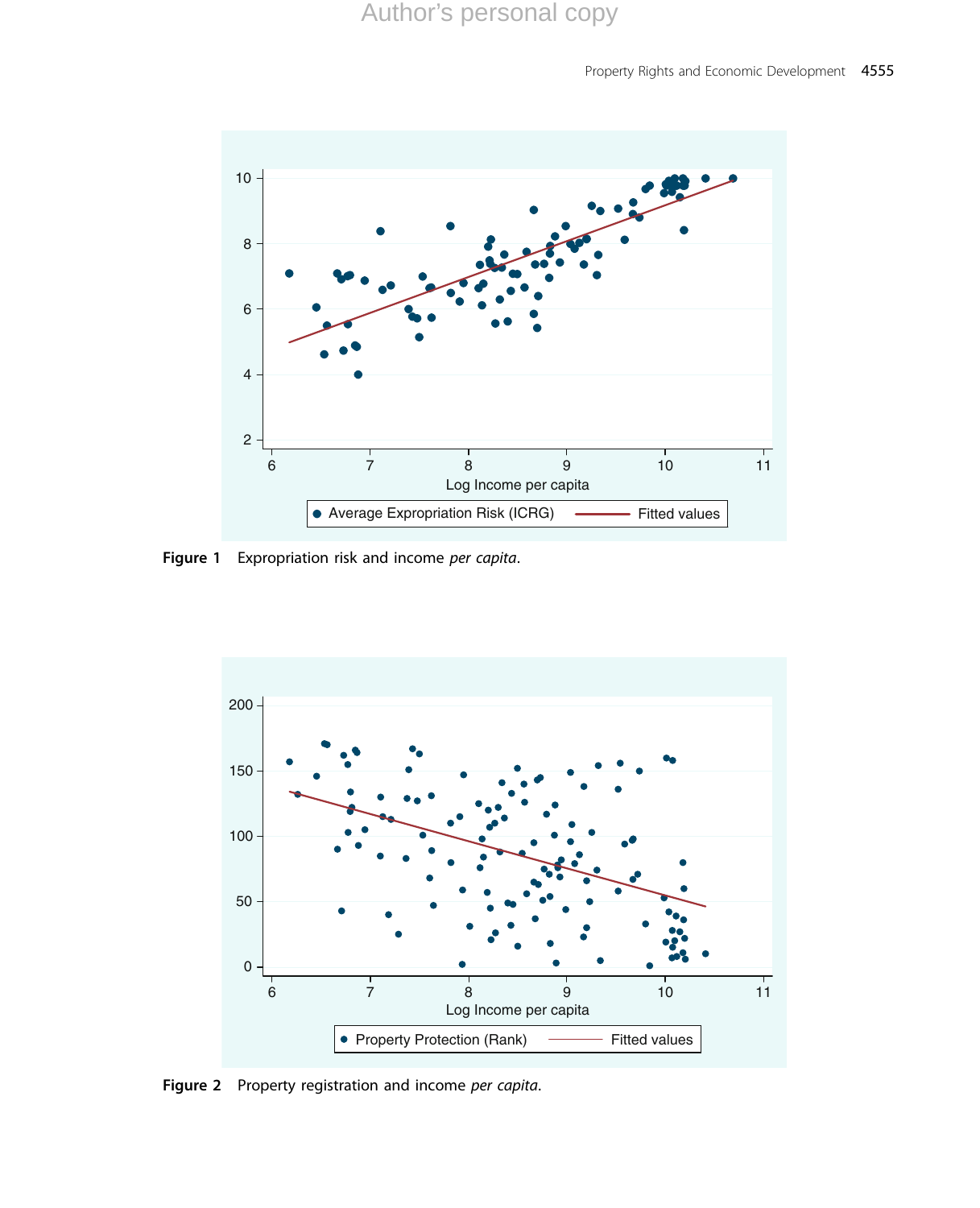**Figure 1** Expropriation risk and income *per capita*.

**Figure 2** Property registration and income *per capita*.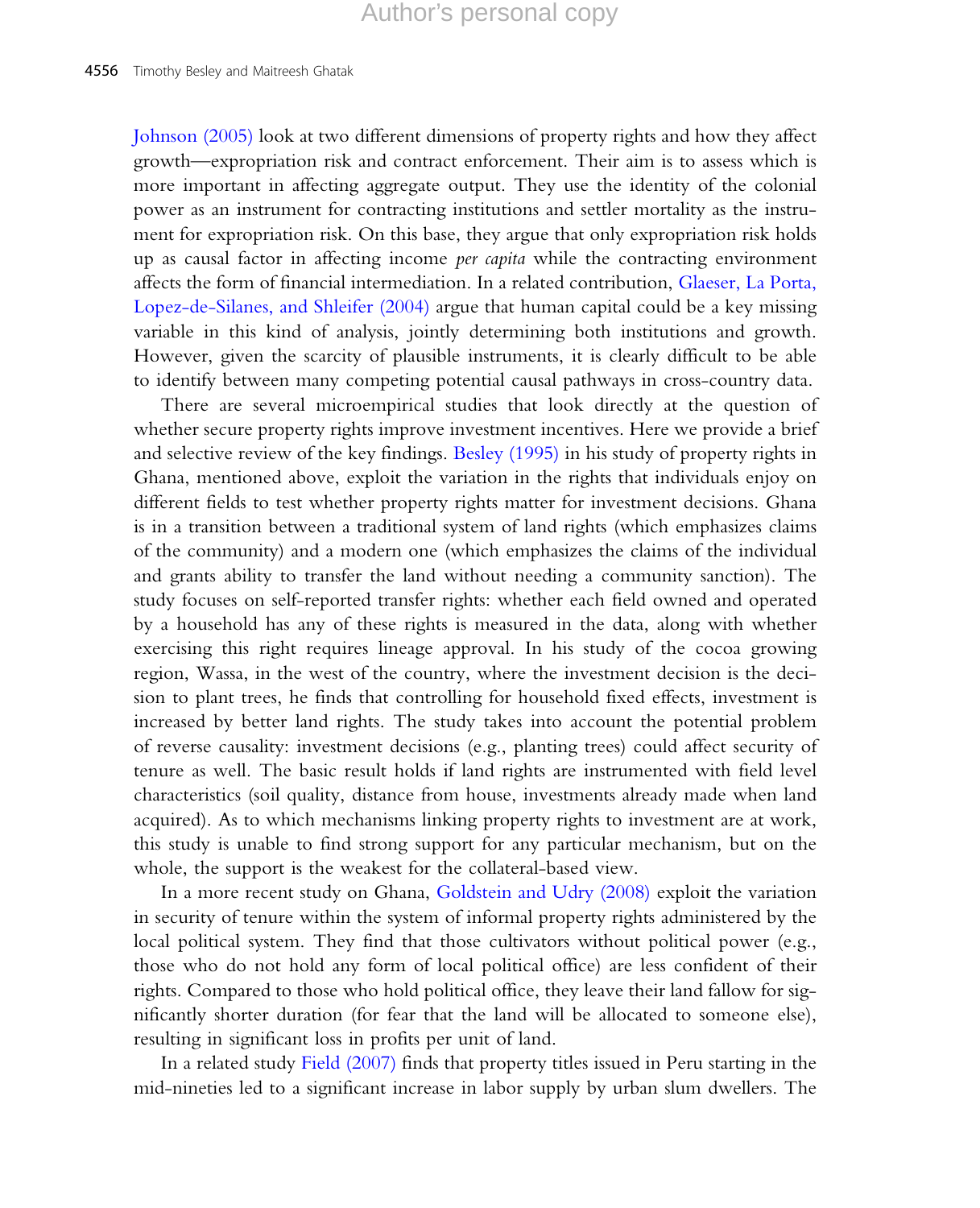Johnson (2005) look at two different dimensions of property rights and how they affect growth—expropriation risk and contract enforcement. Their aim is to assess which is more important in affecting aggregate output. They use the identity of the colonial power as an instrument for contracting institutions and settler mortality as the instrument for expropriation risk. On this base, they argue that only expropriation risk holds up as causal factor in affecting income *per capita* while the contracting environment affects the form of financial intermediation. In a related contribution, Glaeser, La Porta, Lopez-de-Silanes, and Shleifer (2004) argue that human capital could be a key missing variable in this kind of analysis, jointly determining both institutions and growth. However, given the scarcity of plausible instruments, it is clearly difficult to be able to identify between many competing potential causal pathways in cross-country data.

There are several microempirical studies that look directly at the question of whether secure property rights improve investment incentives. Here we provide a brief and selective review of the key findings. Besley (1995) in his study of property rights in Ghana, mentioned above, exploit the variation in the rights that individuals enjoy on different fields to test whether property rights matter for investment decisions. Ghana is in a transition between a traditional system of land rights (which emphasizes claims of the community) and a modern one (which emphasizes the claims of the individual and grants ability to transfer the land without needing a community sanction). The study focuses on self-reported transfer rights: whether each field owned and operated by a household has any of these rights is measured in the data, along with whether exercising this right requires lineage approval. In his study of the cocoa growing region, Wassa, in the west of the country, where the investment decision is the decision to plant trees, he finds that controlling for household fixed effects, investment is increased by better land rights. The study takes into account the potential problem of reverse causality: investment decisions (e.g., planting trees) could affect security of tenure as well. The basic result holds if land rights are instrumented with field level characteristics (soil quality, distance from house, investments already made when land acquired). As to which mechanisms linking property rights to investment are at work, this study is unable to find strong support for any particular mechanism, but on the whole, the support is the weakest for the collateral-based view.

In a more recent study on Ghana, Goldstein and Udry (2008) exploit the variation in security of tenure within the system of informal property rights administered by the local political system. They find that those cultivators without political power (e.g., those who do not hold any form of local political office) are less confident of their rights. Compared to those who hold political office, they leave their land fallow for significantly shorter duration (for fear that the land will be allocated to someone else), resulting in significant loss in profits per unit of land.

In a related study Field (2007) finds that property titles issued in Peru starting in the mid-nineties led to a significant increase in labor supply by urban slum dwellers. The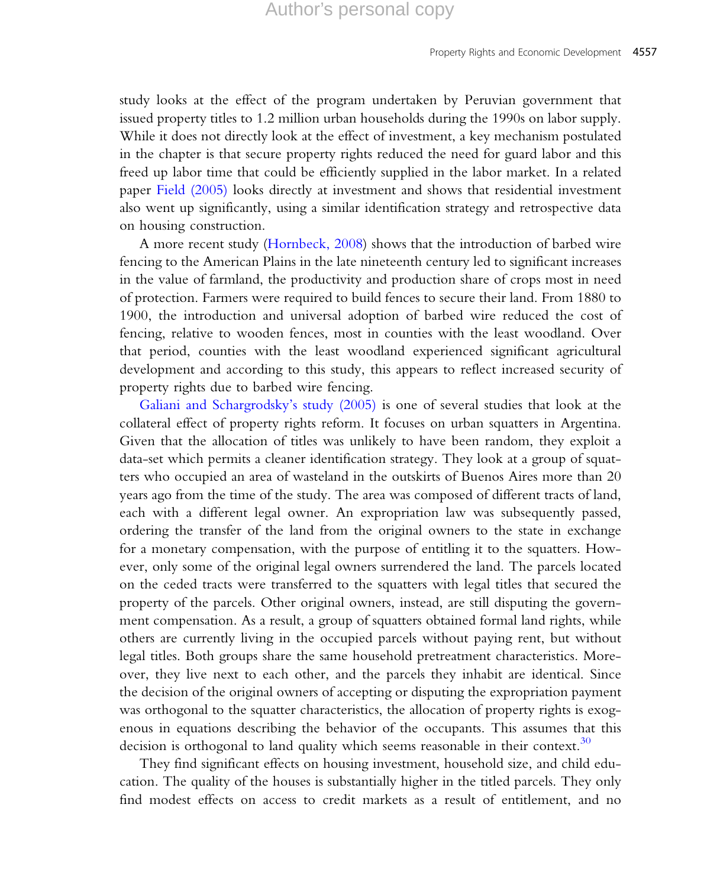study looks at the effect of the program undertaken by Peruvian government that issued property titles to 1.2 million urban households during the 1990s on labor supply. While it does not directly look at the effect of investment, a key mechanism postulated in the chapter is that secure property rights reduced the need for guard labor and this freed up labor time that could be efficiently supplied in the labor market. In a related paper Field (2005) looks directly at investment and shows that residential investment also went up significantly, using a similar identification strategy and retrospective data on housing construction.

A more recent study (Hornbeck, 2008) shows that the introduction of barbed wire fencing to the American Plains in the late nineteenth century led to significant increases in the value of farmland, the productivity and production share of crops most in need of protection. Farmers were required to build fences to secure their land. From 1880 to 1900, the introduction and universal adoption of barbed wire reduced the cost of fencing, relative to wooden fences, most in counties with the least woodland. Over that period, counties with the least woodland experienced significant agricultural development and according to this study, this appears to reflect increased security of property rights due to barbed wire fencing.

Galiani and Schargrodsky's study (2005) is one of several studies that look at the collateral effect of property rights reform. It focuses on urban squatters in Argentina. Given that the allocation of titles was unlikely to have been random, they exploit a data-set which permits a cleaner identification strategy. They look at a group of squatters who occupied an area of wasteland in the outskirts of Buenos Aires more than 20 years ago from the time of the study. The area was composed of different tracts of land, each with a different legal owner. An expropriation law was subsequently passed, ordering the transfer of the land from the original owners to the state in exchange for a monetary compensation, with the purpose of entitling it to the squatters. However, only some of the original legal owners surrendered the land. The parcels located on the ceded tracts were transferred to the squatters with legal titles that secured the property of the parcels. Other original owners, instead, are still disputing the government compensation. As a result, a group of squatters obtained formal land rights, while others are currently living in the occupied parcels without paying rent, but without legal titles. Both groups share the same household pretreatment characteristics. Moreover, they live next to each other, and the parcels they inhabit are identical. Since the decision of the original owners of accepting or disputing the expropriation payment was orthogonal to the squatter characteristics, the allocation of property rights is exogenous in equations describing the behavior of the occupants. This assumes that this decision is orthogonal to land quality which seems reasonable in their context.[30]

They find significant effects on housing investment, household size, and child education. The quality of the houses is substantially higher in the titled parcels. They only find modest effects on access to credit markets as a result of entitlement, and no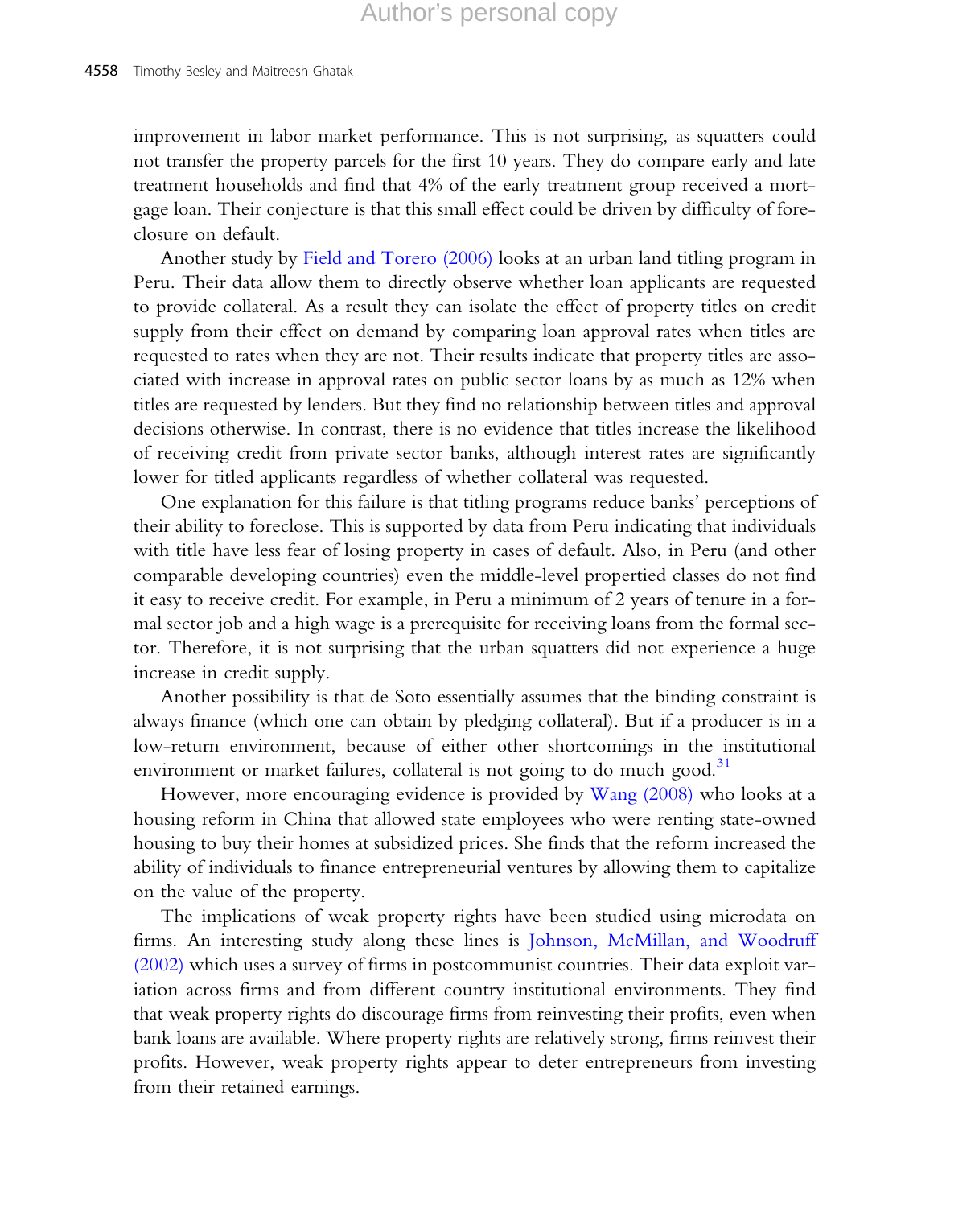improvement in labor market performance. This is not surprising, as squatters could not transfer the property parcels for the first 10 years. They do compare early and late treatment households and find that 4% of the early treatment group received a mortgage loan. Their conjecture is that this small effect could be driven by difficulty of foreclosure on default.

Another study by Field and Torero (2006) looks at an urban land titling program in Peru. Their data allow them to directly observe whether loan applicants are requested to provide collateral. As a result they can isolate the effect of property titles on credit supply from their effect on demand by comparing loan approval rates when titles are requested to rates when they are not. Their results indicate that property titles are associated with increase in approval rates on public sector loans by as much as 12% when titles are requested by lenders. But they find no relationship between titles and approval decisions otherwise. In contrast, there is no evidence that titles increase the likelihood of receiving credit from private sector banks, although interest rates are significantly lower for titled applicants regardless of whether collateral was requested.

One explanation for this failure is that titling programs reduce banks' perceptions of their ability to foreclose. This is supported by data from Peru indicating that individuals with title have less fear of losing property in cases of default. Also, in Peru (and other comparable developing countries) even the middle-level propertied classes do not find it easy to receive credit. For example, in Peru a minimum of 2 years of tenure in a formal sector job and a high wage is a prerequisite for receiving loans from the formal sector. Therefore, it is not surprising that the urban squatters did not experience a huge increase in credit supply.

Another possibility is that de Soto essentially assumes that the binding constraint is always finance (which one can obtain by pledging collateral). But if a producer is in a low-return environment, because of either other shortcomings in the institutional environment or market failures, collateral is not going to do much good.[31]

However, more encouraging evidence is provided by Wang (2008) who looks at a housing reform in China that allowed state employees who were renting state-owned housing to buy their homes at subsidized prices. She finds that the reform increased the ability of individuals to finance entrepreneurial ventures by allowing them to capitalize on the value of the property.

The implications of weak property rights have been studied using microdata on firms. An interesting study along these lines is Johnson, McMillan, and Woodruff (2002) which uses a survey of firms in postcommunist countries. Their data exploit variation across firms and from different country institutional environments. They find that weak property rights do discourage firms from reinvesting their profits, even when bank loans are available. Where property rights are relatively strong, firms reinvest their profits. However, weak property rights appear to deter entrepreneurs from investing from their retained earnings.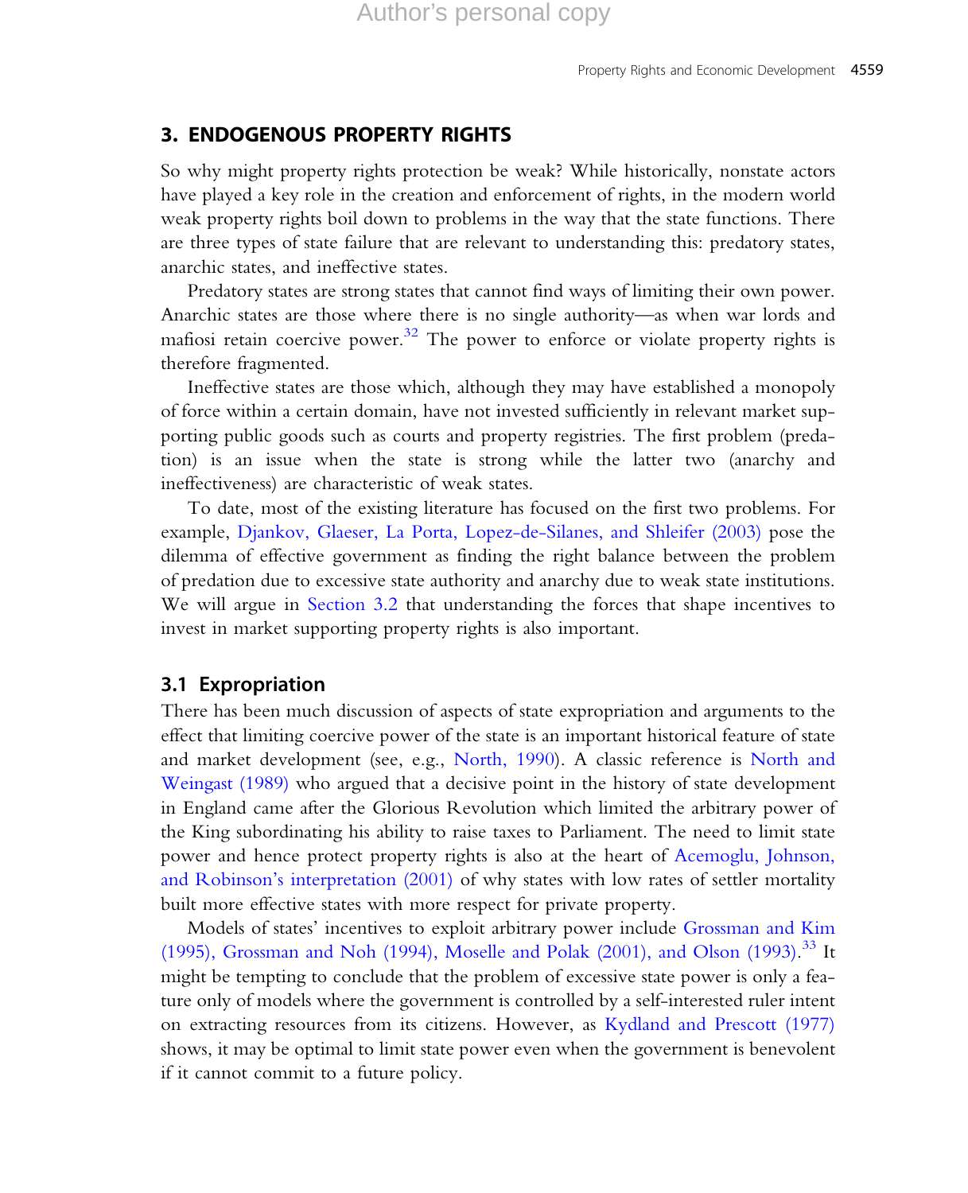## 3. ENDOGENOUS PROPERTY RIGHTS

So why might property rights protection be weak? While historically, nonstate actors have played a key role in the creation and enforcement of rights, in the modern world weak property rights boil down to problems in the way that the state functions. There are three types of state failure that are relevant to understanding this: predatory states, anarchic states, and ineffective states.

Predatory states are strong states that cannot find ways of limiting their own power. Anarchic states are those where there is no single authority—as when war lords and mafiosi retain coercive power.[32] The power to enforce or violate property rights is therefore fragmented.

Ineffective states are those which, although they may have established a monopoly of force within a certain domain, have not invested sufficiently in relevant market supporting public goods such as courts and property registries. The first problem (predation) is an issue when the state is strong while the latter two (anarchy and ineffectiveness) are characteristic of weak states.

To date, most of the existing literature has focused on the first two problems. For example, Djankov, Glaeser, La Porta, Lopez-de-Silanes, and Shleifer (2003) pose the dilemma of effective government as finding the right balance between the problem of predation due to excessive state authority and anarchy due to weak state institutions. We will argue in Section 3.2 that understanding the forces that shape incentives to invest in market supporting property rights is also important.

### 3.1 Expropriation

There has been much discussion of aspects of state expropriation and arguments to the effect that limiting coercive power of the state is an important historical feature of state and market development (see, e.g., North, 1990). A classic reference is North and Weingast (1989) who argued that a decisive point in the history of state development in England came after the Glorious Revolution which limited the arbitrary power of the King subordinating his ability to raise taxes to Parliament. The need to limit state power and hence protect property rights is also at the heart of Acemoglu, Johnson, and Robinson's interpretation (2001) of why states with low rates of settler mortality built more effective states with more respect for private property.

Models of states' incentives to exploit arbitrary power include Grossman and Kim (1995), Grossman and Noh (1994), Moselle and Polak (2001), and Olson (1993).[33] It might be tempting to conclude that the problem of excessive state power is only a feature only of models where the government is controlled by a self-interested ruler intent on extracting resources from its citizens. However, as Kydland and Prescott (1977) shows, it may be optimal to limit state power even when the government is benevolent if it cannot commit to a future policy.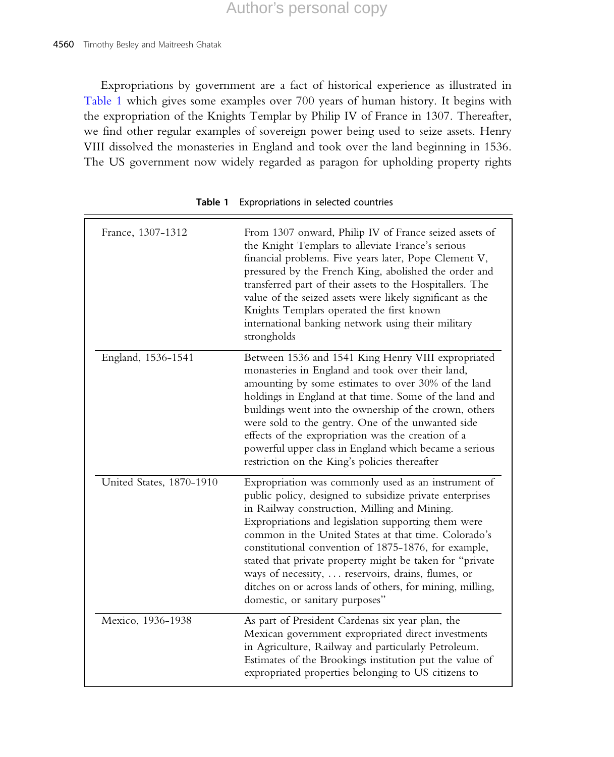Expropriations by government are a fact of historical experience as illustrated in Table 1 which gives some examples over 700 years of human history. It begins with the expropriation of the Knights Templar by Philip IV of France in 1307. Thereafter, we find other regular examples of sovereign power being used to seize assets. Henry VIII dissolved the monasteries in England and took over the land beginning in 1536. The US government now widely regarded as paragon for upholding property rights

**Table 1** Expropriations in selected countries

| | |
|---|---|
| France, 1307-1312 | From 1307 onward, Philip IV of France seized assets of the Knight Templars to alleviate France's serious financial problems. Five years later, Pope Clement V, pressured by the French King, abolished the order and transferred part of their assets to the Hospitallers. The value of the seized assets were likely significant as the Knights Templars operated the first known international banking network using their military strongholds |
| England, 1536-1541 | Between 1536 and 1541 King Henry VIII expropriated monasteries in England and took over their land, amounting by some estimates to over 30% of the land holdings in England at that time. Some of the land and buildings went into the ownership of the crown, others were sold to the gentry. One of the unwanted side effects of the expropriation was the creation of a powerful upper class in England which became a serious restriction on the King's policies thereafter |
| United States, 1870-1910 | Expropriation was commonly used as an instrument of public policy, designed to subsidize private enterprises in Railway construction, Milling and Mining. Expropriations and legislation supporting them were common in the United States at that time. Colorado's constitutional convention of 1875-1876, for example, stated that private property might be taken for "private ways of necessity, … reservoirs, drains, flumes, or ditches on or across lands of others, for mining, milling, domestic, or sanitary purposes" |
| Mexico, 1936-1938 | As part of President Cardenas six year plan, the Mexican government expropriated direct investments in Agriculture, Railway and particularly Petroleum. Estimates of the Brookings institution put the value of expropriated properties belonging to US citizens to |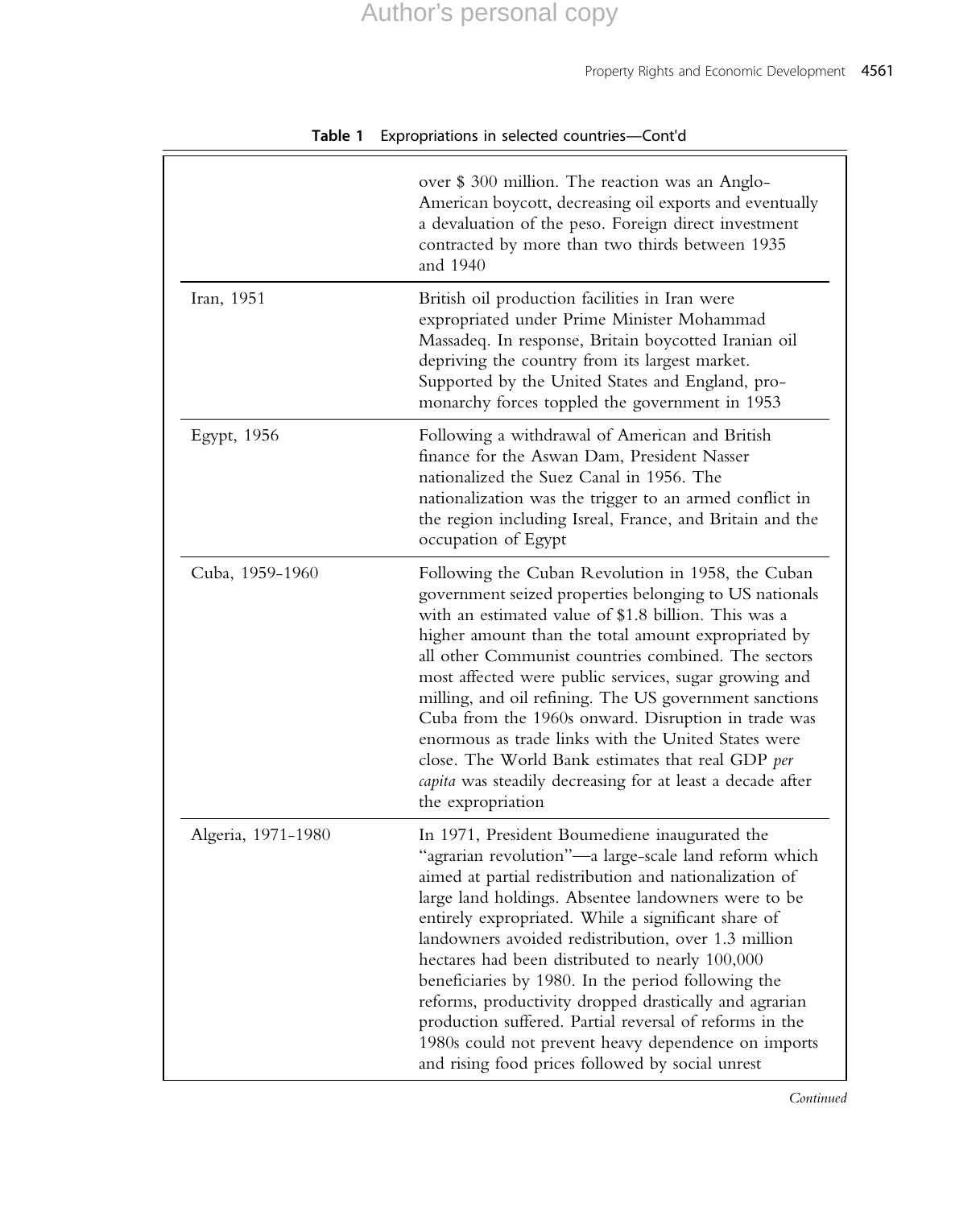**Table 1** Expropriations in selected countries—Cont'd

| | |
|---|---|
| | over $ 300 million. The reaction was an Anglo-American boycott, decreasing oil exports and eventually a devaluation of the peso. Foreign direct investment contracted by more than two thirds between 1935 and 1940 |
| Iran, 1951 | British oil production facilities in Iran were expropriated under Prime Minister Mohammad Massadeq. In response, Britain boycotted Iranian oil depriving the country from its largest market. Supported by the United States and England, pro-monarchy forces toppled the government in 1953 |
| Egypt, 1956 | Following a withdrawal of American and British finance for the Aswan Dam, President Nasser nationalized the Suez Canal in 1956. The nationalization was the trigger to an armed conflict in the region including Isreal, France, and Britain and the occupation of Egypt |
| Cuba, 1959-1960 | Following the Cuban Revolution in 1958, the Cuban government seized properties belonging to US nationals with an estimated value of $1.8 billion. This was a higher amount than the total amount expropriated by all other Communist countries combined. The sectors most affected were public services, sugar growing and milling, and oil refining. The US government sanctions Cuba from the 1960s onward. Disruption in trade was enormous as trade links with the United States were close. The World Bank estimates that real GDP *per capita* was steadily decreasing for at least a decade after the expropriation |
| Algeria, 1971-1980 | In 1971, President Boumediene inaugurated the "agrarian revolution"—a large-scale land reform which aimed at partial redistribution and nationalization of large land holdings. Absentee landowners were to be entirely expropriated. While a significant share of landowners avoided redistribution, over 1.3 million hectares had been distributed to nearly 100,000 beneficiaries by 1980. In the period following the reforms, productivity dropped drastically and agrarian production suffered. Partial reversal of reforms in the 1980s could not prevent heavy dependence on imports and rising food prices followed by social unrest |

*Continued*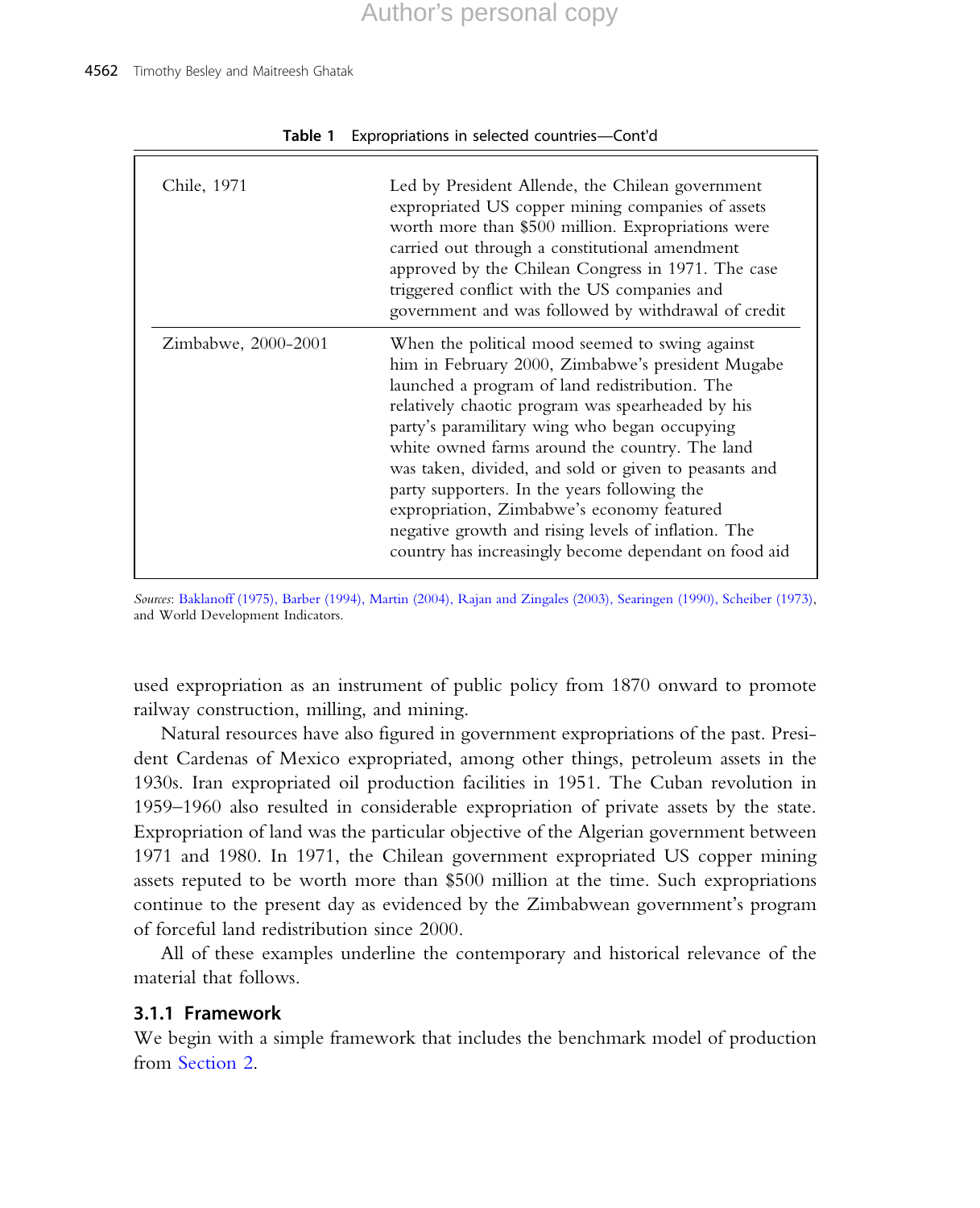**Table 1** Expropriations in selected countries—Cont'd

| | |
|---|---|
| Chile, 1971 | Led by President Allende, the Chilean government expropriated US copper mining companies of assets worth more than $500 million. Expropriations were carried out through a constitutional amendment approved by the Chilean Congress in 1971. The case triggered conflict with the US companies and government and was followed by withdrawal of credit |
| Zimbabwe, 2000-2001 | When the political mood seemed to swing against him in February 2000, Zimbabwe's president Mugabe launched a program of land redistribution. The relatively chaotic program was spearheaded by his party's paramilitary wing who began occupying white owned farms around the country. The land was taken, divided, and sold or given to peasants and party supporters. In the years following the expropriation, Zimbabwe's economy featured negative growth and rising levels of inflation. The country has increasingly become dependant on food aid |

*Sources*: Baklanoff (1975), Barber (1994), Martin (2004), Rajan and Zingales (2003), Searingen (1990), Scheiber (1973), and World Development Indicators.

used expropriation as an instrument of public policy from 1870 onward to promote railway construction, milling, and mining.

Natural resources have also figured in government expropriations of the past. President Cardenas of Mexico expropriated, among other things, petroleum assets in the 1930s. Iran expropriated oil production facilities in 1951. The Cuban revolution in 1959–1960 also resulted in considerable expropriation of private assets by the state. Expropriation of land was the particular objective of the Algerian government between 1971 and 1980. In 1971, the Chilean government expropriated US copper mining assets reputed to be worth more than $500 million at the time. Such expropriations continue to the present day as evidenced by the Zimbabwean government's program of forceful land redistribution since 2000.

All of these examples underline the contemporary and historical relevance of the material that follows.

### 3.1.1 Framework

We begin with a simple framework that includes the benchmark model of production from Section 2.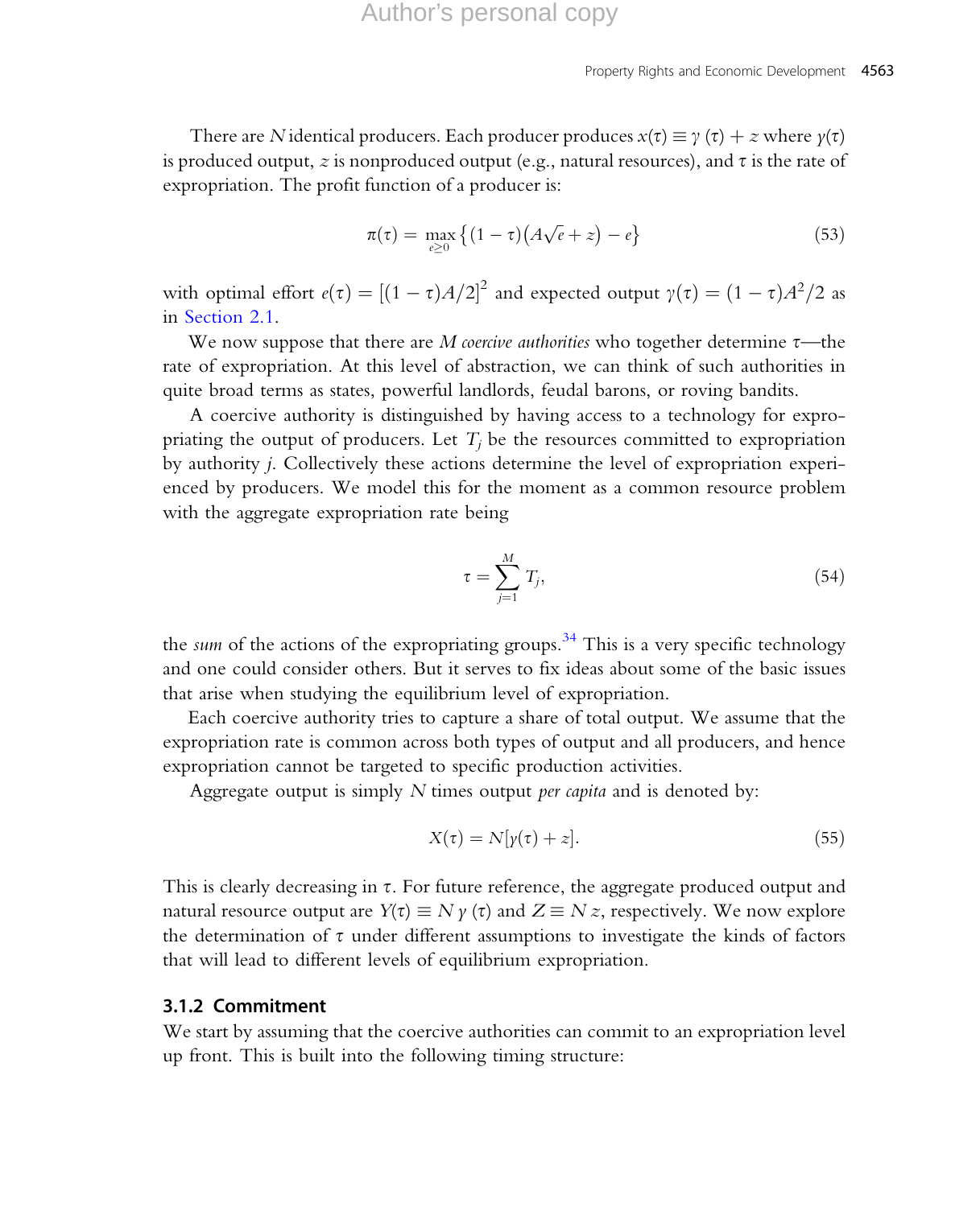There are $N$ identical producers. Each producer produces $x(\tau) \equiv y(\tau) + z$ where $y(\tau)$ is produced output, $z$ is nonproduced output (e.g., natural resources), and $\tau$ is the rate of expropriation. The profit function of a producer is:

$$\pi(\tau) = \max_{e \geq 0} \left\{ (1-\tau)\left(A\sqrt{e} + z\right) - e \right\} \tag{53}$$

with optimal effort $e(\tau) = [(1-\tau)A/2]^2$ and expected output $y(\tau) = (1-\tau)A^2/2$ as in Section 2.1.

We now suppose that there are $M$ *coercive authorities* who together determine $\tau$—the rate of expropriation. At this level of abstraction, we can think of such authorities in quite broad terms as states, powerful landlords, feudal barons, or roving bandits.

A coercive authority is distinguished by having access to a technology for expropriating the output of producers. Let $T_j$ be the resources committed to expropriation by authority $j$. Collectively these actions determine the level of expropriation experienced by producers. We model this for the moment as a common resource problem with the aggregate expropriation rate being

$$\tau = \sum_{j=1}^{M} T_j, \tag{54}$$

the *sum* of the actions of the expropriating groups.[34] This is a very specific technology and one could consider others. But it serves to fix ideas about some of the basic issues that arise when studying the equilibrium level of expropriation.

Each coercive authority tries to capture a share of total output. We assume that the expropriation rate is common across both types of output and all producers, and hence expropriation cannot be targeted to specific production activities.

Aggregate output is simply $N$ times output *per capita* and is denoted by:

$$X(\tau) = N[y(\tau) + z]. \tag{55}$$

This is clearly decreasing in $\tau$. For future reference, the aggregate produced output and natural resource output are $Y(\tau) \equiv N\, y(\tau)$ and $Z \equiv N\, z$, respectively. We now explore the determination of $\tau$ under different assumptions to investigate the kinds of factors that will lead to different levels of equilibrium expropriation.

### 3.1.2 Commitment

We start by assuming that the coercive authorities can commit to an expropriation level up front. This is built into the following timing structure: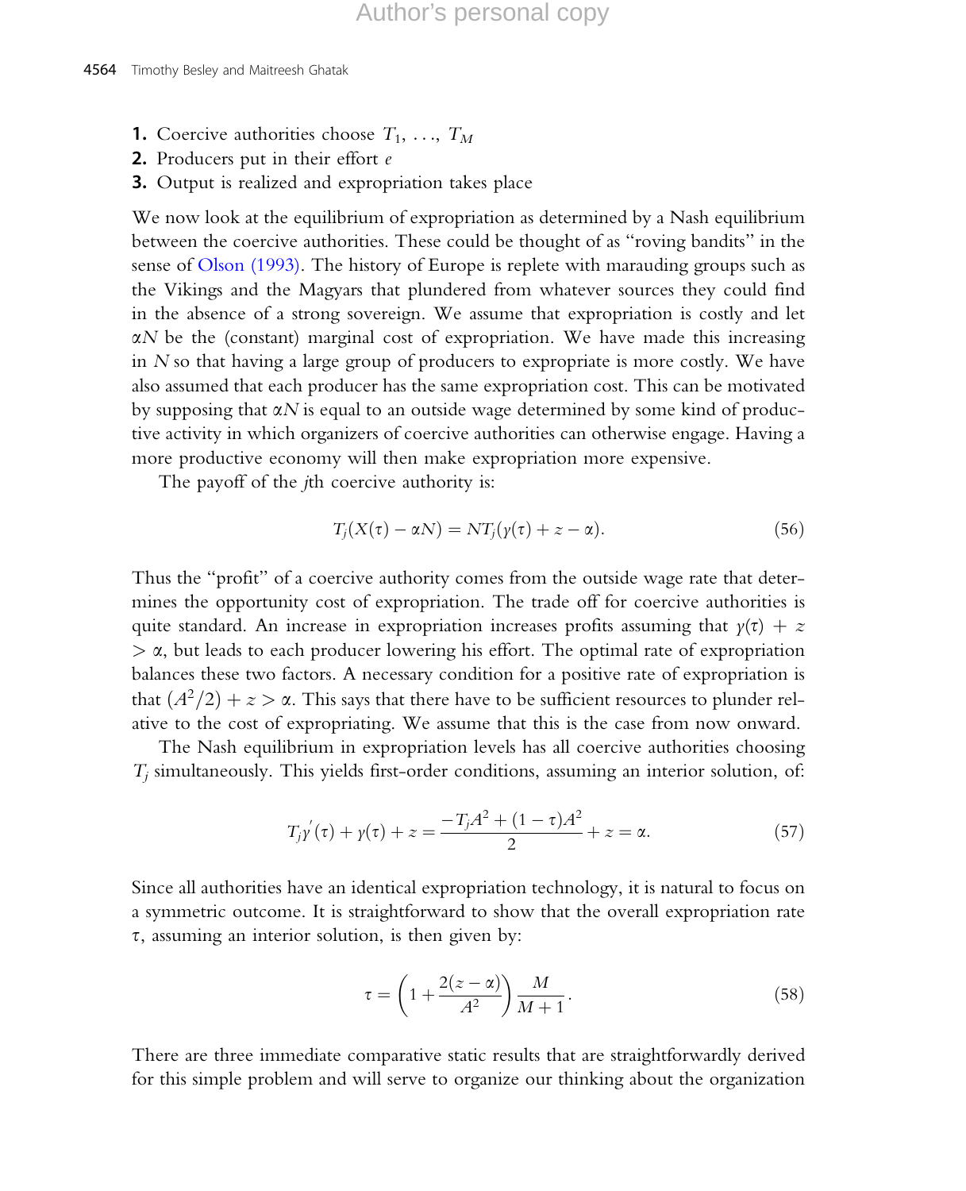1. Coercive authorities choose $T_1, \ldots, T_M$
2. Producers put in their effort $e$
3. Output is realized and expropriation takes place

We now look at the equilibrium of expropriation as determined by a Nash equilibrium between the coercive authorities. These could be thought of as "roving bandits" in the sense of Olson (1993). The history of Europe is replete with marauding groups such as the Vikings and the Magyars that plundered from whatever sources they could find in the absence of a strong sovereign. We assume that expropriation is costly and let $\alpha N$ be the (constant) marginal cost of expropriation. We have made this increasing in $N$ so that having a large group of producers to expropriate is more costly. We have also assumed that each producer has the same expropriation cost. This can be motivated by supposing that $\alpha N$ is equal to an outside wage determined by some kind of productive activity in which organizers of coercive authorities can otherwise engage. Having a more productive economy will then make expropriation more expensive.

The payoff of the $j$th coercive authority is:

$$T_j(X(\tau) - \alpha N) = NT_j(\gamma(\tau) + z - \alpha). \tag{56}$$

Thus the "profit" of a coercive authority comes from the outside wage rate that determines the opportunity cost of expropriation. The trade off for coercive authorities is quite standard. An increase in expropriation increases profits assuming that $\gamma(\tau) + z > \alpha$, but leads to each producer lowering his effort. The optimal rate of expropriation balances these two factors. A necessary condition for a positive rate of expropriation is that $(A^2/2) + z > \alpha$. This says that there have to be sufficient resources to plunder relative to the cost of expropriating. We assume that this is the case from now onward.

The Nash equilibrium in expropriation levels has all coercive authorities choosing $T_j$ simultaneously. This yields first-order conditions, assuming an interior solution, of:

$$T_j\gamma'(\tau) + \gamma(\tau) + z = \frac{-T_jA^2 + (1-\tau)A^2}{2} + z = \alpha. \tag{57}$$

Since all authorities have an identical expropriation technology, it is natural to focus on a symmetric outcome. It is straightforward to show that the overall expropriation rate $\tau$, assuming an interior solution, is then given by:

$$\tau = \left(1 + \frac{2(z-\alpha)}{A^2}\right)\frac{M}{M+1}. \tag{58}$$

There are three immediate comparative static results that are straightforwardly derived for this simple problem and will serve to organize our thinking about the organization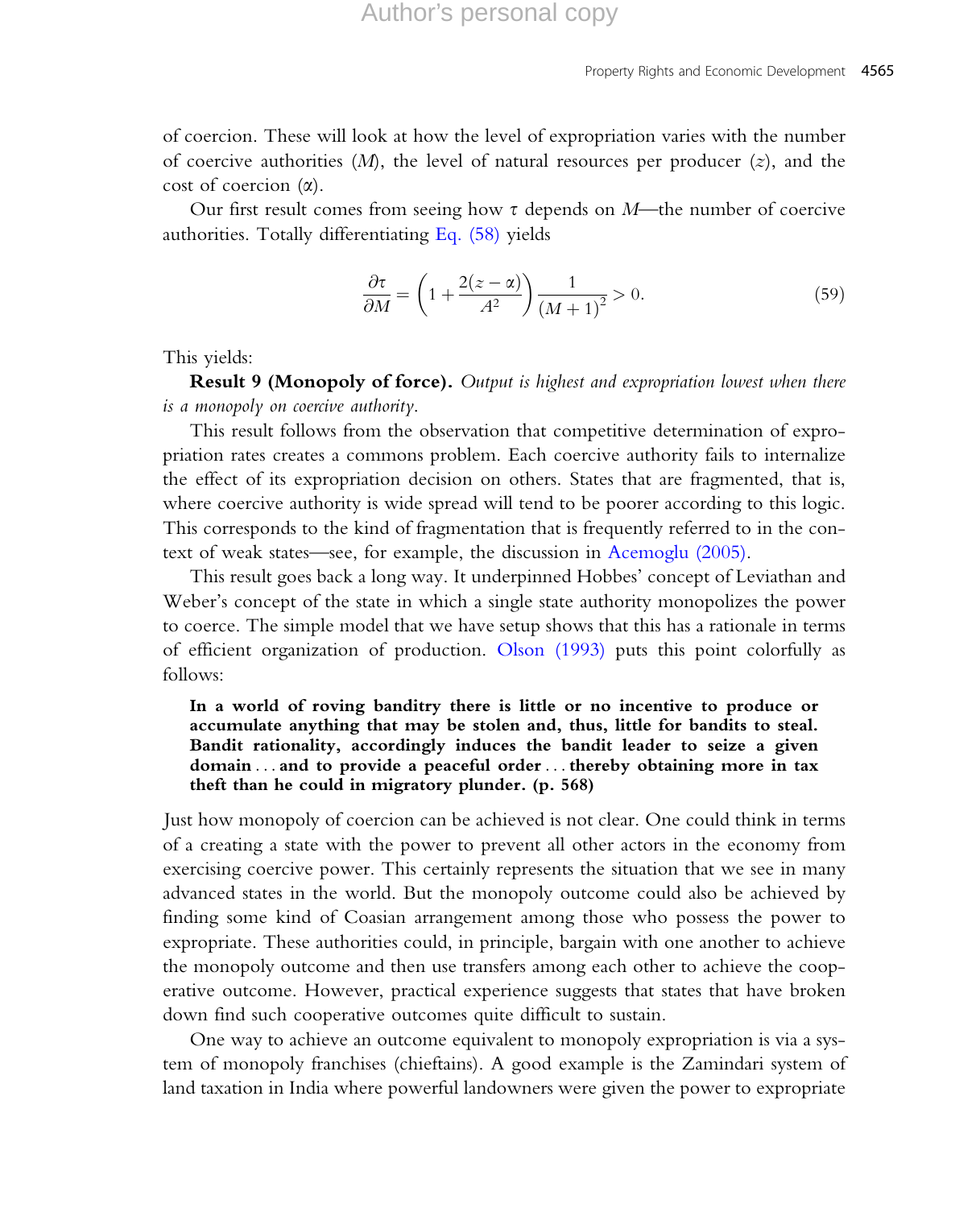of coercion. These will look at how the level of expropriation varies with the number of coercive authorities ($M$), the level of natural resources per producer ($z$), and the cost of coercion ($\alpha$).

Our first result comes from seeing how $\tau$ depends on $M$—the number of coercive authorities. Totally differentiating Eq. (58) yields

$$\frac{\partial \tau}{\partial M} = \left(1 + \frac{2(z - \alpha)}{A^2}\right) \frac{1}{(M+1)^2} > 0. \tag{59}$$

This yields:

**Result 9 (Monopoly of force).** *Output is highest and expropriation lowest when there is a monopoly on coercive authority.*

This result follows from the observation that competitive determination of expropriation rates creates a commons problem. Each coercive authority fails to internalize the effect of its expropriation decision on others. States that are fragmented, that is, where coercive authority is wide spread will tend to be poorer according to this logic. This corresponds to the kind of fragmentation that is frequently referred to in the context of weak states—see, for example, the discussion in Acemoglu (2005).

This result goes back a long way. It underpinned Hobbes' concept of Leviathan and Weber's concept of the state in which a single state authority monopolizes the power to coerce. The simple model that we have setup shows that this has a rationale in terms of efficient organization of production. Olson (1993) puts this point colorfully as follows:

> **In a world of roving banditry there is little or no incentive to produce or accumulate anything that may be stolen and, thus, little for bandits to steal. Bandit rationality, accordingly induces the bandit leader to seize a given domain . . . and to provide a peaceful order . . . thereby obtaining more in tax theft than he could in migratory plunder. (p. 568)**

Just how monopoly of coercion can be achieved is not clear. One could think in terms of a creating a state with the power to prevent all other actors in the economy from exercising coercive power. This certainly represents the situation that we see in many advanced states in the world. But the monopoly outcome could also be achieved by finding some kind of Coasian arrangement among those who possess the power to expropriate. These authorities could, in principle, bargain with one another to achieve the monopoly outcome and then use transfers among each other to achieve the cooperative outcome. However, practical experience suggests that states that have broken down find such cooperative outcomes quite difficult to sustain.

One way to achieve an outcome equivalent to monopoly expropriation is via a system of monopoly franchises (chieftains). A good example is the Zamindari system of land taxation in India where powerful landowners were given the power to expropriate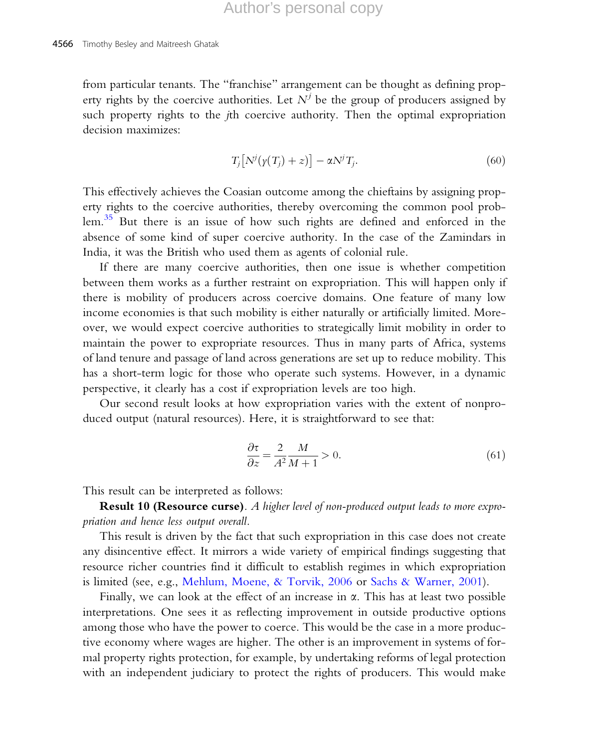from particular tenants. The "franchise" arrangement can be thought as defining property rights by the coercive authorities. Let $N^j$ be the group of producers assigned by such property rights to the $j$th coercive authority. Then the optimal expropriation decision maximizes:

$$T_j\left[N^j(\gamma(T_j)+z)\right]-\alpha N^j T_j. \tag{60}$$

This effectively achieves the Coasian outcome among the chieftains by assigning property rights to the coercive authorities, thereby overcoming the common pool problem.[35] But there is an issue of how such rights are defined and enforced in the absence of some kind of super coercive authority. In the case of the Zamindars in India, it was the British who used them as agents of colonial rule.

If there are many coercive authorities, then one issue is whether competition between them works as a further restraint on expropriation. This will happen only if there is mobility of producers across coercive domains. One feature of many low income economies is that such mobility is either naturally or artificially limited. Moreover, we would expect coercive authorities to strategically limit mobility in order to maintain the power to expropriate resources. Thus in many parts of Africa, systems of land tenure and passage of land across generations are set up to reduce mobility. This has a short-term logic for those who operate such systems. However, in a dynamic perspective, it clearly has a cost if expropriation levels are too high.

Our second result looks at how expropriation varies with the extent of nonproduced output (natural resources). Here, it is straightforward to see that:

$$\frac{\partial \tau}{\partial z}=\frac{2}{A^2}\frac{M}{M+1}>0. \tag{61}$$

This result can be interpreted as follows:

**Result 10 (Resource curse)**. *A higher level of non-produced output leads to more expropriation and hence less output overall.*

This result is driven by the fact that such expropriation in this case does not create any disincentive effect. It mirrors a wide variety of empirical findings suggesting that resource richer countries find it difficult to establish regimes in which expropriation is limited (see, e.g., Mehlum, Moene, & Torvik, 2006 or Sachs & Warner, 2001).

Finally, we can look at the effect of an increase in $\alpha$. This has at least two possible interpretations. One sees it as reflecting improvement in outside productive options among those who have the power to coerce. This would be the case in a more productive economy where wages are higher. The other is an improvement in systems of formal property rights protection, for example, by undertaking reforms of legal protection with an independent judiciary to protect the rights of producers. This would make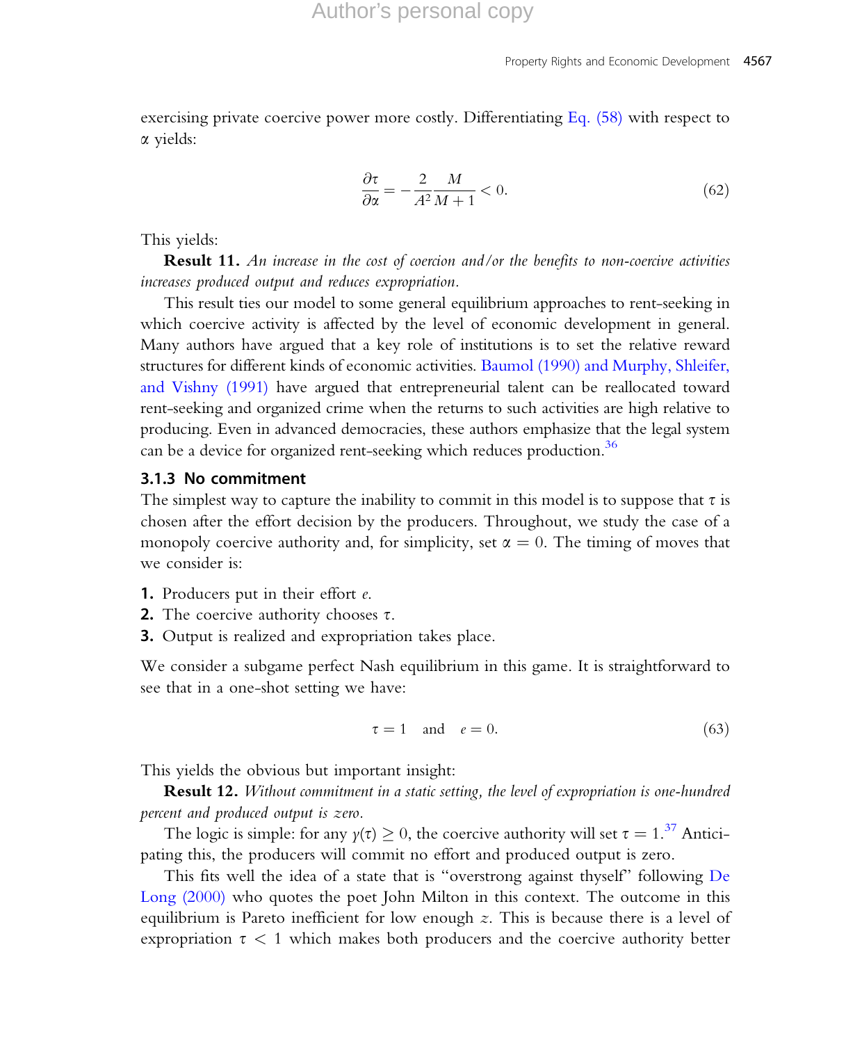exercising private coercive power more costly. Differentiating Eq. (58) with respect to $\alpha$ yields:

$$\frac{\partial \tau}{\partial \alpha} = -\frac{2}{A^2}\frac{M}{M+1} < 0. \tag{62}$$

This yields:

**Result 11.** *An increase in the cost of coercion and/or the benefits to non-coercive activities increases produced output and reduces expropriation.*

This result ties our model to some general equilibrium approaches to rent-seeking in which coercive activity is affected by the level of economic development in general. Many authors have argued that a key role of institutions is to set the relative reward structures for different kinds of economic activities. Baumol (1990) and Murphy, Shleifer, and Vishny (1991) have argued that entrepreneurial talent can be reallocated toward rent-seeking and organized crime when the returns to such activities are high relative to producing. Even in advanced democracies, these authors emphasize that the legal system can be a device for organized rent-seeking which reduces production.[36]

### 3.1.3 No commitment

The simplest way to capture the inability to commit in this model is to suppose that $\tau$ is chosen after the effort decision by the producers. Throughout, we study the case of a monopoly coercive authority and, for simplicity, set $\alpha = 0$. The timing of moves that we consider is:

1. Producers put in their effort $e$.
2. The coercive authority chooses $\tau$.
3. Output is realized and expropriation takes place.

We consider a subgame perfect Nash equilibrium in this game. It is straightforward to see that in a one-shot setting we have:

$$\tau = 1 \quad \text{and} \quad e = 0. \tag{63}$$

This yields the obvious but important insight:

**Result 12.** *Without commitment in a static setting, the level of expropriation is one-hundred percent and produced output is zero.*

The logic is simple: for any $\gamma(\tau) \geq 0$, the coercive authority will set $\tau = 1$.[37] Anticipating this, the producers will commit no effort and produced output is zero.

This fits well the idea of a state that is "overstrong against thyself" following De Long (2000) who quotes the poet John Milton in this context. The outcome in this equilibrium is Pareto inefficient for low enough $z$. This is because there is a level of expropriation $\tau < 1$ which makes both producers and the coercive authority better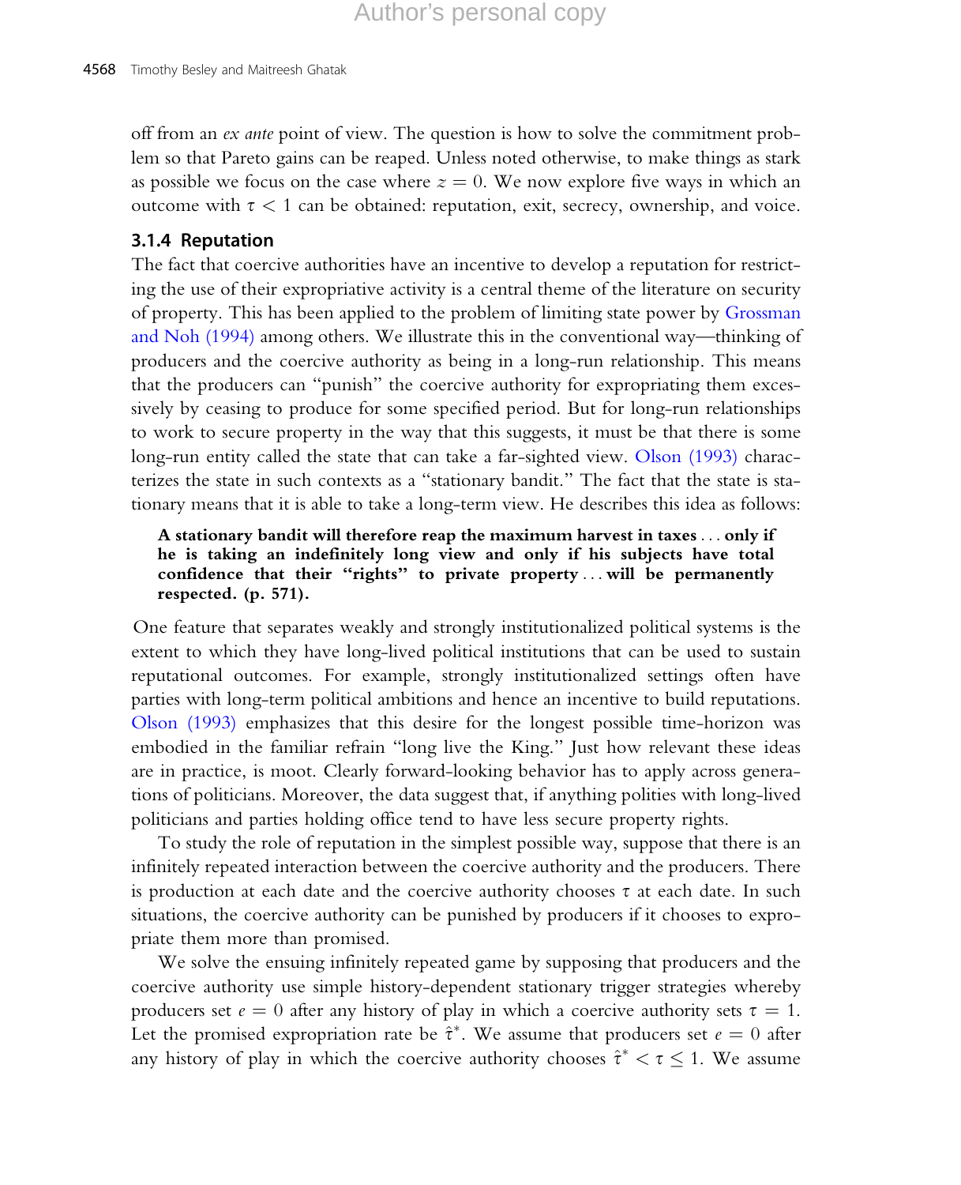off from an *ex ante* point of view. The question is how to solve the commitment problem so that Pareto gains can be reaped. Unless noted otherwise, to make things as stark as possible we focus on the case where $z = 0$. We now explore five ways in which an outcome with $\tau < 1$ can be obtained: reputation, exit, secrecy, ownership, and voice.

### 3.1.4 Reputation

The fact that coercive authorities have an incentive to develop a reputation for restricting the use of their expropriative activity is a central theme of the literature on security of property. This has been applied to the problem of limiting state power by Grossman and Noh (1994) among others. We illustrate this in the conventional way—thinking of producers and the coercive authority as being in a long-run relationship. This means that the producers can "punish" the coercive authority for expropriating them excessively by ceasing to produce for some specified period. But for long-run relationships to work to secure property in the way that this suggests, it must be that there is some long-run entity called the state that can take a far-sighted view. Olson (1993) characterizes the state in such contexts as a "stationary bandit." The fact that the state is stationary means that it is able to take a long-term view. He describes this idea as follows:

> **A stationary bandit will therefore reap the maximum harvest in taxes ... only if he is taking an indefinitely long view and only if his subjects have total confidence that their "rights" to private property ... will be permanently respected. (p. 571).**

One feature that separates weakly and strongly institutionalized political systems is the extent to which they have long-lived political institutions that can be used to sustain reputational outcomes. For example, strongly institutionalized settings often have parties with long-term political ambitions and hence an incentive to build reputations. Olson (1993) emphasizes that this desire for the longest possible time-horizon was embodied in the familiar refrain "long live the King." Just how relevant these ideas are in practice, is moot. Clearly forward-looking behavior has to apply across generations of politicians. Moreover, the data suggest that, if anything polities with long-lived politicians and parties holding office tend to have less secure property rights.

To study the role of reputation in the simplest possible way, suppose that there is an infinitely repeated interaction between the coercive authority and the producers. There is production at each date and the coercive authority chooses $\tau$ at each date. In such situations, the coercive authority can be punished by producers if it chooses to expropriate them more than promised.

We solve the ensuing infinitely repeated game by supposing that producers and the coercive authority use simple history-dependent stationary trigger strategies whereby producers set $e = 0$ after any history of play in which a coercive authority sets $\tau = 1$. Let the promised expropriation rate be $\hat{\tau}^*$. We assume that producers set $e = 0$ after any history of play in which the coercive authority chooses $\hat{\tau}^* < \tau \leq 1$. We assume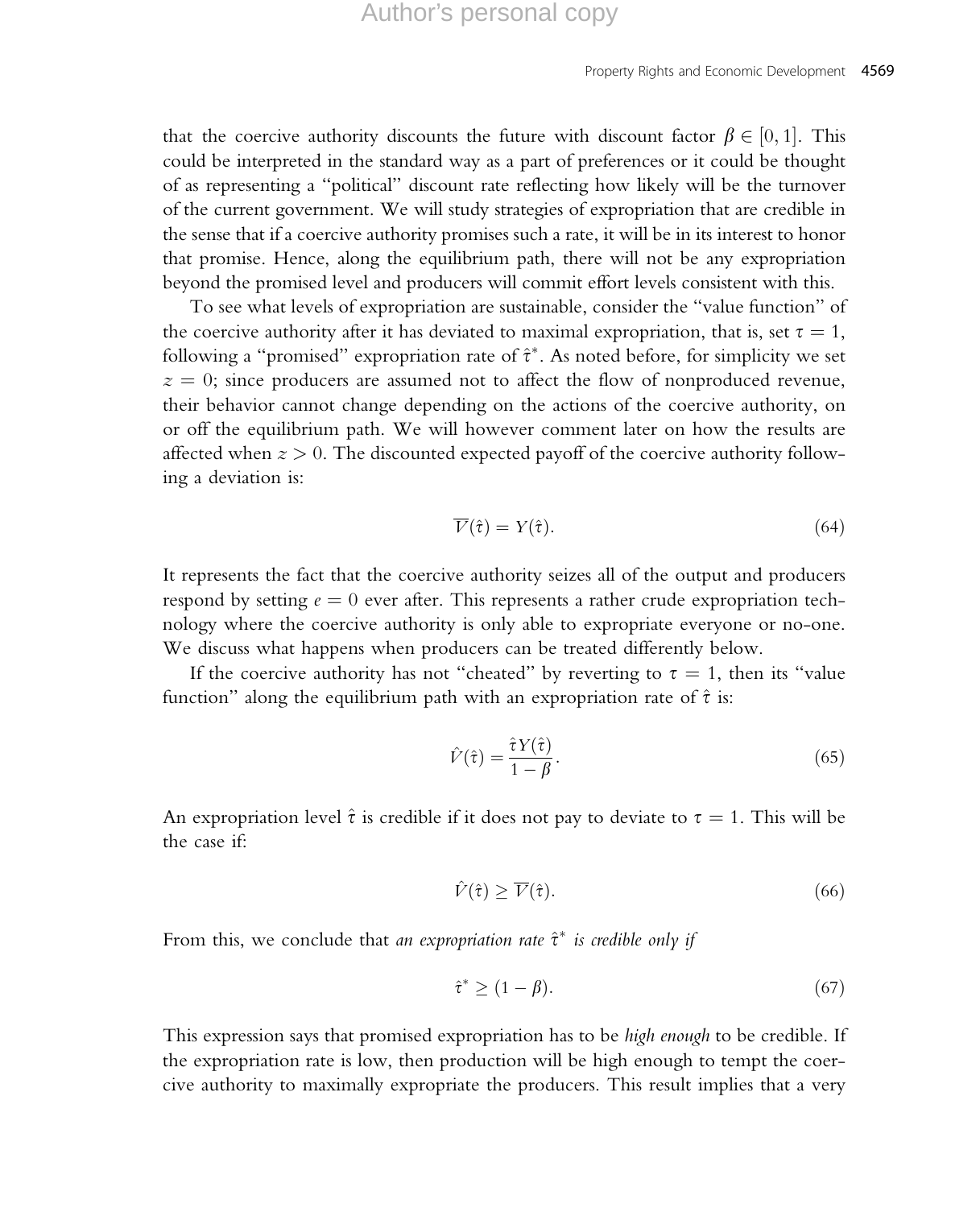that the coercive authority discounts the future with discount factor $\beta \in [0, 1]$. This could be interpreted in the standard way as a part of preferences or it could be thought of as representing a "political" discount rate reflecting how likely will be the turnover of the current government. We will study strategies of expropriation that are credible in the sense that if a coercive authority promises such a rate, it will be in its interest to honor that promise. Hence, along the equilibrium path, there will not be any expropriation beyond the promised level and producers will commit effort levels consistent with this.

To see what levels of expropriation are sustainable, consider the "value function" of the coercive authority after it has deviated to maximal expropriation, that is, set $\tau = 1$, following a "promised" expropriation rate of $\hat{\tau}^*$. As noted before, for simplicity we set $z = 0$; since producers are assumed not to affect the flow of nonproduced revenue, their behavior cannot change depending on the actions of the coercive authority, on or off the equilibrium path. We will however comment later on how the results are affected when $z > 0$. The discounted expected payoff of the coercive authority following a deviation is:

$$\overline{V}(\hat{\tau}) = Y(\hat{\tau}). \tag{64}$$

It represents the fact that the coercive authority seizes all of the output and producers respond by setting $e = 0$ ever after. This represents a rather crude expropriation technology where the coercive authority is only able to expropriate everyone or no-one. We discuss what happens when producers can be treated differently below.

If the coercive authority has not "cheated" by reverting to $\tau = 1$, then its "value function" along the equilibrium path with an expropriation rate of $\hat{\tau}$ is:

$$\hat{V}(\hat{\tau}) = \frac{\hat{\tau} Y(\hat{\tau})}{1 - \beta}. \tag{65}$$

An expropriation level $\hat{\tau}$ is credible if it does not pay to deviate to $\tau = 1$. This will be the case if:

$$\hat{V}(\hat{\tau}) \geq \overline{V}(\hat{\tau}). \tag{66}$$

From this, we conclude that *an expropriation rate $\hat{\tau}^*$ is credible only if*

$$\hat{\tau}^* \geq (1 - \beta). \tag{67}$$

This expression says that promised expropriation has to be *high enough* to be credible. If the expropriation rate is low, then production will be high enough to tempt the coercive authority to maximally expropriate the producers. This result implies that a very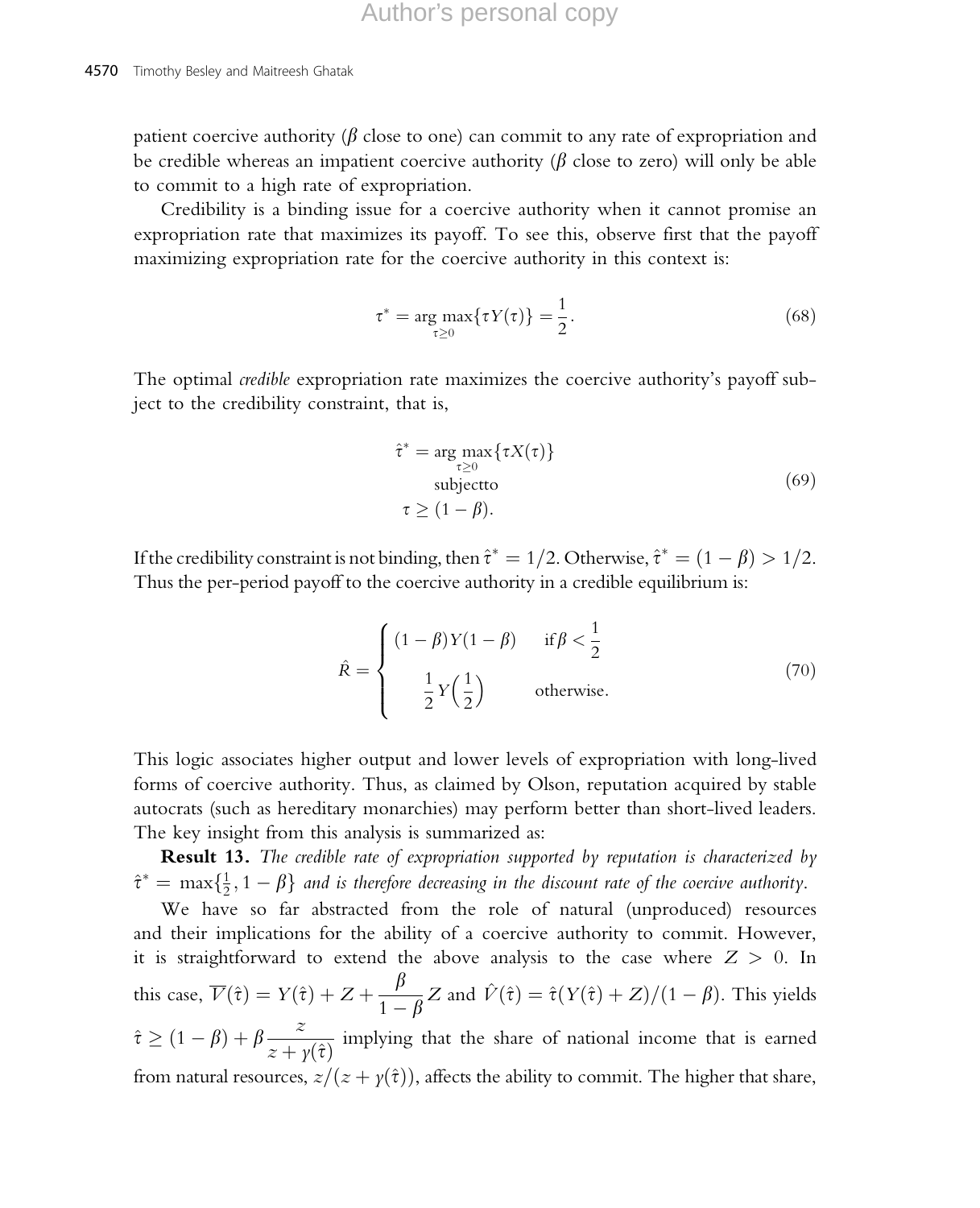patient coercive authority ($\beta$ close to one) can commit to any rate of expropriation and be credible whereas an impatient coercive authority ($\beta$ close to zero) will only be able to commit to a high rate of expropriation.

Credibility is a binding issue for a coercive authority when it cannot promise an expropriation rate that maximizes its payoff. To see this, observe first that the payoff maximizing expropriation rate for the coercive authority in this context is:

$$\tau^* = \arg\max_{\tau \geq 0} \{\tau Y(\tau)\} = \frac{1}{2}. \tag{68}$$

The optimal *credible* expropriation rate maximizes the coercive authority's payoff subject to the credibility constraint, that is,

$$\begin{gathered} \hat{\tau}^* = \arg\max_{\tau \geq 0} \{\tau X(\tau)\} \\ \text{subjectto} \\ \tau \geq (1-\beta). \end{gathered} \tag{69}$$

If the credibility constraint is not binding, then $\hat{\tau}^* = 1/2$. Otherwise, $\hat{\tau}^* = (1-\beta) > 1/2$. Thus the per-period payoff to the coercive authority in a credible equilibrium is:

$$\hat{R} = \begin{cases} (1-\beta)Y(1-\beta) & \text{if} \, \beta < \dfrac{1}{2} \\ \dfrac{1}{2} Y\left(\dfrac{1}{2}\right) & \text{otherwise.} \end{cases} \tag{70}$$

This logic associates higher output and lower levels of expropriation with long-lived forms of coercive authority. Thus, as claimed by Olson, reputation acquired by stable autocrats (such as hereditary monarchies) may perform better than short-lived leaders. The key insight from this analysis is summarized as:

**Result 13.** *The credible rate of expropriation supported by reputation is characterized by* $\hat{\tau}^* = \max\{\frac{1}{2}, 1-\beta\}$ *and is therefore decreasing in the discount rate of the coercive authority.*

We have so far abstracted from the role of natural (unproduced) resources and their implications for the ability of a coercive authority to commit. However, it is straightforward to extend the above analysis to the case where $Z > 0$. In this case, $\overline{V}(\hat{\tau}) = Y(\hat{\tau}) + Z + \dfrac{\beta}{1-\beta} Z$ and $\hat{V}(\hat{\tau}) = \hat{\tau}(Y(\hat{\tau}) + Z)/(1-\beta)$. This yields $\hat{\tau} \geq (1-\beta) + \beta \dfrac{z}{z + y(\hat{\tau})}$ implying that the share of national income that is earned from natural resources, $z/(z + y(\hat{\tau}))$, affects the ability to commit. The higher that share,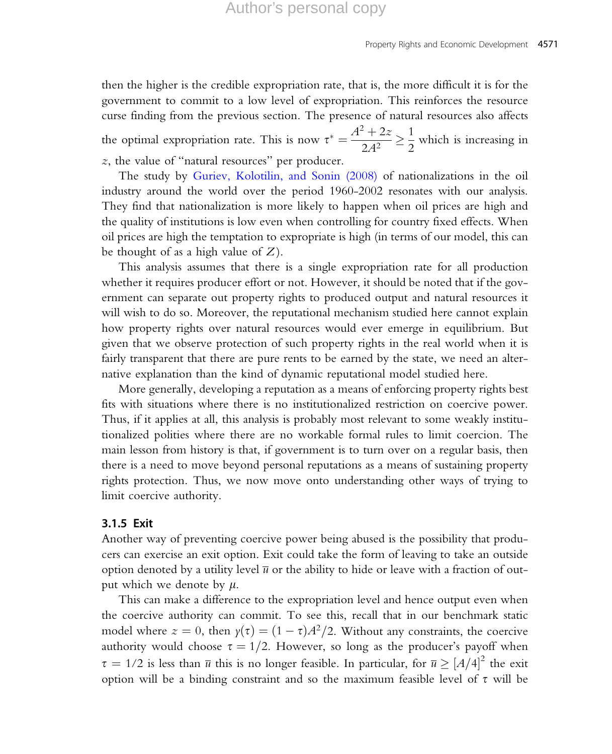then the higher is the credible expropriation rate, that is, the more difficult it is for the government to commit to a low level of expropriation. This reinforces the resource curse finding from the previous section. The presence of natural resources also affects the optimal expropriation rate. This is now $\tau^* = \dfrac{A^2 + 2z}{2A^2} \geq \dfrac{1}{2}$ which is increasing in $z$, the value of "natural resources" per producer.

The study by Guriev, Kolotilin, and Sonin (2008) of nationalizations in the oil industry around the world over the period 1960-2002 resonates with our analysis. They find that nationalization is more likely to happen when oil prices are high and the quality of institutions is low even when controlling for country fixed effects. When oil prices are high the temptation to expropriate is high (in terms of our model, this can be thought of as a high value of $Z$).

This analysis assumes that there is a single expropriation rate for all production whether it requires producer effort or not. However, it should be noted that if the government can separate out property rights to produced output and natural resources it will wish to do so. Moreover, the reputational mechanism studied here cannot explain how property rights over natural resources would ever emerge in equilibrium. But given that we observe protection of such property rights in the real world when it is fairly transparent that there are pure rents to be earned by the state, we need an alternative explanation than the kind of dynamic reputational model studied here.

More generally, developing a reputation as a means of enforcing property rights best fits with situations where there is no institutionalized restriction on coercive power. Thus, if it applies at all, this analysis is probably most relevant to some weakly institutionalized polities where there are no workable formal rules to limit coercion. The main lesson from history is that, if government is to turn over on a regular basis, then there is a need to move beyond personal reputations as a means of sustaining property rights protection. Thus, we now move onto understanding other ways of trying to limit coercive authority.

### 3.1.5 Exit

Another way of preventing coercive power being abused is the possibility that producers can exercise an exit option. Exit could take the form of leaving to take an outside option denoted by a utility level $\overline{u}$ or the ability to hide or leave with a fraction of output which we denote by $\mu$.

This can make a difference to the expropriation level and hence output even when the coercive authority can commit. To see this, recall that in our benchmark static model where $z = 0$, then $y(\tau) = (1 - \tau)A^2/2$. Without any constraints, the coercive authority would choose $\tau = 1/2$. However, so long as the producer's payoff when $\tau = 1/2$ is less than $\overline{u}$ this is no longer feasible. In particular, for $\overline{u} \geq [A/4]^2$ the exit option will be a binding constraint and so the maximum feasible level of $\tau$ will be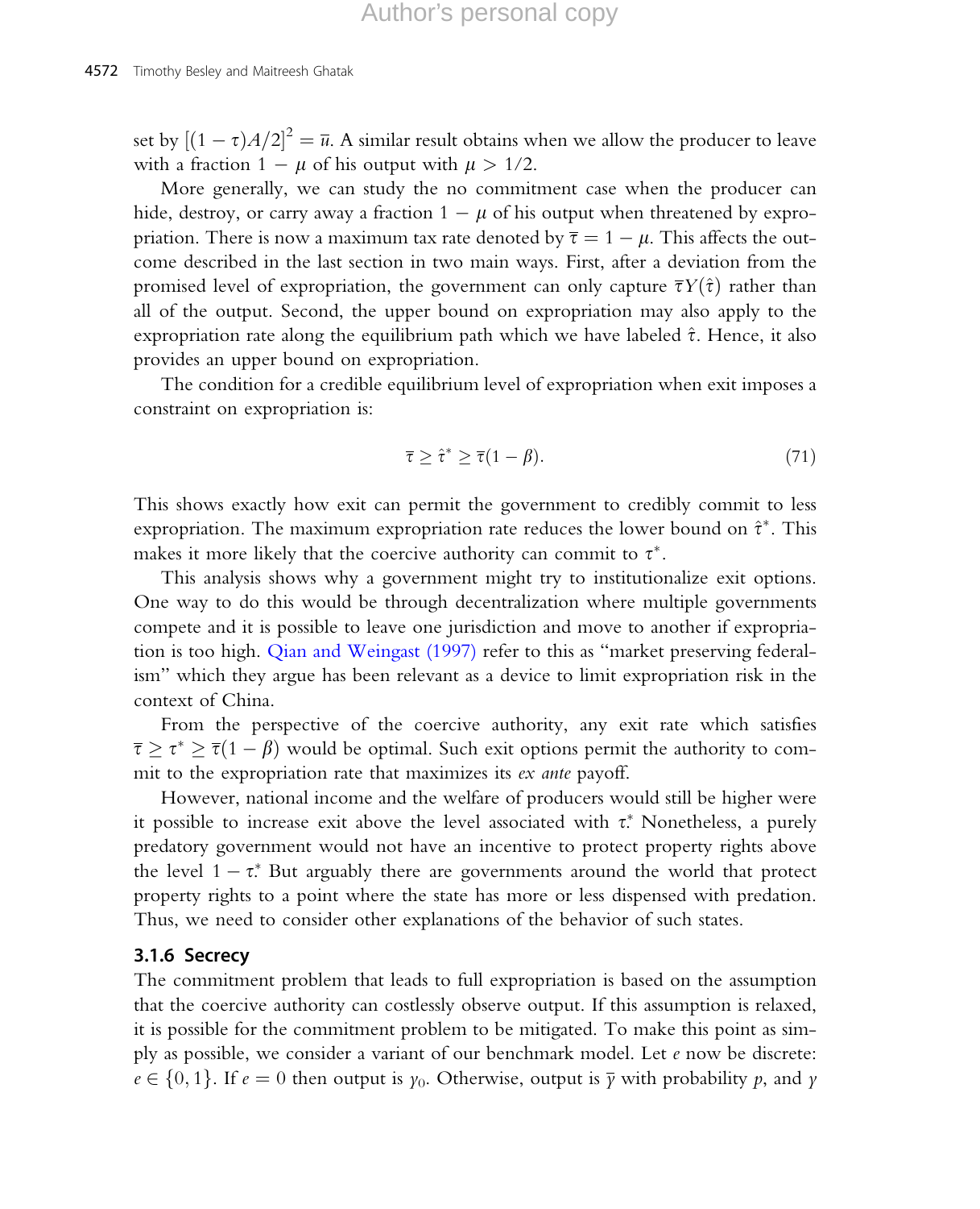set by $[(1-\tau)A/2]^2 = \overline{u}$. A similar result obtains when we allow the producer to leave with a fraction $1-\mu$ of his output with $\mu > 1/2$.

More generally, we can study the no commitment case when the producer can hide, destroy, or carry away a fraction $1-\mu$ of his output when threatened by expropriation. There is now a maximum tax rate denoted by $\overline{\tau} = 1-\mu$. This affects the outcome described in the last section in two main ways. First, after a deviation from the promised level of expropriation, the government can only capture $\overline{\tau}Y(\hat{\tau})$ rather than all of the output. Second, the upper bound on expropriation may also apply to the expropriation rate along the equilibrium path which we have labeled $\hat{\tau}$. Hence, it also provides an upper bound on expropriation.

The condition for a credible equilibrium level of expropriation when exit imposes a constraint on expropriation is:

$$\overline{\tau} \geq \hat{\tau}^* \geq \overline{\tau}(1-\beta). \tag{71}$$

This shows exactly how exit can permit the government to credibly commit to less expropriation. The maximum expropriation rate reduces the lower bound on $\hat{\tau}^*$. This makes it more likely that the coercive authority can commit to $\tau^*$.

This analysis shows why a government might try to institutionalize exit options. One way to do this would be through decentralization where multiple governments compete and it is possible to leave one jurisdiction and move to another if expropriation is too high. Qian and Weingast (1997) refer to this as "market preserving federalism" which they argue has been relevant as a device to limit expropriation risk in the context of China.

From the perspective of the coercive authority, any exit rate which satisfies $\overline{\tau} \geq \tau^* \geq \overline{\tau}(1-\beta)$ would be optimal. Such exit options permit the authority to commit to the expropriation rate that maximizes its *ex ante* payoff.

However, national income and the welfare of producers would still be higher were it possible to increase exit above the level associated with $\tau^*_.$ Nonetheless, a purely predatory government would not have an incentive to protect property rights above the level $1-\tau^*_.$ But arguably there are governments around the world that protect property rights to a point where the state has more or less dispensed with predation. Thus, we need to consider other explanations of the behavior of such states.

### 3.1.6 Secrecy

The commitment problem that leads to full expropriation is based on the assumption that the coercive authority can costlessly observe output. If this assumption is relaxed, it is possible for the commitment problem to be mitigated. To make this point as simply as possible, we consider a variant of our benchmark model. Let $e$ now be discrete: $e \in \{0, 1\}$. If $e = 0$ then output is $y_0$. Otherwise, output is $\overline{y}$ with probability $p$, and $y$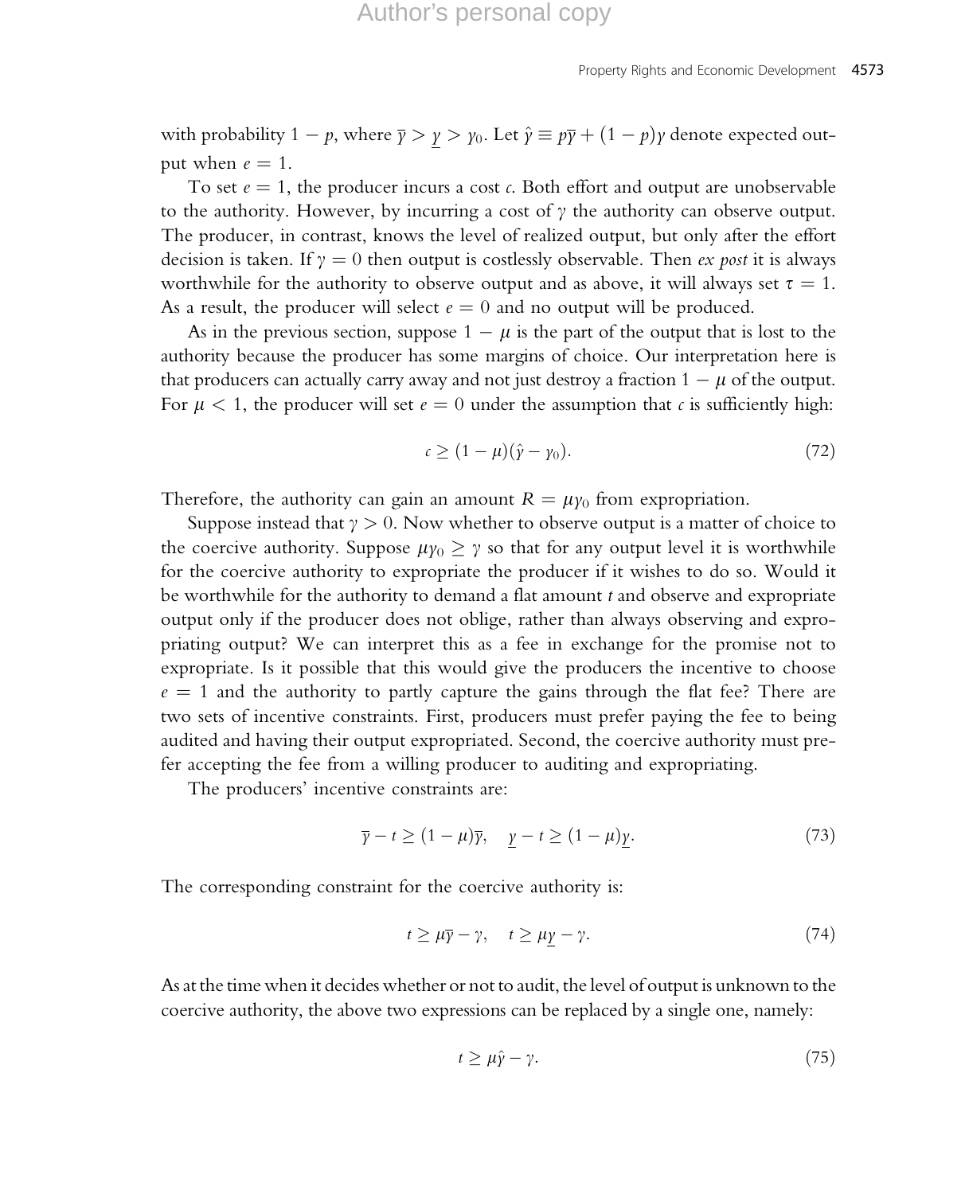with probability $1 - p$, where $\overline{y} > \underline{y} > y_0$. Let $\hat{y} \equiv p\overline{y} + (1-p)\underline{y}$ denote expected output when $e = 1$.

To set $e = 1$, the producer incurs a cost $c$. Both effort and output are unobservable to the authority. However, by incurring a cost of $\gamma$ the authority can observe output. The producer, in contrast, knows the level of realized output, but only after the effort decision is taken. If $\gamma = 0$ then output is costlessly observable. Then *ex post* it is always worthwhile for the authority to observe output and as above, it will always set $\tau = 1$. As a result, the producer will select $e = 0$ and no output will be produced.

As in the previous section, suppose $1 - \mu$ is the part of the output that is lost to the authority because the producer has some margins of choice. Our interpretation here is that producers can actually carry away and not just destroy a fraction $1 - \mu$ of the output. For $\mu < 1$, the producer will set $e = 0$ under the assumption that $c$ is sufficiently high:

$$c \geq (1-\mu)(\hat{y} - y_0). \tag{72}$$

Therefore, the authority can gain an amount $R = \mu y_0$ from expropriation.

Suppose instead that $\gamma > 0$. Now whether to observe output is a matter of choice to the coercive authority. Suppose $\mu y_0 \geq \gamma$ so that for any output level it is worthwhile for the coercive authority to expropriate the producer if it wishes to do so. Would it be worthwhile for the authority to demand a flat amount $t$ and observe and expropriate output only if the producer does not oblige, rather than always observing and expropriating output? We can interpret this as a fee in exchange for the promise not to expropriate. Is it possible that this would give the producers the incentive to choose $e = 1$ and the authority to partly capture the gains through the flat fee? There are two sets of incentive constraints. First, producers must prefer paying the fee to being audited and having their output expropriated. Second, the coercive authority must prefer accepting the fee from a willing producer to auditing and expropriating.

The producers' incentive constraints are:

$$\overline{y} - t \geq (1-\mu)\overline{y}, \quad \underline{y} - t \geq (1-\mu)\underline{y}. \tag{73}$$

The corresponding constraint for the coercive authority is:

$$t \geq \mu\overline{y} - \gamma, \quad t \geq \mu\underline{y} - \gamma. \tag{74}$$

As at the time when it decides whether or not to audit, the level of output is unknown to the coercive authority, the above two expressions can be replaced by a single one, namely:

$$t \geq \mu\hat{y} - \gamma. \tag{75}$$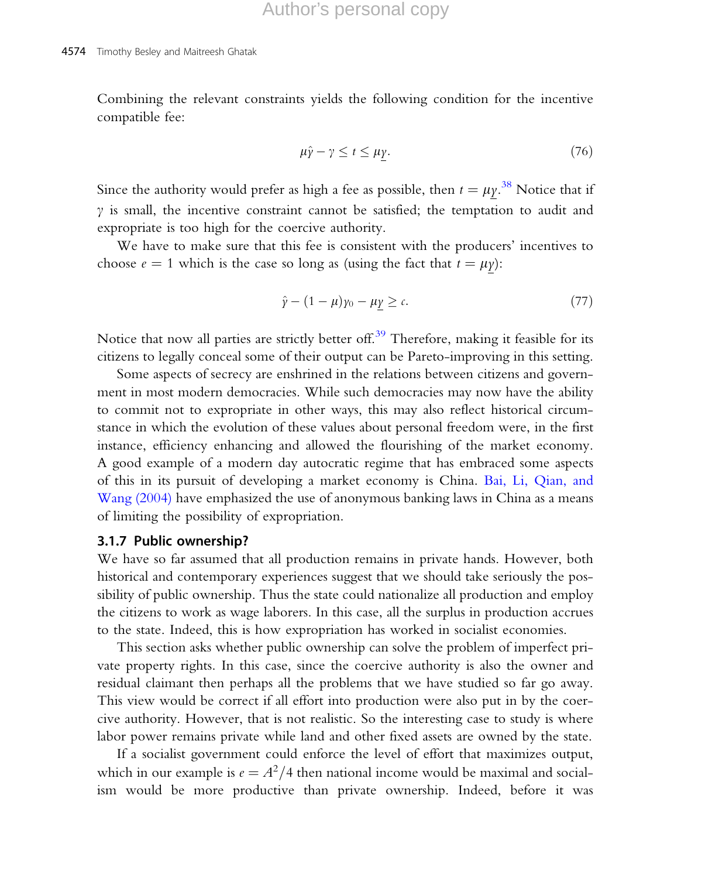Combining the relevant constraints yields the following condition for the incentive compatible fee:

$$\mu\hat{y} - \gamma \leq t \leq \mu \underline{y}. \tag{76}$$

Since the authority would prefer as high a fee as possible, then $t = \mu\underline{y}$.[38] Notice that if $\gamma$ is small, the incentive constraint cannot be satisfied; the temptation to audit and expropriate is too high for the coercive authority.

We have to make sure that this fee is consistent with the producers' incentives to choose $e = 1$ which is the case so long as (using the fact that $t = \mu\underline{y}$):

$$\hat{y} - (1 - \mu)y_0 - \mu\underline{y} \geq c. \tag{77}$$

Notice that now all parties are strictly better off.[39] Therefore, making it feasible for its citizens to legally conceal some of their output can be Pareto-improving in this setting.

Some aspects of secrecy are enshrined in the relations between citizens and government in most modern democracies. While such democracies may now have the ability to commit not to expropriate in other ways, this may also reflect historical circumstance in which the evolution of these values about personal freedom were, in the first instance, efficiency enhancing and allowed the flourishing of the market economy. A good example of a modern day autocratic regime that has embraced some aspects of this in its pursuit of developing a market economy is China. Bai, Li, Qian, and Wang (2004) have emphasized the use of anonymous banking laws in China as a means of limiting the possibility of expropriation.

### 3.1.7 Public ownership?

We have so far assumed that all production remains in private hands. However, both historical and contemporary experiences suggest that we should take seriously the possibility of public ownership. Thus the state could nationalize all production and employ the citizens to work as wage laborers. In this case, all the surplus in production accrues to the state. Indeed, this is how expropriation has worked in socialist economies.

This section asks whether public ownership can solve the problem of imperfect private property rights. In this case, since the coercive authority is also the owner and residual claimant then perhaps all the problems that we have studied so far go away. This view would be correct if all effort into production were also put in by the coercive authority. However, that is not realistic. So the interesting case to study is where labor power remains private while land and other fixed assets are owned by the state.

If a socialist government could enforce the level of effort that maximizes output, which in our example is $e = A^2/4$ then national income would be maximal and socialism would be more productive than private ownership. Indeed, before it was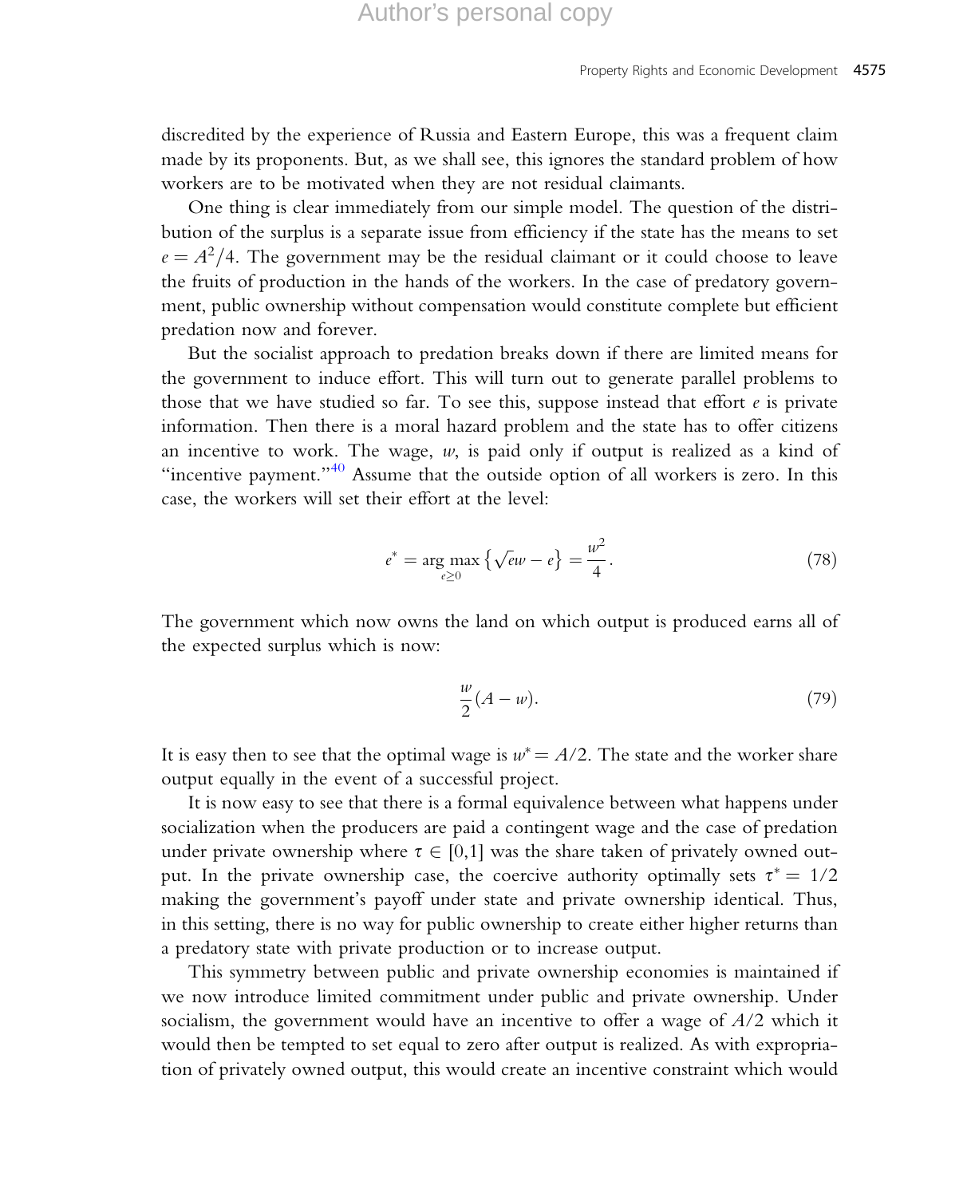discredited by the experience of Russia and Eastern Europe, this was a frequent claim made by its proponents. But, as we shall see, this ignores the standard problem of how workers are to be motivated when they are not residual claimants.

One thing is clear immediately from our simple model. The question of the distribution of the surplus is a separate issue from efficiency if the state has the means to set $e = A^2/4$. The government may be the residual claimant or it could choose to leave the fruits of production in the hands of the workers. In the case of predatory government, public ownership without compensation would constitute complete but efficient predation now and forever.

But the socialist approach to predation breaks down if there are limited means for the government to induce effort. This will turn out to generate parallel problems to those that we have studied so far. To see this, suppose instead that effort $e$ is private information. Then there is a moral hazard problem and the state has to offer citizens an incentive to work. The wage, $w$, is paid only if output is realized as a kind of "incentive payment."[40] Assume that the outside option of all workers is zero. In this case, the workers will set their effort at the level:

$$e^* = \arg\max_{e \geq 0} \left\{ \sqrt{e}w - e \right\} = \frac{w^2}{4}. \tag{78}$$

The government which now owns the land on which output is produced earns all of the expected surplus which is now:

$$\frac{w}{2}(A - w). \tag{79}$$

It is easy then to see that the optimal wage is $w^* = A/2$. The state and the worker share output equally in the event of a successful project.

It is now easy to see that there is a formal equivalence between what happens under socialization when the producers are paid a contingent wage and the case of predation under private ownership where $\tau \in [0,1]$ was the share taken of privately owned output. In the private ownership case, the coercive authority optimally sets $\tau^* = 1/2$ making the government's payoff under state and private ownership identical. Thus, in this setting, there is no way for public ownership to create either higher returns than a predatory state with private production or to increase output.

This symmetry between public and private ownership economies is maintained if we now introduce limited commitment under public and private ownership. Under socialism, the government would have an incentive to offer a wage of $A/2$ which it would then be tempted to set equal to zero after output is realized. As with expropriation of privately owned output, this would create an incentive constraint which would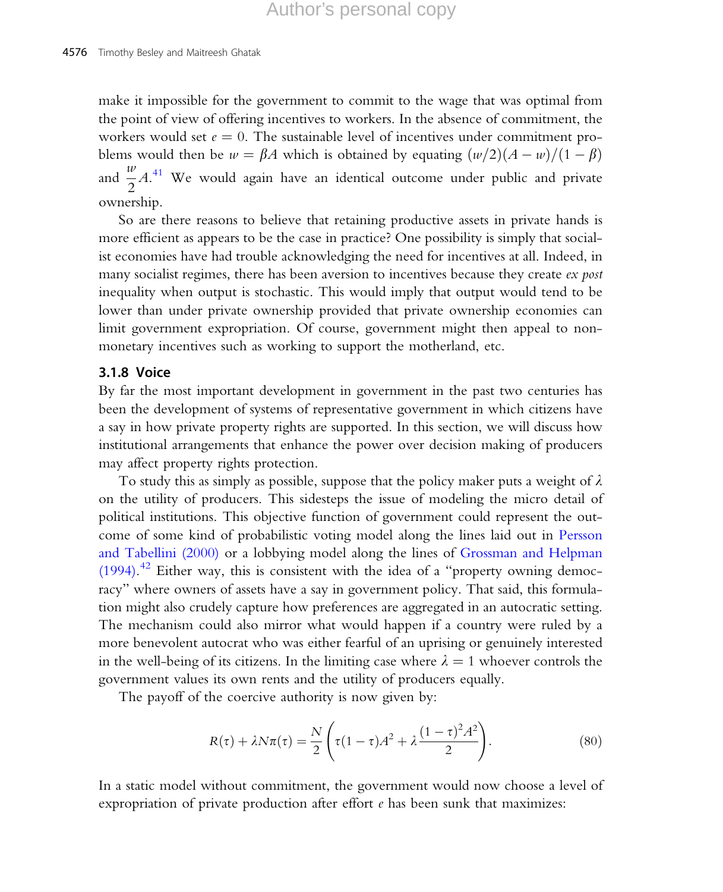make it impossible for the government to commit to the wage that was optimal from the point of view of offering incentives to workers. In the absence of commitment, the workers would set $e = 0$. The sustainable level of incentives under commitment problems would then be $w = \beta A$ which is obtained by equating $(w/2)(A - w)/(1 - \beta)$ and $\frac{w}{2}A$.[41] We would again have an identical outcome under public and private ownership.

So are there reasons to believe that retaining productive assets in private hands is more efficient as appears to be the case in practice? One possibility is simply that socialist economies have had trouble acknowledging the need for incentives at all. Indeed, in many socialist regimes, there has been aversion to incentives because they create *ex post* inequality when output is stochastic. This would imply that output would tend to be lower than under private ownership provided that private ownership economies can limit government expropriation. Of course, government might then appeal to non-monetary incentives such as working to support the motherland, etc.

### 3.1.8 Voice

By far the most important development in government in the past two centuries has been the development of systems of representative government in which citizens have a say in how private property rights are supported. In this section, we will discuss how institutional arrangements that enhance the power over decision making of producers may affect property rights protection.

To study this as simply as possible, suppose that the policy maker puts a weight of $\lambda$ on the utility of producers. This sidesteps the issue of modeling the micro detail of political institutions. This objective function of government could represent the outcome of some kind of probabilistic voting model along the lines laid out in Persson and Tabellini (2000) or a lobbying model along the lines of Grossman and Helpman (1994).[42] Either way, this is consistent with the idea of a "property owning democracy" where owners of assets have a say in government policy. That said, this formulation might also crudely capture how preferences are aggregated in an autocratic setting. The mechanism could also mirror what would happen if a country were ruled by a more benevolent autocrat who was either fearful of an uprising or genuinely interested in the well-being of its citizens. In the limiting case where $\lambda = 1$ whoever controls the government values its own rents and the utility of producers equally.

The payoff of the coercive authority is now given by:

$$R(\tau) + \lambda N \pi(\tau) = \frac{N}{2}\left(\tau(1-\tau)A^2 + \lambda \frac{(1-\tau)^2 A^2}{2}\right). \tag{80}$$

In a static model without commitment, the government would now choose a level of expropriation of private production after effort $e$ has been sunk that maximizes: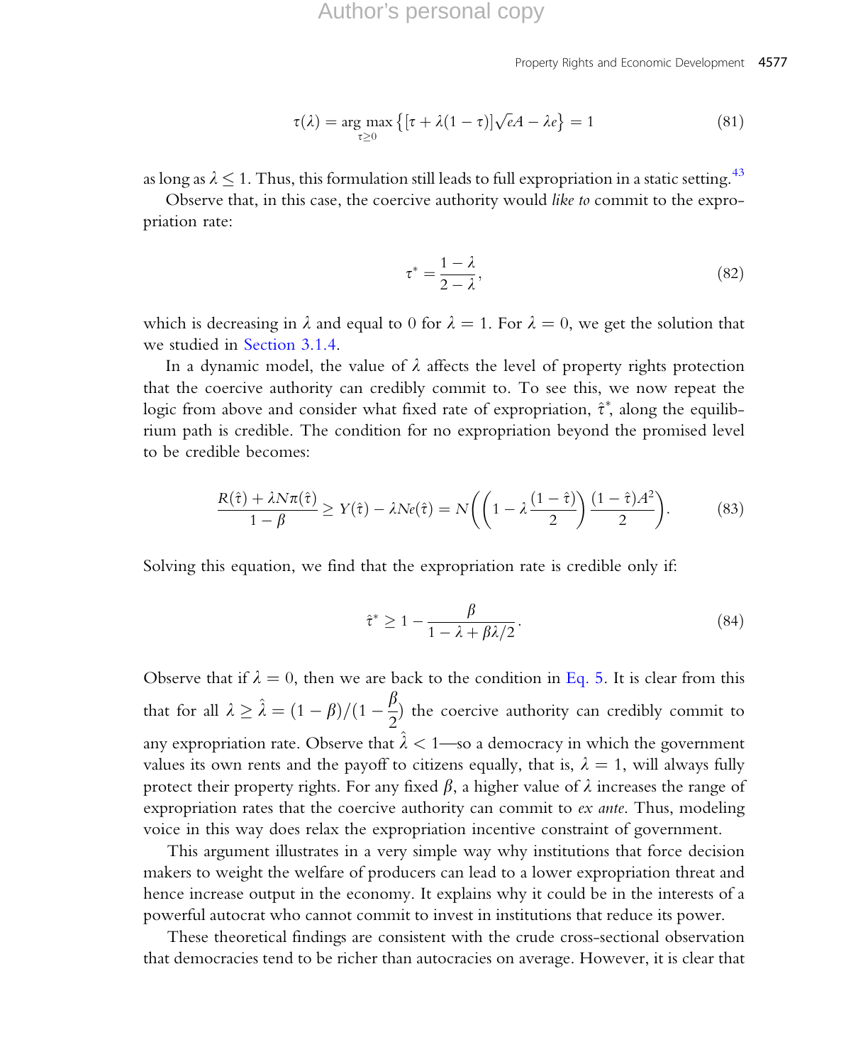$$\tau(\lambda) = \arg\max_{\tau \geq 0} \left\{ [\tau + \lambda(1-\tau)]\sqrt{e}A - \lambda e \right\} = 1 \tag{81}$$

as long as $\lambda \leq 1$. Thus, this formulation still leads to full expropriation in a static setting.[43]

Observe that, in this case, the coercive authority would *like to* commit to the expropriation rate:

$$\tau^* = \frac{1-\lambda}{2-\lambda}, \tag{82}$$

which is decreasing in $\lambda$ and equal to 0 for $\lambda = 1$. For $\lambda = 0$, we get the solution that we studied in Section 3.1.4.

In a dynamic model, the value of $\lambda$ affects the level of property rights protection that the coercive authority can credibly commit to. To see this, we now repeat the logic from above and consider what fixed rate of expropriation, $\hat{\tau}^*$, along the equilibrium path is credible. The condition for no expropriation beyond the promised level to be credible becomes:

$$\frac{R(\hat{\tau}) + \lambda N \pi(\hat{\tau})}{1-\beta} \geq Y(\hat{\tau}) - \lambda N e(\hat{\tau}) = N\left(\left(1 - \lambda \frac{(1-\hat{\tau})}{2}\right) \frac{(1-\hat{\tau})A^2}{2}\right). \tag{83}$$

Solving this equation, we find that the expropriation rate is credible only if:

$$\hat{\tau}^* \geq 1 - \frac{\beta}{1 - \lambda + \beta\lambda/2}. \tag{84}$$

Observe that if $\lambda = 0$, then we are back to the condition in Eq. 5. It is clear from this that for all $\lambda \geq \hat{\lambda} = (1-\beta)/(1-\frac{\beta}{2})$ the coercive authority can credibly commit to any expropriation rate. Observe that $\hat{\lambda} < 1$—so a democracy in which the government values its own rents and the payoff to citizens equally, that is, $\lambda = 1$, will always fully protect their property rights. For any fixed $\beta$, a higher value of $\lambda$ increases the range of expropriation rates that the coercive authority can commit to *ex ante*. Thus, modeling voice in this way does relax the expropriation incentive constraint of government.

This argument illustrates in a very simple way why institutions that force decision makers to weight the welfare of producers can lead to a lower expropriation threat and hence increase output in the economy. It explains why it could be in the interests of a powerful autocrat who cannot commit to invest in institutions that reduce its power.

These theoretical findings are consistent with the crude cross-sectional observation that democracies tend to be richer than autocracies on average. However, it is clear that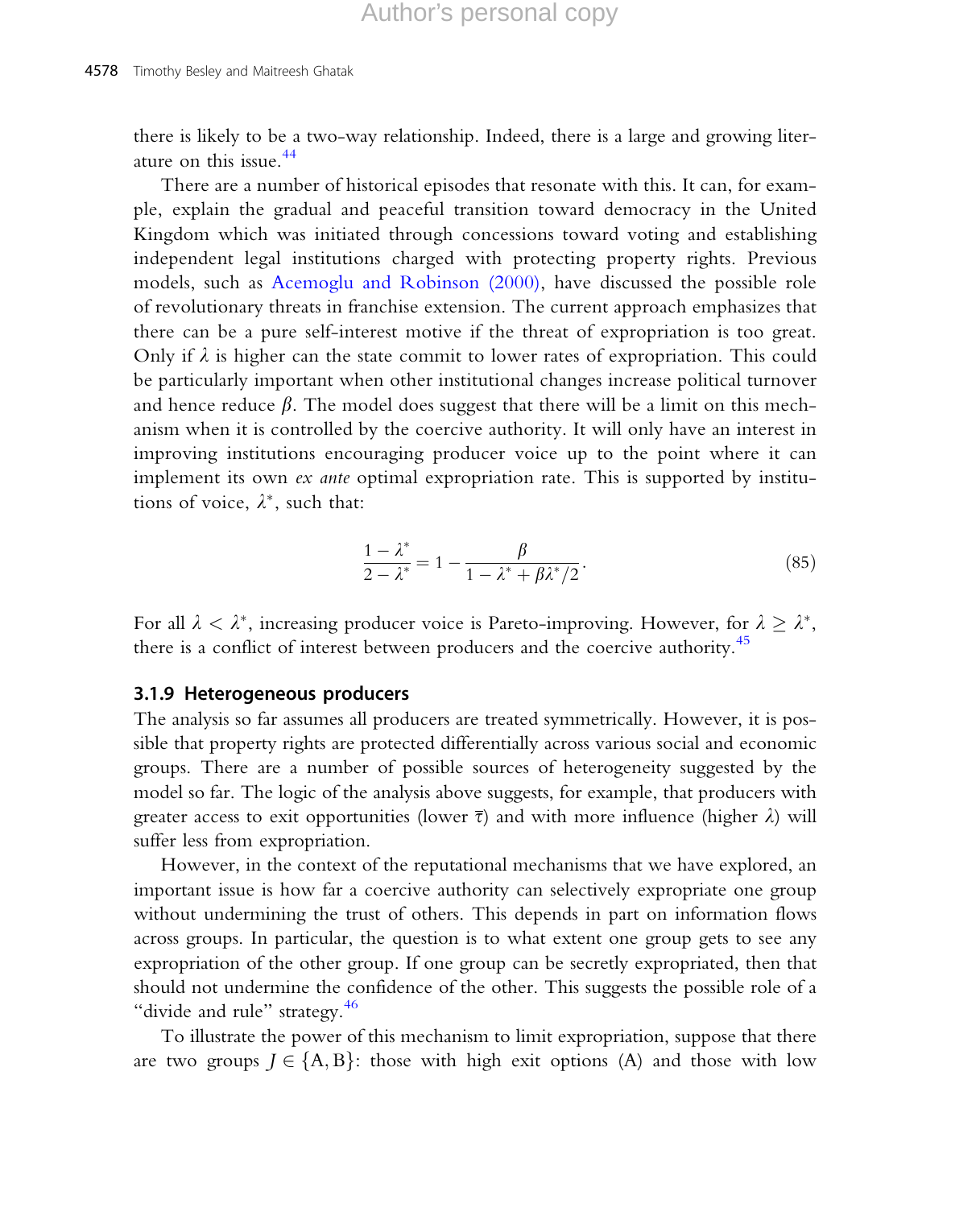there is likely to be a two-way relationship. Indeed, there is a large and growing literature on this issue.[44]

There are a number of historical episodes that resonate with this. It can, for example, explain the gradual and peaceful transition toward democracy in the United Kingdom which was initiated through concessions toward voting and establishing independent legal institutions charged with protecting property rights. Previous models, such as Acemoglu and Robinson (2000), have discussed the possible role of revolutionary threats in franchise extension. The current approach emphasizes that there can be a pure self-interest motive if the threat of expropriation is too great. Only if $\lambda$ is higher can the state commit to lower rates of expropriation. This could be particularly important when other institutional changes increase political turnover and hence reduce $\beta$. The model does suggest that there will be a limit on this mechanism when it is controlled by the coercive authority. It will only have an interest in improving institutions encouraging producer voice up to the point where it can implement its own *ex ante* optimal expropriation rate. This is supported by institutions of voice, $\lambda^*$, such that:

$$\frac{1-\lambda^*}{2-\lambda^*} = 1 - \frac{\beta}{1-\lambda^* + \beta\lambda^*/2}. \tag{85}$$

For all $\lambda < \lambda^*$, increasing producer voice is Pareto-improving. However, for $\lambda \geq \lambda^*$, there is a conflict of interest between producers and the coercive authority.[45]

### 3.1.9 Heterogeneous producers

The analysis so far assumes all producers are treated symmetrically. However, it is possible that property rights are protected differentially across various social and economic groups. There are a number of possible sources of heterogeneity suggested by the model so far. The logic of the analysis above suggests, for example, that producers with greater access to exit opportunities (lower $\overline{\tau}$) and with more influence (higher $\lambda$) will suffer less from expropriation.

However, in the context of the reputational mechanisms that we have explored, an important issue is how far a coercive authority can selectively expropriate one group without undermining the trust of others. This depends in part on information flows across groups. In particular, the question is to what extent one group gets to see any expropriation of the other group. If one group can be secretly expropriated, then that should not undermine the confidence of the other. This suggests the possible role of a "divide and rule" strategy.[46]

To illustrate the power of this mechanism to limit expropriation, suppose that there are two groups $J \in \{A, B\}$: those with high exit options (A) and those with low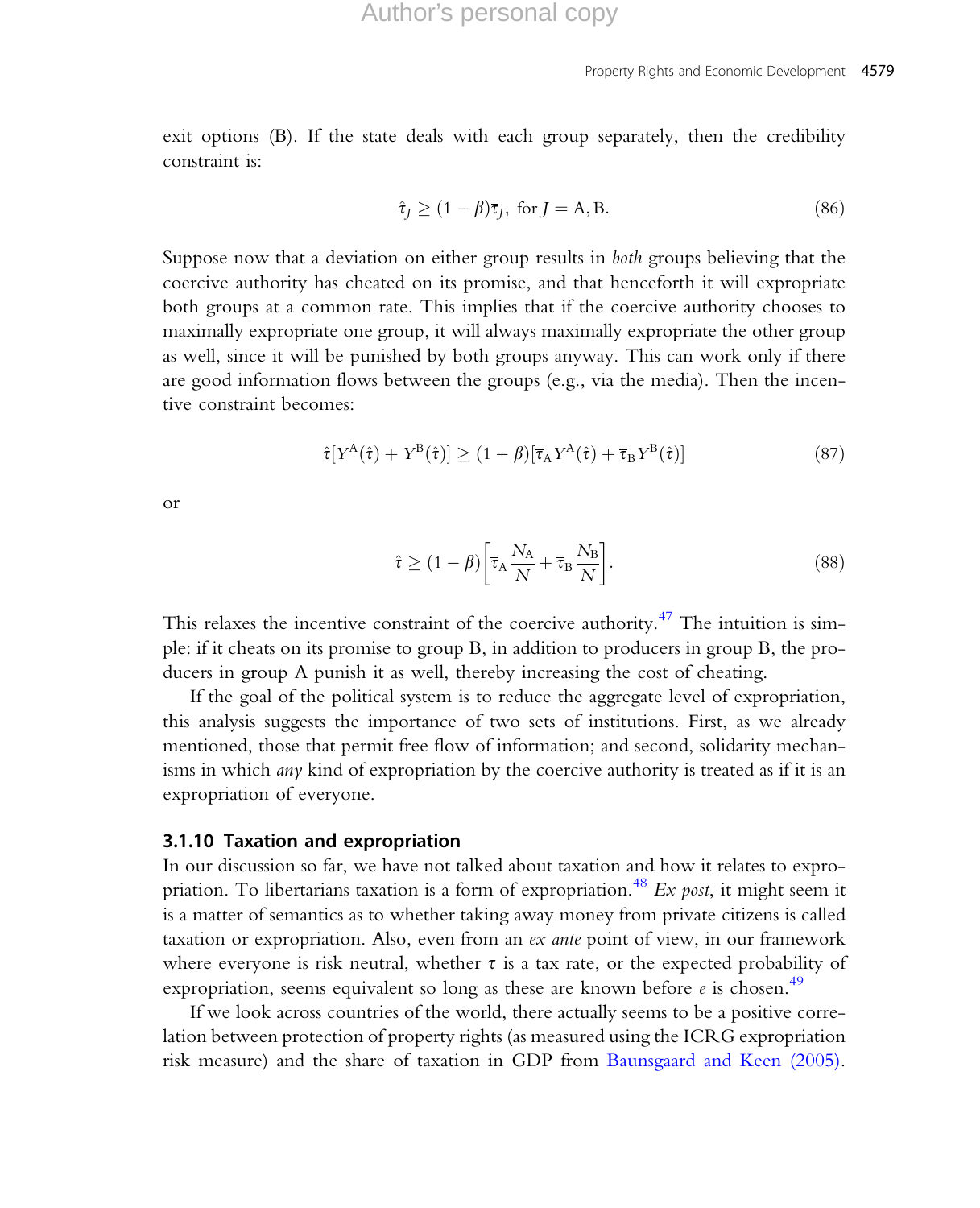exit options (B). If the state deals with each group separately, then the credibility constraint is:

$$\hat{\tau}_J \geq (1-\beta)\overline{\tau}_J, \text{ for } J = \text{A, B}. \tag{86}$$

Suppose now that a deviation on either group results in *both* groups believing that the coercive authority has cheated on its promise, and that henceforth it will expropriate both groups at a common rate. This implies that if the coercive authority chooses to maximally expropriate one group, it will always maximally expropriate the other group as well, since it will be punished by both groups anyway. This can work only if there are good information flows between the groups (e.g., via the media). Then the incentive constraint becomes:

$$\hat{\tau}[Y^{\text{A}}(\hat{\tau}) + Y^{\text{B}}(\hat{\tau})] \geq (1-\beta)[\overline{\tau}_{\text{A}} Y^{\text{A}}(\hat{\tau}) + \overline{\tau}_{\text{B}} Y^{\text{B}}(\hat{\tau})] \tag{87}$$

or

$$\hat{\tau} \geq (1-\beta)\left[\overline{\tau}_{\text{A}} \frac{N_{\text{A}}}{N} + \overline{\tau}_{\text{B}} \frac{N_{\text{B}}}{N}\right]. \tag{88}$$

This relaxes the incentive constraint of the coercive authority.[47] The intuition is simple: if it cheats on its promise to group B, in addition to producers in group B, the producers in group A punish it as well, thereby increasing the cost of cheating.

If the goal of the political system is to reduce the aggregate level of expropriation, this analysis suggests the importance of two sets of institutions. First, as we already mentioned, those that permit free flow of information; and second, solidarity mechanisms in which *any* kind of expropriation by the coercive authority is treated as if it is an expropriation of everyone.

### 3.1.10 Taxation and expropriation

In our discussion so far, we have not talked about taxation and how it relates to expropriation. To libertarians taxation is a form of expropriation.[48] *Ex post*, it might seem it is a matter of semantics as to whether taking away money from private citizens is called taxation or expropriation. Also, even from an *ex ante* point of view, in our framework where everyone is risk neutral, whether $\tau$ is a tax rate, or the expected probability of expropriation, seems equivalent so long as these are known before $e$ is chosen.[49]

If we look across countries of the world, there actually seems to be a positive correlation between protection of property rights (as measured using the ICRG expropriation risk measure) and the share of taxation in GDP from Baunsgaard and Keen (2005).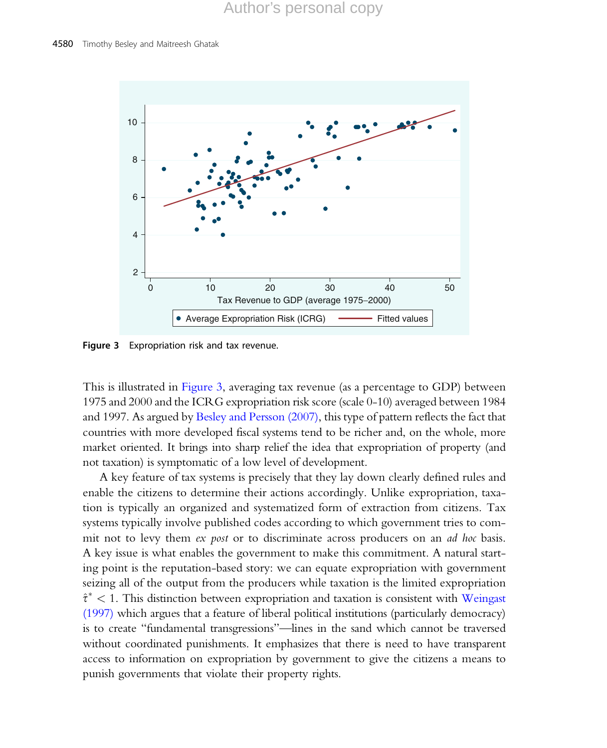Figure 3 Expropriation risk and tax revenue.

This is illustrated in Figure 3, averaging tax revenue (as a percentage to GDP) between 1975 and 2000 and the ICRG expropriation risk score (scale 0–10) averaged between 1984 and 1997. As argued by Besley and Persson (2007), this type of pattern reflects the fact that countries with more developed fiscal systems tend to be richer and, on the whole, more market oriented. It brings into sharp relief the idea that expropriation of property (and not taxation) is symptomatic of a low level of development.

A key feature of tax systems is precisely that they lay down clearly defined rules and enable the citizens to determine their actions accordingly. Unlike expropriation, taxation is typically an organized and systematized form of extraction from citizens. Tax systems typically involve published codes according to which government tries to commit not to levy them *ex post* or to discriminate across producers on an *ad hoc* basis. A key issue is what enables the government to make this commitment. A natural starting point is the reputation-based story: we can equate expropriation with government seizing all of the output from the producers while taxation is the limited expropriation $\hat{\tau}^* < 1$. This distinction between expropriation and taxation is consistent with Weingast (1997) which argues that a feature of liberal political institutions (particularly democracy) is to create "fundamental transgressions"—lines in the sand which cannot be traversed without coordinated punishments. It emphasizes that there is need to have transparent access to information on expropriation by government to give the citizens a means to punish governments that violate their property rights.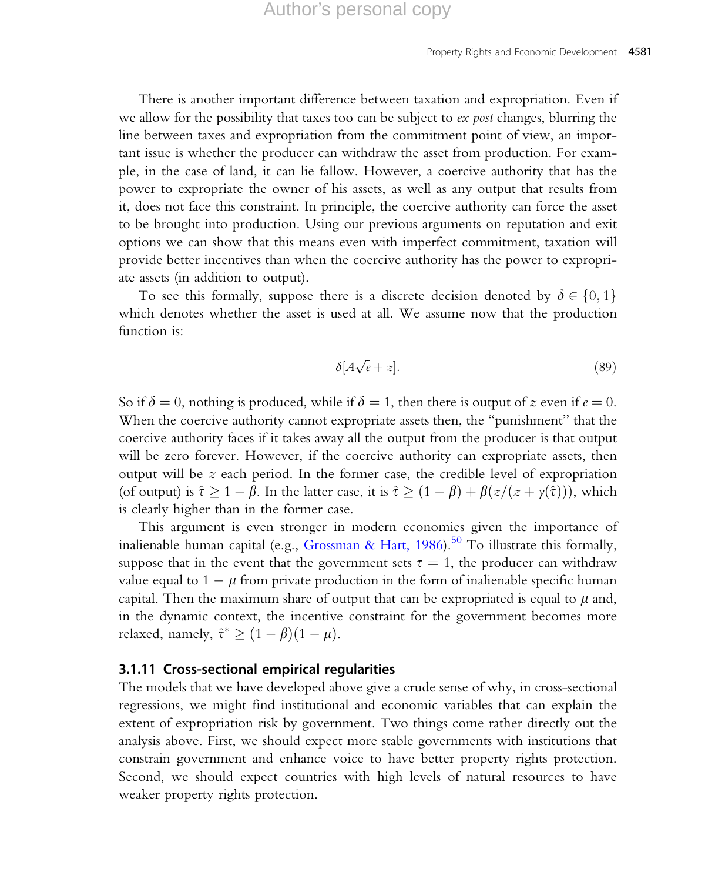There is another important difference between taxation and expropriation. Even if we allow for the possibility that taxes too can be subject to *ex post* changes, blurring the line between taxes and expropriation from the commitment point of view, an important issue is whether the producer can withdraw the asset from production. For example, in the case of land, it can lie fallow. However, a coercive authority that has the power to expropriate the owner of his assets, as well as any output that results from it, does not face this constraint. In principle, the coercive authority can force the asset to be brought into production. Using our previous arguments on reputation and exit options we can show that this means even with imperfect commitment, taxation will provide better incentives than when the coercive authority has the power to expropriate assets (in addition to output).

To see this formally, suppose there is a discrete decision denoted by $\delta \in \{0, 1\}$ which denotes whether the asset is used at all. We assume now that the production function is:

$$\delta[A\sqrt{e} + z]. \tag{89}$$

So if $\delta = 0$, nothing is produced, while if $\delta = 1$, then there is output of $z$ even if $e = 0$. When the coercive authority cannot expropriate assets then, the "punishment" that the coercive authority faces if it takes away all the output from the producer is that output will be zero forever. However, if the coercive authority can expropriate assets, then output will be $z$ each period. In the former case, the credible level of expropriation (of output) is $\hat{\tau} \geq 1 - \beta$. In the latter case, it is $\hat{\tau} \geq (1 - \beta) + \beta(z/(z + \gamma(\hat{\tau})))$, which is clearly higher than in the former case.

This argument is even stronger in modern economies given the importance of inalienable human capital (e.g., Grossman & Hart, 1986).[50] To illustrate this formally, suppose that in the event that the government sets $\tau = 1$, the producer can withdraw value equal to $1 - \mu$ from private production in the form of inalienable specific human capital. Then the maximum share of output that can be expropriated is equal to $\mu$ and, in the dynamic context, the incentive constraint for the government becomes more relaxed, namely, $\hat{\tau}^* \geq (1 - \beta)(1 - \mu)$.

### 3.1.11 Cross-sectional empirical regularities

The models that we have developed above give a crude sense of why, in cross-sectional regressions, we might find institutional and economic variables that can explain the extent of expropriation risk by government. Two things come rather directly out the analysis above. First, we should expect more stable governments with institutions that constrain government and enhance voice to have better property rights protection. Second, we should expect countries with high levels of natural resources to have weaker property rights protection.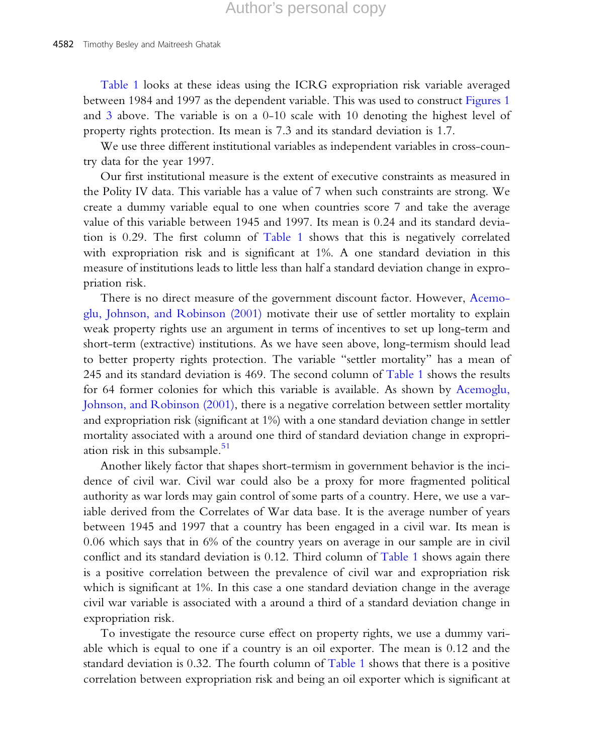Table 1 looks at these ideas using the ICRG expropriation risk variable averaged between 1984 and 1997 as the dependent variable. This was used to construct Figures 1 and 3 above. The variable is on a 0-10 scale with 10 denoting the highest level of property rights protection. Its mean is 7.3 and its standard deviation is 1.7.

We use three different institutional variables as independent variables in cross-country data for the year 1997.

Our first institutional measure is the extent of executive constraints as measured in the Polity IV data. This variable has a value of 7 when such constraints are strong. We create a dummy variable equal to one when countries score 7 and take the average value of this variable between 1945 and 1997. Its mean is 0.24 and its standard deviation is 0.29. The first column of Table 1 shows that this is negatively correlated with expropriation risk and is significant at 1%. A one standard deviation in this measure of institutions leads to little less than half a standard deviation change in expropriation risk.

There is no direct measure of the government discount factor. However, Acemoglu, Johnson, and Robinson (2001) motivate their use of settler mortality to explain weak property rights use an argument in terms of incentives to set up long-term and short-term (extractive) institutions. As we have seen above, long-termism should lead to better property rights protection. The variable "settler mortality" has a mean of 245 and its standard deviation is 469. The second column of Table 1 shows the results for 64 former colonies for which this variable is available. As shown by Acemoglu, Johnson, and Robinson (2001), there is a negative correlation between settler mortality and expropriation risk (significant at 1%) with a one standard deviation change in settler mortality associated with a around one third of standard deviation change in expropriation risk in this subsample.[51]

Another likely factor that shapes short-termism in government behavior is the incidence of civil war. Civil war could also be a proxy for more fragmented political authority as war lords may gain control of some parts of a country. Here, we use a variable derived from the Correlates of War data base. It is the average number of years between 1945 and 1997 that a country has been engaged in a civil war. Its mean is 0.06 which says that in 6% of the country years on average in our sample are in civil conflict and its standard deviation is 0.12. Third column of Table 1 shows again there is a positive correlation between the prevalence of civil war and expropriation risk which is significant at 1%. In this case a one standard deviation change in the average civil war variable is associated with a around a third of a standard deviation change in expropriation risk.

To investigate the resource curse effect on property rights, we use a dummy variable which is equal to one if a country is an oil exporter. The mean is 0.12 and the standard deviation is 0.32. The fourth column of Table 1 shows that there is a positive correlation between expropriation risk and being an oil exporter which is significant at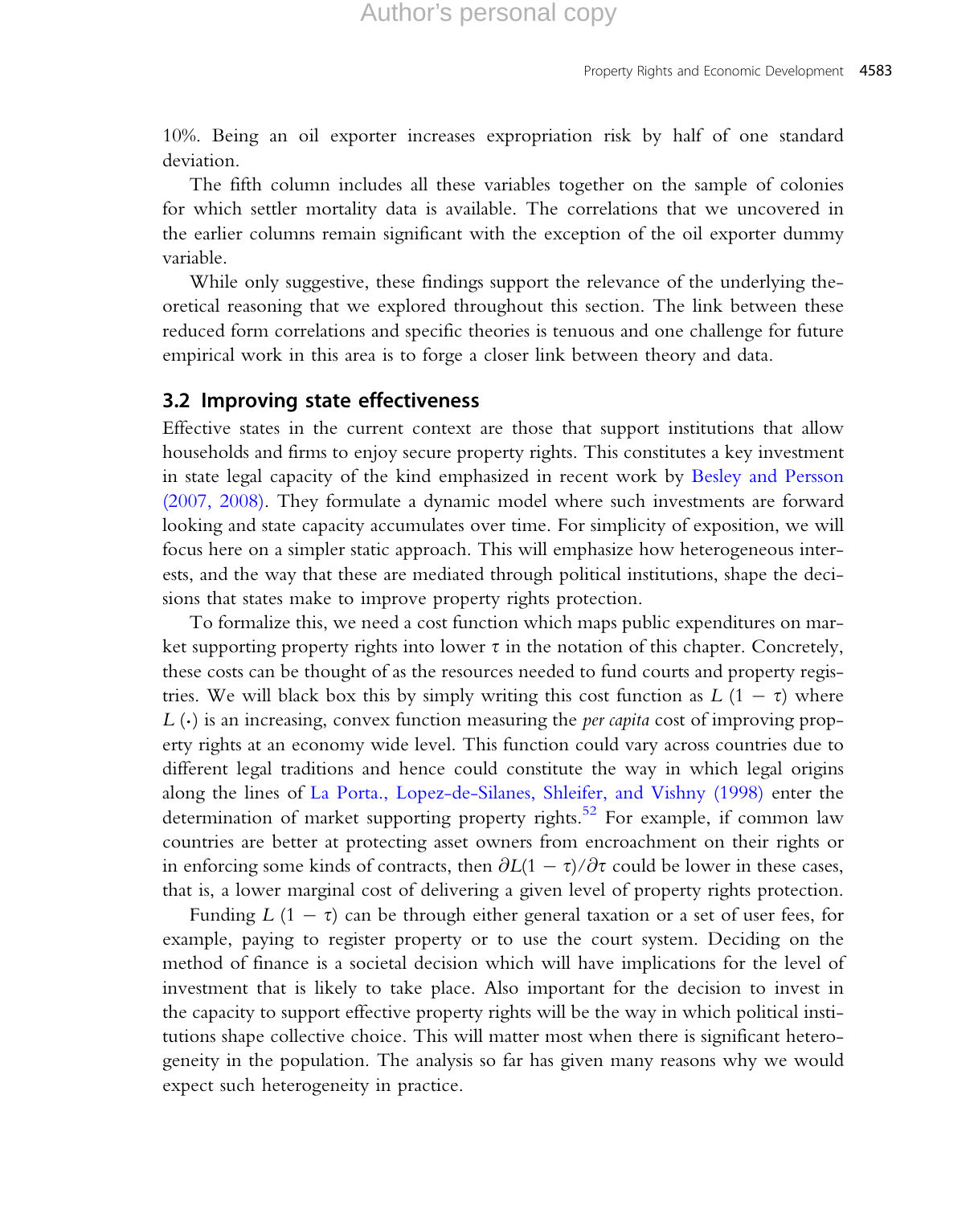10%. Being an oil exporter increases expropriation risk by half of one standard deviation.

The fifth column includes all these variables together on the sample of colonies for which settler mortality data is available. The correlations that we uncovered in the earlier columns remain significant with the exception of the oil exporter dummy variable.

While only suggestive, these findings support the relevance of the underlying theoretical reasoning that we explored throughout this section. The link between these reduced form correlations and specific theories is tenuous and one challenge for future empirical work in this area is to forge a closer link between theory and data.

## 3.2 Improving state effectiveness

Effective states in the current context are those that support institutions that allow households and firms to enjoy secure property rights. This constitutes a key investment in state legal capacity of the kind emphasized in recent work by Besley and Persson (2007, 2008). They formulate a dynamic model where such investments are forward looking and state capacity accumulates over time. For simplicity of exposition, we will focus here on a simpler static approach. This will emphasize how heterogeneous interests, and the way that these are mediated through political institutions, shape the decisions that states make to improve property rights protection.

To formalize this, we need a cost function which maps public expenditures on market supporting property rights into lower $\tau$ in the notation of this chapter. Concretely, these costs can be thought of as the resources needed to fund courts and property registries. We will black box this by simply writing this cost function as $L(1-\tau)$ where $L(\cdot)$ is an increasing, convex function measuring the *per capita* cost of improving property rights at an economy wide level. This function could vary across countries due to different legal traditions and hence could constitute the way in which legal origins along the lines of La Porta., Lopez-de-Silanes, Shleifer, and Vishny (1998) enter the determination of market supporting property rights.[52] For example, if common law countries are better at protecting asset owners from encroachment on their rights or in enforcing some kinds of contracts, then $\partial L(1-\tau)/\partial\tau$ could be lower in these cases, that is, a lower marginal cost of delivering a given level of property rights protection.

Funding $L(1-\tau)$ can be through either general taxation or a set of user fees, for example, paying to register property or to use the court system. Deciding on the method of finance is a societal decision which will have implications for the level of investment that is likely to take place. Also important for the decision to invest in the capacity to support effective property rights will be the way in which political institutions shape collective choice. This will matter most when there is significant heterogeneity in the population. The analysis so far has given many reasons why we would expect such heterogeneity in practice.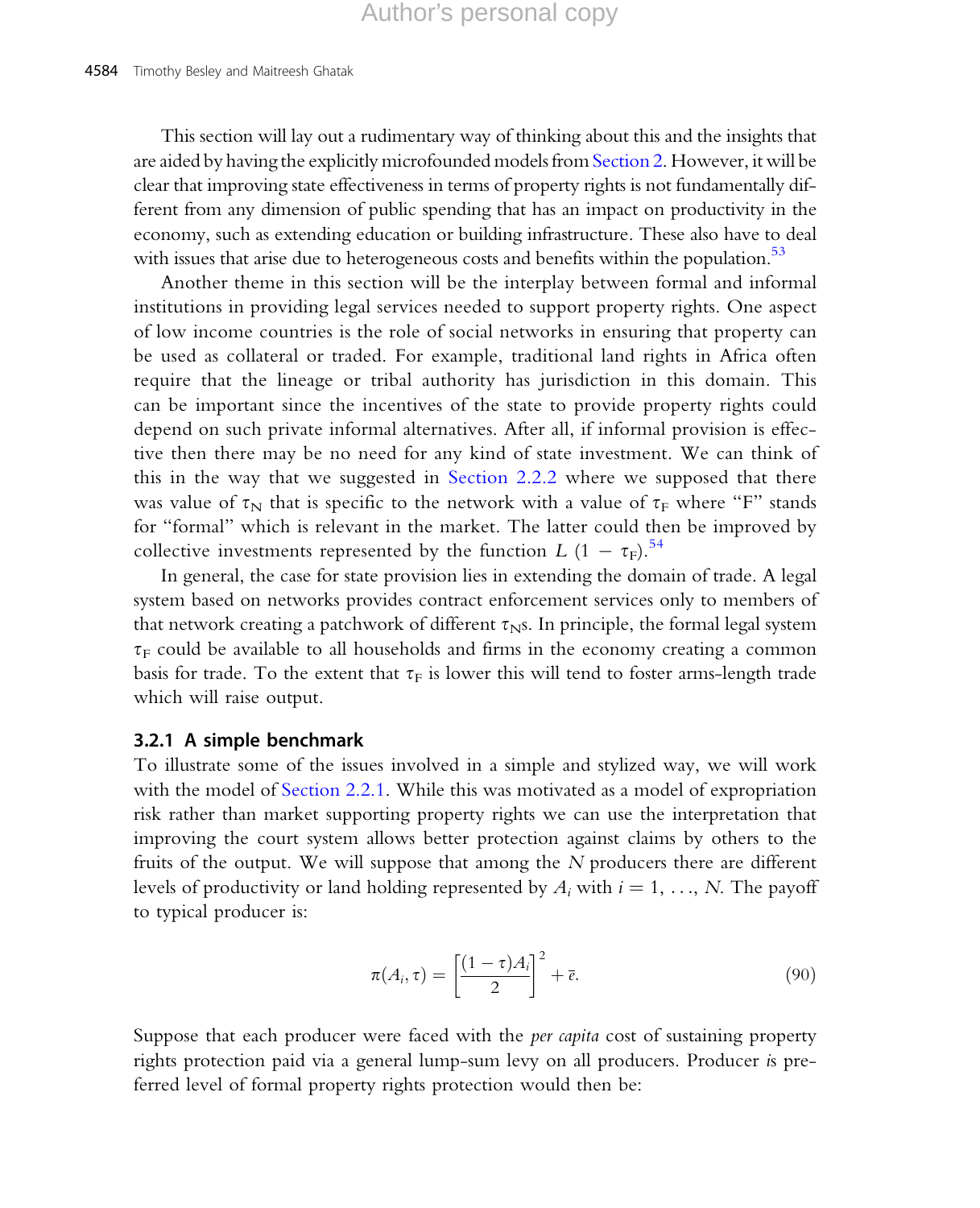This section will lay out a rudimentary way of thinking about this and the insights that are aided by having the explicitly microfounded models from Section 2. However, it will be clear that improving state effectiveness in terms of property rights is not fundamentally different from any dimension of public spending that has an impact on productivity in the economy, such as extending education or building infrastructure. These also have to deal with issues that arise due to heterogeneous costs and benefits within the population.[53]

Another theme in this section will be the interplay between formal and informal institutions in providing legal services needed to support property rights. One aspect of low income countries is the role of social networks in ensuring that property can be used as collateral or traded. For example, traditional land rights in Africa often require that the lineage or tribal authority has jurisdiction in this domain. This can be important since the incentives of the state to provide property rights could depend on such private informal alternatives. After all, if informal provision is effective then there may be no need for any kind of state investment. We can think of this in the way that we suggested in Section 2.2.2 where we supposed that there was value of $\tau_N$ that is specific to the network with a value of $\tau_F$ where "F" stands for "formal" which is relevant in the market. The latter could then be improved by collective investments represented by the function $L\ (1 - \tau_F)$.[54]

In general, the case for state provision lies in extending the domain of trade. A legal system based on networks provides contract enforcement services only to members of that network creating a patchwork of different $\tau_N$s. In principle, the formal legal system $\tau_F$ could be available to all households and firms in the economy creating a common basis for trade. To the extent that $\tau_F$ is lower this will tend to foster arms-length trade which will raise output.

### 3.2.1 A simple benchmark

To illustrate some of the issues involved in a simple and stylized way, we will work with the model of Section 2.2.1. While this was motivated as a model of expropriation risk rather than market supporting property rights we can use the interpretation that improving the court system allows better protection against claims by others to the fruits of the output. We will suppose that among the $N$ producers there are different levels of productivity or land holding represented by $A_i$ with $i = 1, \ldots, N$. The payoff to typical producer is:

$$\pi(A_i, \tau) = \left[\frac{(1-\tau)A_i}{2}\right]^2 + \bar{e}. \tag{90}$$

Suppose that each producer were faced with the *per capita* cost of sustaining property rights protection paid via a general lump-sum levy on all producers. Producer *i*s preferred level of formal property rights protection would then be: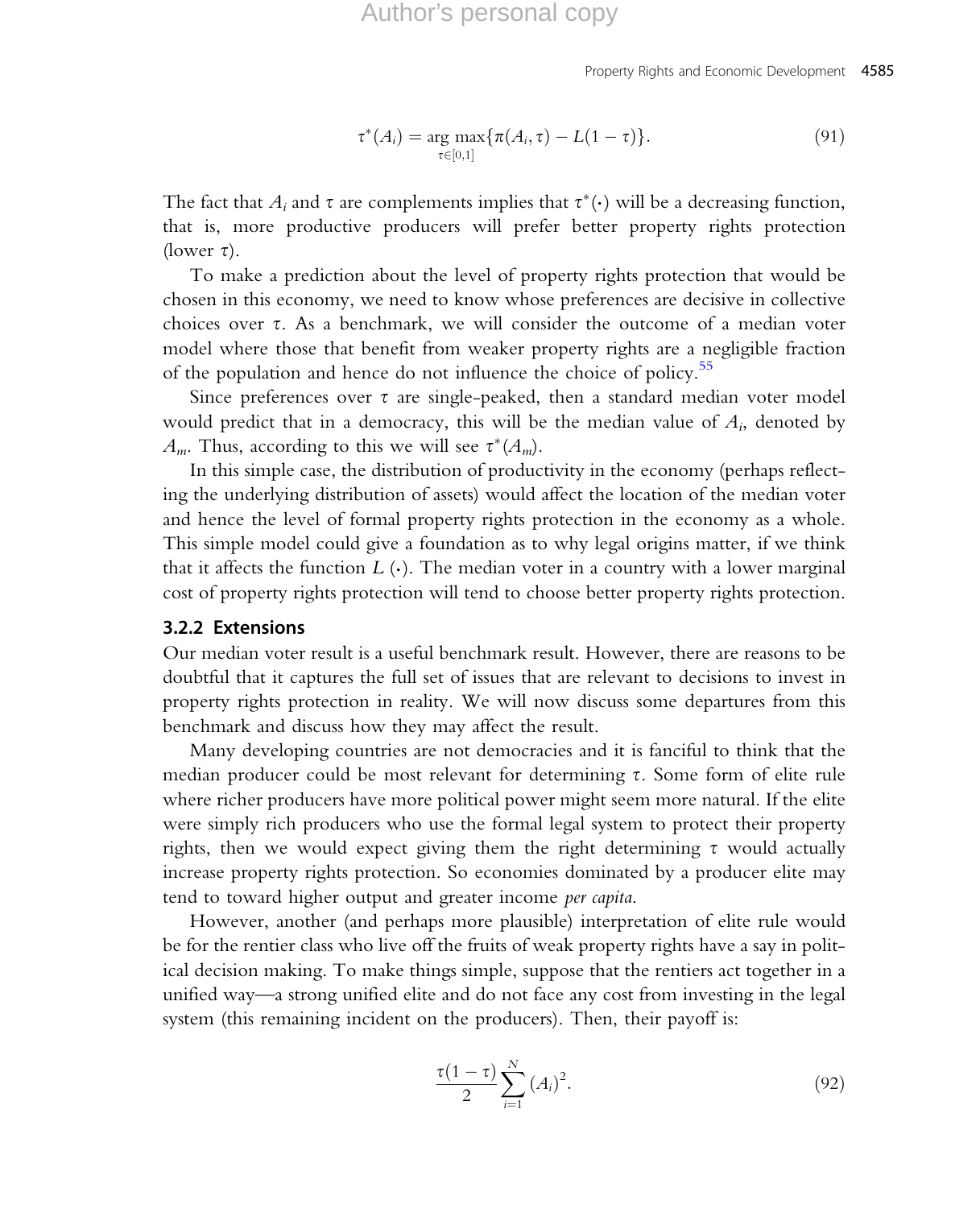$$\tau^*(A_i) = \underset{\tau \in [0,1]}{\arg\max} \{\pi(A_i, \tau) - L(1-\tau)\}. \tag{91}$$

The fact that $A_i$ and $\tau$ are complements implies that $\tau^*(\cdot)$ will be a decreasing function, that is, more productive producers will prefer better property rights protection (lower $\tau$).

To make a prediction about the level of property rights protection that would be chosen in this economy, we need to know whose preferences are decisive in collective choices over $\tau$. As a benchmark, we will consider the outcome of a median voter model where those that benefit from weaker property rights are a negligible fraction of the population and hence do not influence the choice of policy.[55]

Since preferences over $\tau$ are single-peaked, then a standard median voter model would predict that in a democracy, this will be the median value of $A_i$, denoted by $A_m$. Thus, according to this we will see $\tau^*(A_m)$.

In this simple case, the distribution of productivity in the economy (perhaps reflecting the underlying distribution of assets) would affect the location of the median voter and hence the level of formal property rights protection in the economy as a whole. This simple model could give a foundation as to why legal origins matter, if we think that it affects the function $L(\cdot)$. The median voter in a country with a lower marginal cost of property rights protection will tend to choose better property rights protection.

### 3.2.2 Extensions

Our median voter result is a useful benchmark result. However, there are reasons to be doubtful that it captures the full set of issues that are relevant to decisions to invest in property rights protection in reality. We will now discuss some departures from this benchmark and discuss how they may affect the result.

Many developing countries are not democracies and it is fanciful to think that the median producer could be most relevant for determining $\tau$. Some form of elite rule where richer producers have more political power might seem more natural. If the elite were simply rich producers who use the formal legal system to protect their property rights, then we would expect giving them the right determining $\tau$ would actually increase property rights protection. So economies dominated by a producer elite may tend to toward higher output and greater income *per capita*.

However, another (and perhaps more plausible) interpretation of elite rule would be for the rentier class who live off the fruits of weak property rights have a say in political decision making. To make things simple, suppose that the rentiers act together in a unified way—a strong unified elite and do not face any cost from investing in the legal system (this remaining incident on the producers). Then, their payoff is:

$$\frac{\tau(1-\tau)}{2} \sum_{i=1}^{N} (A_i)^2. \tag{92}$$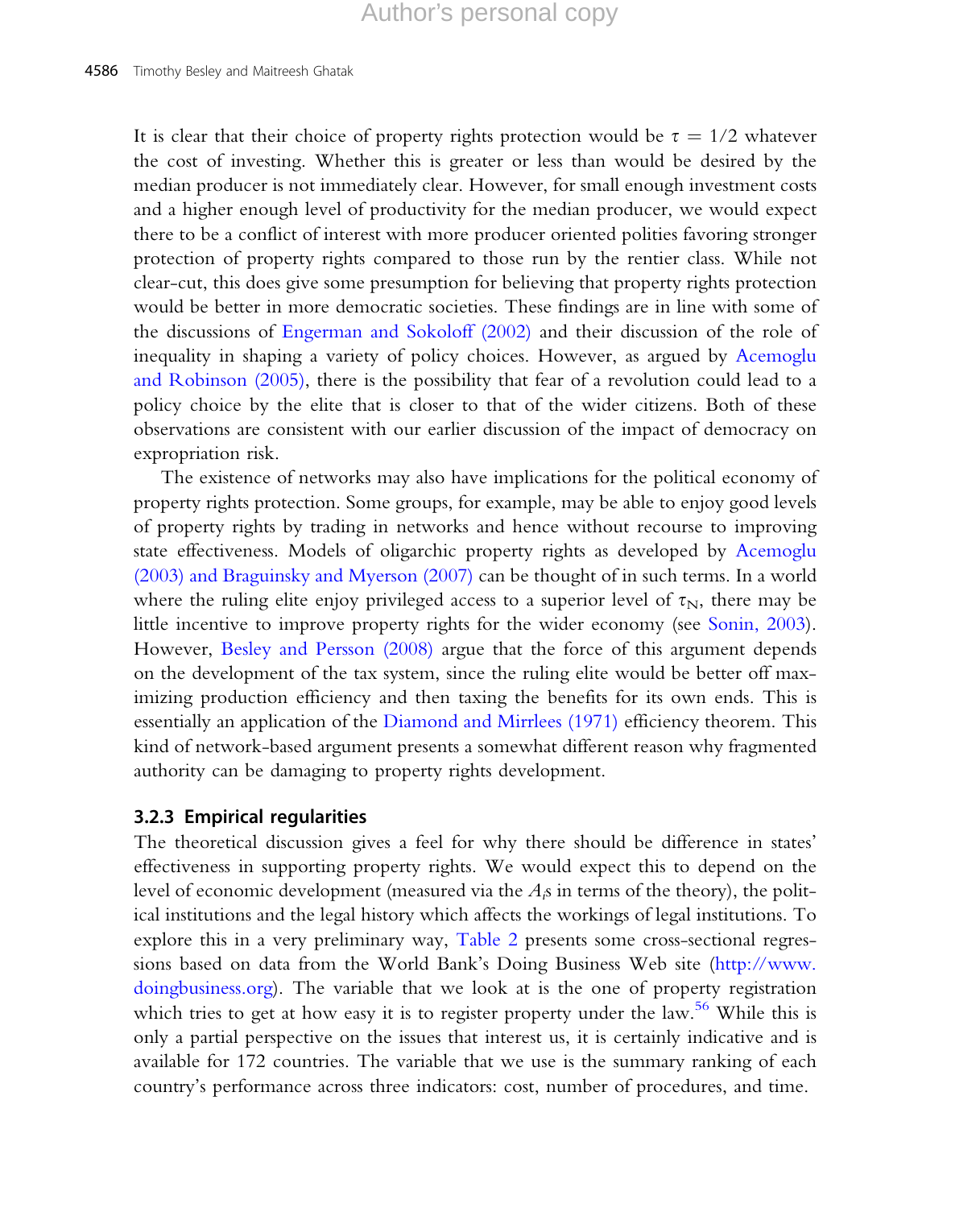It is clear that their choice of property rights protection would be $\tau = 1/2$ whatever the cost of investing. Whether this is greater or less than would be desired by the median producer is not immediately clear. However, for small enough investment costs and a higher enough level of productivity for the median producer, we would expect there to be a conflict of interest with more producer oriented polities favoring stronger protection of property rights compared to those run by the rentier class. While not clear-cut, this does give some presumption for believing that property rights protection would be better in more democratic societies. These findings are in line with some of the discussions of Engerman and Sokoloff (2002) and their discussion of the role of inequality in shaping a variety of policy choices. However, as argued by Acemoglu and Robinson (2005), there is the possibility that fear of a revolution could lead to a policy choice by the elite that is closer to that of the wider citizens. Both of these observations are consistent with our earlier discussion of the impact of democracy on expropriation risk.

The existence of networks may also have implications for the political economy of property rights protection. Some groups, for example, may be able to enjoy good levels of property rights by trading in networks and hence without recourse to improving state effectiveness. Models of oligarchic property rights as developed by Acemoglu (2003) and Braguinsky and Myerson (2007) can be thought of in such terms. In a world where the ruling elite enjoy privileged access to a superior level of $\tau_N$, there may be little incentive to improve property rights for the wider economy (see Sonin, 2003). However, Besley and Persson (2008) argue that the force of this argument depends on the development of the tax system, since the ruling elite would be better off maximizing production efficiency and then taxing the benefits for its own ends. This is essentially an application of the Diamond and Mirrlees (1971) efficiency theorem. This kind of network-based argument presents a somewhat different reason why fragmented authority can be damaging to property rights development.

### 3.2.3 Empirical regularities

The theoretical discussion gives a feel for why there should be difference in states' effectiveness in supporting property rights. We would expect this to depend on the level of economic development (measured via the $A_i$s in terms of the theory), the political institutions and the legal history which affects the workings of legal institutions. To explore this in a very preliminary way, Table 2 presents some cross-sectional regressions based on data from the World Bank's Doing Business Web site (http://www.doingbusiness.org). The variable that we look at is the one of property registration which tries to get at how easy it is to register property under the law.[56] While this is only a partial perspective on the issues that interest us, it is certainly indicative and is available for 172 countries. The variable that we use is the summary ranking of each country's performance across three indicators: cost, number of procedures, and time.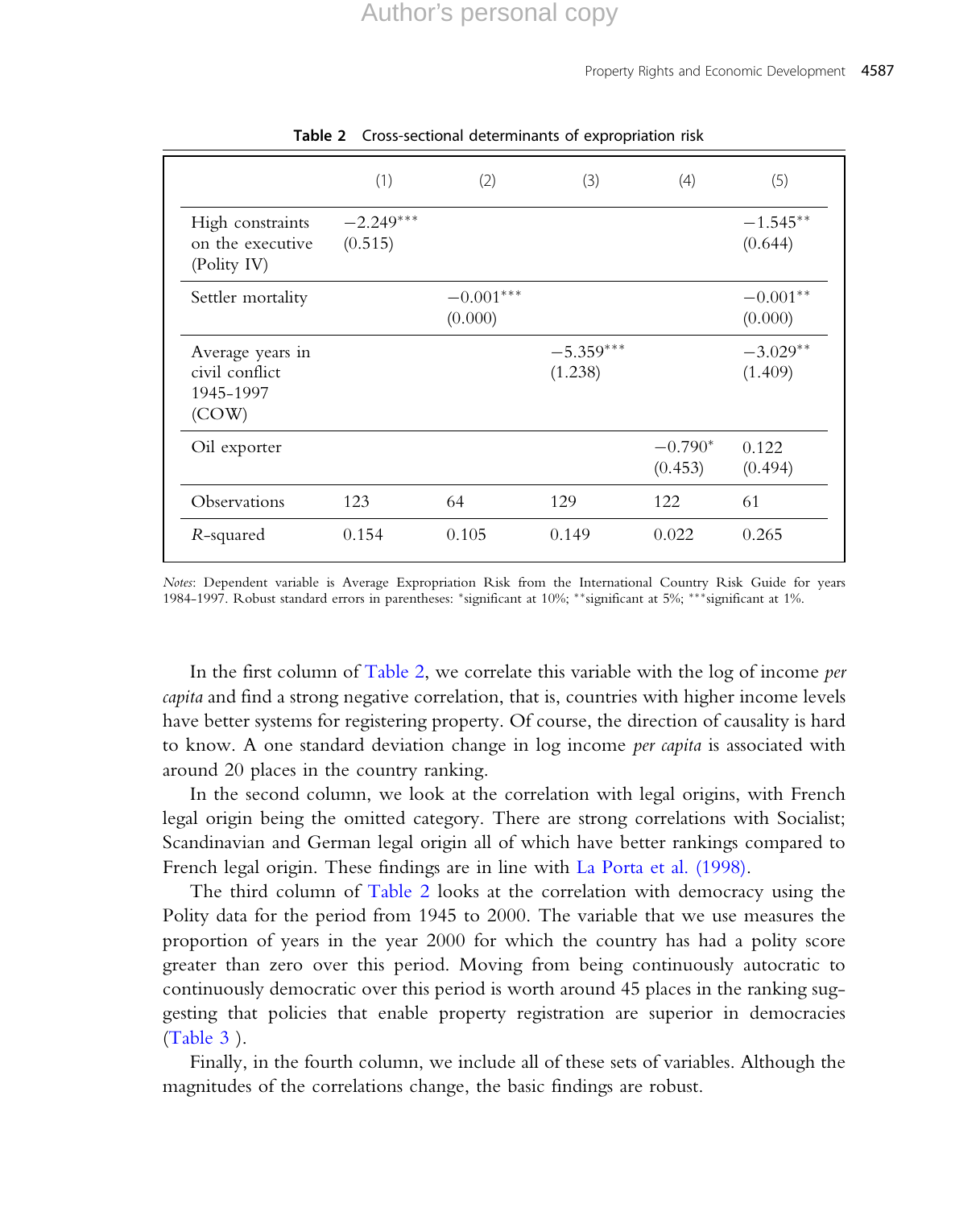**Table 2** Cross-sectional determinants of expropriation risk

| | (1) | (2) | (3) | (4) | (5) |
|---|---|---|---|---|---|
| High constraints on the executive (Polity IV) | −2.249*** (0.515) | | | | −1.545** (0.644) |
| Settler mortality | | −0.001*** (0.000) | | | −0.001** (0.000) |
| Average years in civil conflict 1945–1997 (COW) | | | −5.359*** (1.238) | | −3.029** (1.409) |
| Oil exporter | | | | −0.790* (0.453) | 0.122 (0.494) |
| Observations | 123 | 64 | 129 | 122 | 61 |
| $R$-squared | 0.154 | 0.105 | 0.149 | 0.022 | 0.265 |

*Notes*: Dependent variable is Average Expropriation Risk from the International Country Risk Guide for years 1984–1997. Robust standard errors in parentheses: *significant at 10%; **significant at 5%; ***significant at 1%.

In the first column of Table 2, we correlate this variable with the log of income *per capita* and find a strong negative correlation, that is, countries with higher income levels have better systems for registering property. Of course, the direction of causality is hard to know. A one standard deviation change in log income *per capita* is associated with around 20 places in the country ranking.

In the second column, we look at the correlation with legal origins, with French legal origin being the omitted category. There are strong correlations with Socialist; Scandinavian and German legal origin all of which have better rankings compared to French legal origin. These findings are in line with La Porta et al. (1998).

The third column of Table 2 looks at the correlation with democracy using the Polity data for the period from 1945 to 2000. The variable that we use measures the proportion of years in the year 2000 for which the country has had a polity score greater than zero over this period. Moving from being continuously autocratic to continuously democratic over this period is worth around 45 places in the ranking suggesting that policies that enable property registration are superior in democracies (Table 3 ).

Finally, in the fourth column, we include all of these sets of variables. Although the magnitudes of the correlations change, the basic findings are robust.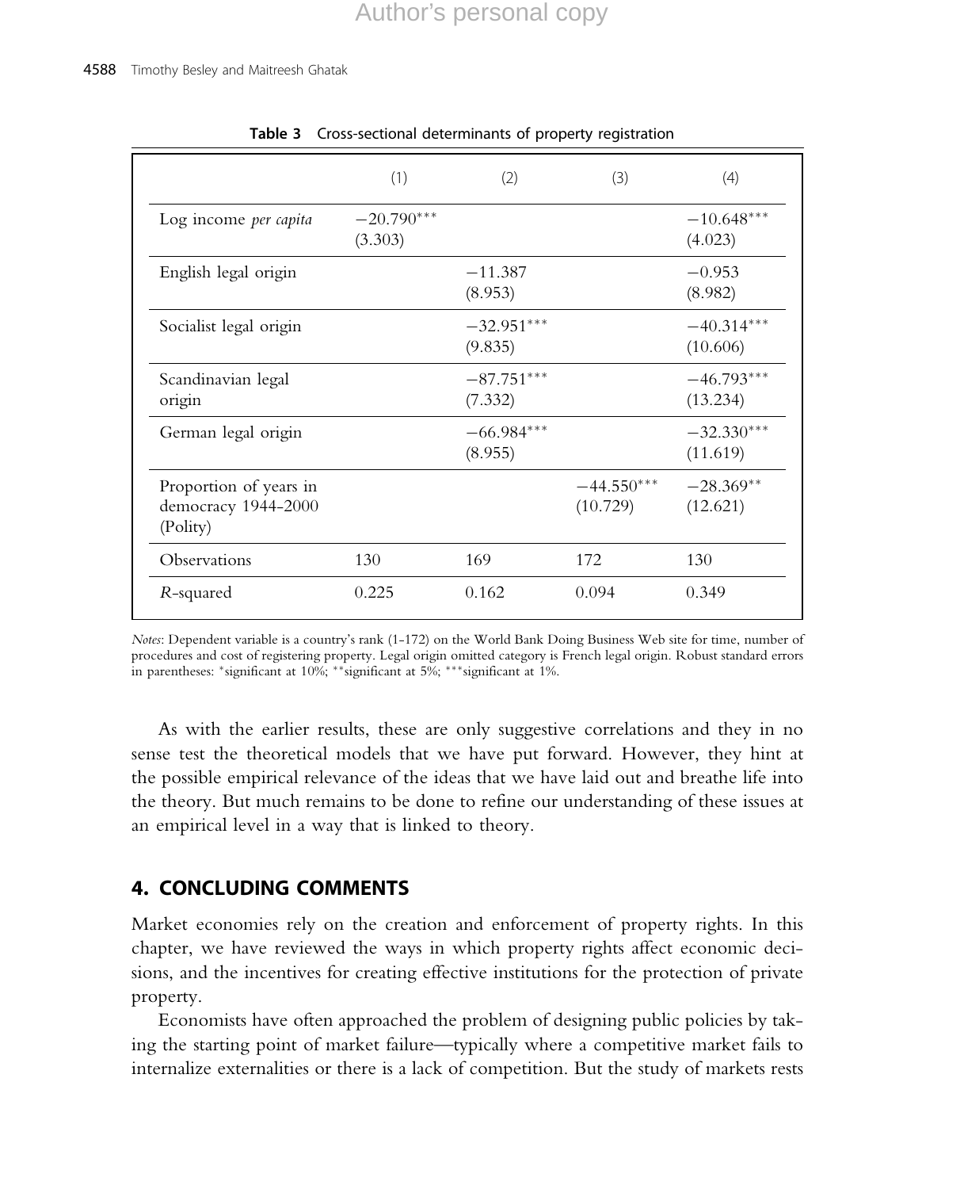**Table 3** Cross-sectional determinants of property registration

| | (1) | (2) | (3) | (4) |
|---|---|---|---|---|
| Log income *per capita* | −20.790***<br>(3.303) | | | −10.648***<br>(4.023) |
| English legal origin | | −11.387<br>(8.953) | | −0.953<br>(8.982) |
| Socialist legal origin | | −32.951***<br>(9.835) | | −40.314***<br>(10.606) |
| Scandinavian legal origin | | −87.751***<br>(7.332) | | −46.793***<br>(13.234) |
| German legal origin | | −66.984***<br>(8.955) | | −32.330***<br>(11.619) |
| Proportion of years in democracy 1944-2000 (Polity) | | | −44.550***<br>(10.729) | −28.369**<br>(12.621) |
| Observations | 130 | 169 | 172 | 130 |
| *R*-squared | 0.225 | 0.162 | 0.094 | 0.349 |

*Notes*: Dependent variable is a country's rank (1-172) on the World Bank Doing Business Web site for time, number of procedures and cost of registering property. Legal origin omitted category is French legal origin. Robust standard errors in parentheses: *significant at 10%; **significant at 5%; ***significant at 1%.

As with the earlier results, these are only suggestive correlations and they in no sense test the theoretical models that we have put forward. However, they hint at the possible empirical relevance of the ideas that we have laid out and breathe life into the theory. But much remains to be done to refine our understanding of these issues at an empirical level in a way that is linked to theory.

## 4. CONCLUDING COMMENTS

Market economies rely on the creation and enforcement of property rights. In this chapter, we have reviewed the ways in which property rights affect economic decisions, and the incentives for creating effective institutions for the protection of private property.

Economists have often approached the problem of designing public policies by taking the starting point of market failure—typically where a competitive market fails to internalize externalities or there is a lack of competition. But the study of markets rests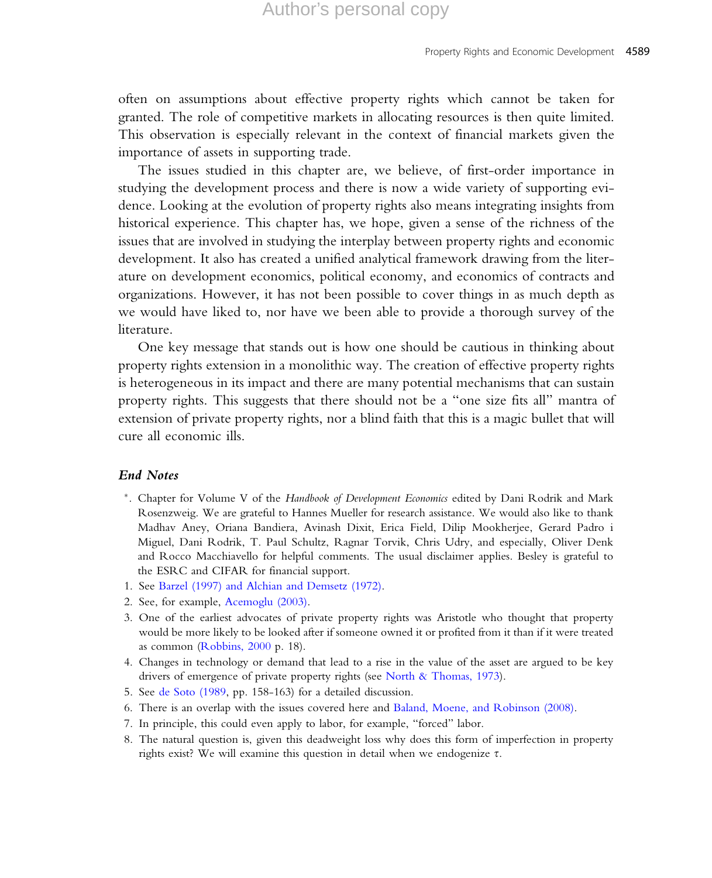often on assumptions about effective property rights which cannot be taken for granted. The role of competitive markets in allocating resources is then quite limited. This observation is especially relevant in the context of financial markets given the importance of assets in supporting trade.

The issues studied in this chapter are, we believe, of first-order importance in studying the development process and there is now a wide variety of supporting evidence. Looking at the evolution of property rights also means integrating insights from historical experience. This chapter has, we hope, given a sense of the richness of the issues that are involved in studying the interplay between property rights and economic development. It also has created a unified analytical framework drawing from the literature on development economics, political economy, and economics of contracts and organizations. However, it has not been possible to cover things in as much depth as we would have liked to, nor have we been able to provide a thorough survey of the literature.

One key message that stands out is how one should be cautious in thinking about property rights extension in a monolithic way. The creation of effective property rights is heterogeneous in its impact and there are many potential mechanisms that can sustain property rights. This suggests that there should not be a "one size fits all" mantra of extension of private property rights, nor a blind faith that this is a magic bullet that will cure all economic ills.

### *End Notes*

\*. Chapter for Volume V of the *Handbook of Development Economics* edited by Dani Rodrik and Mark Rosenzweig. We are grateful to Hannes Mueller for research assistance. We would also like to thank Madhav Aney, Oriana Bandiera, Avinash Dixit, Erica Field, Dilip Mookherjee, Gerard Padro i Miguel, Dani Rodrik, T. Paul Schultz, Ragnar Torvik, Chris Udry, and especially, Oliver Denk and Rocco Macchiavello for helpful comments. The usual disclaimer applies. Besley is grateful to the ESRC and CIFAR for financial support.

1. See Barzel (1997) and Alchian and Demsetz (1972).
2. See, for example, Acemoglu (2003).
3. One of the earliest advocates of private property rights was Aristotle who thought that property would be more likely to be looked after if someone owned it or profited from it than if it were treated as common (Robbins, 2000 p. 18).
4. Changes in technology or demand that lead to a rise in the value of the asset are argued to be key drivers of emergence of private property rights (see North & Thomas, 1973).
5. See de Soto (1989, pp. 158-163) for a detailed discussion.
6. There is an overlap with the issues covered here and Baland, Moene, and Robinson (2008).
7. In principle, this could even apply to labor, for example, "forced" labor.
8. The natural question is, given this deadweight loss why does this form of imperfection in property rights exist? We will examine this question in detail when we endogenize $\tau$.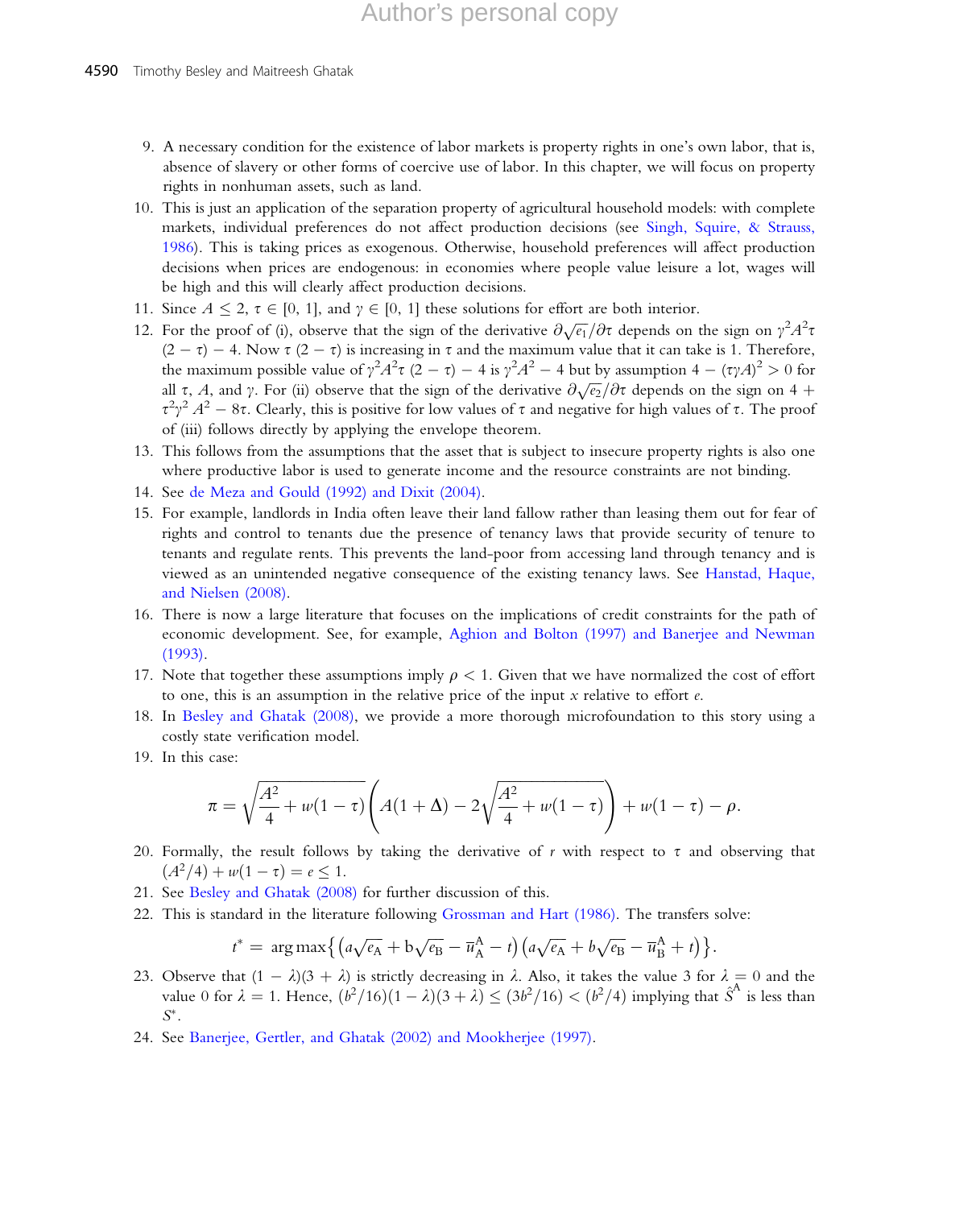9. A necessary condition for the existence of labor markets is property rights in one's own labor, that is, absence of slavery or other forms of coercive use of labor. In this chapter, we will focus on property rights in nonhuman assets, such as land.
10. This is just an application of the separation property of agricultural household models: with complete markets, individual preferences do not affect production decisions (see Singh, Squire, & Strauss, 1986). This is taking prices as exogenous. Otherwise, household preferences will affect production decisions when prices are endogenous: in economies where people value leisure a lot, wages will be high and this will clearly affect production decisions.
11. Since $A \leq 2$, $\tau \in [0, 1]$, and $\gamma \in [0, 1]$ these solutions for effort are both interior.
12. For the proof of (i), observe that the sign of the derivative $\partial\sqrt{e_1}/\partial\tau$ depends on the sign on $\gamma^2 A^2 \tau(2-\tau) - 4$. Now $\tau(2-\tau)$ is increasing in $\tau$ and the maximum value that it can take is 1. Therefore, the maximum possible value of $\gamma^2 A^2 \tau(2-\tau) - 4$ is $\gamma^2 A^2 - 4$ but by assumption $4 - (\tau\gamma A)^2 > 0$ for all $\tau$, $A$, and $\gamma$. For (ii) observe that the sign of the derivative $\partial\sqrt{e_2}/\partial\tau$ depends on the sign on $4 + \tau^2\gamma^2 A^2 - 8\tau$. Clearly, this is positive for low values of $\tau$ and negative for high values of $\tau$. The proof of (iii) follows directly by applying the envelope theorem.
13. This follows from the assumptions that the asset that is subject to insecure property rights is also one where productive labor is used to generate income and the resource constraints are not binding.
14. See de Meza and Gould (1992) and Dixit (2004).
15. For example, landlords in India often leave their land fallow rather than leasing them out for fear of rights and control to tenants due the presence of tenancy laws that provide security of tenure to tenants and regulate rents. This prevents the land-poor from accessing land through tenancy and is viewed as an unintended negative consequence of the existing tenancy laws. See Hanstad, Haque, and Nielsen (2008).
16. There is now a large literature that focuses on the implications of credit constraints for the path of economic development. See, for example, Aghion and Bolton (1997) and Banerjee and Newman (1993).
17. Note that together these assumptions imply $\rho < 1$. Given that we have normalized the cost of effort to one, this is an assumption in the relative price of the input $x$ relative to effort $e$.
18. In Besley and Ghatak (2008), we provide a more thorough microfoundation to this story using a costly state verification model.
19. In this case:
$$\pi = \sqrt{\frac{A^2}{4} + w(1-\tau)}\left(A(1+\Delta) - 2\sqrt{\frac{A^2}{4} + w(1-\tau)}\right) + w(1-\tau) - \rho.$$
20. Formally, the result follows by taking the derivative of $r$ with respect to $\tau$ and observing that $(A^2/4) + w(1-\tau) = e \leq 1$.
21. See Besley and Ghatak (2008) for further discussion of this.
22. This is standard in the literature following Grossman and Hart (1986). The transfers solve:
$$t^* = \arg\max\left\{\left(a\sqrt{e_A} + \mathrm{b}\sqrt{e_B} - \overline{u}_A^A - t\right)\left(a\sqrt{e_A} + b\sqrt{e_B} - \overline{u}_B^A + t\right)\right\}.$$
23. Observe that $(1-\lambda)(3+\lambda)$ is strictly decreasing in $\lambda$. Also, it takes the value 3 for $\lambda = 0$ and the value 0 for $\lambda = 1$. Hence, $(b^2/16)(1-\lambda)(3+\lambda) \leq (3b^2/16) < (b^2/4)$ implying that $\hat{S}^A$ is less than $S^*$.
24. See Banerjee, Gertler, and Ghatak (2002) and Mookherjee (1997).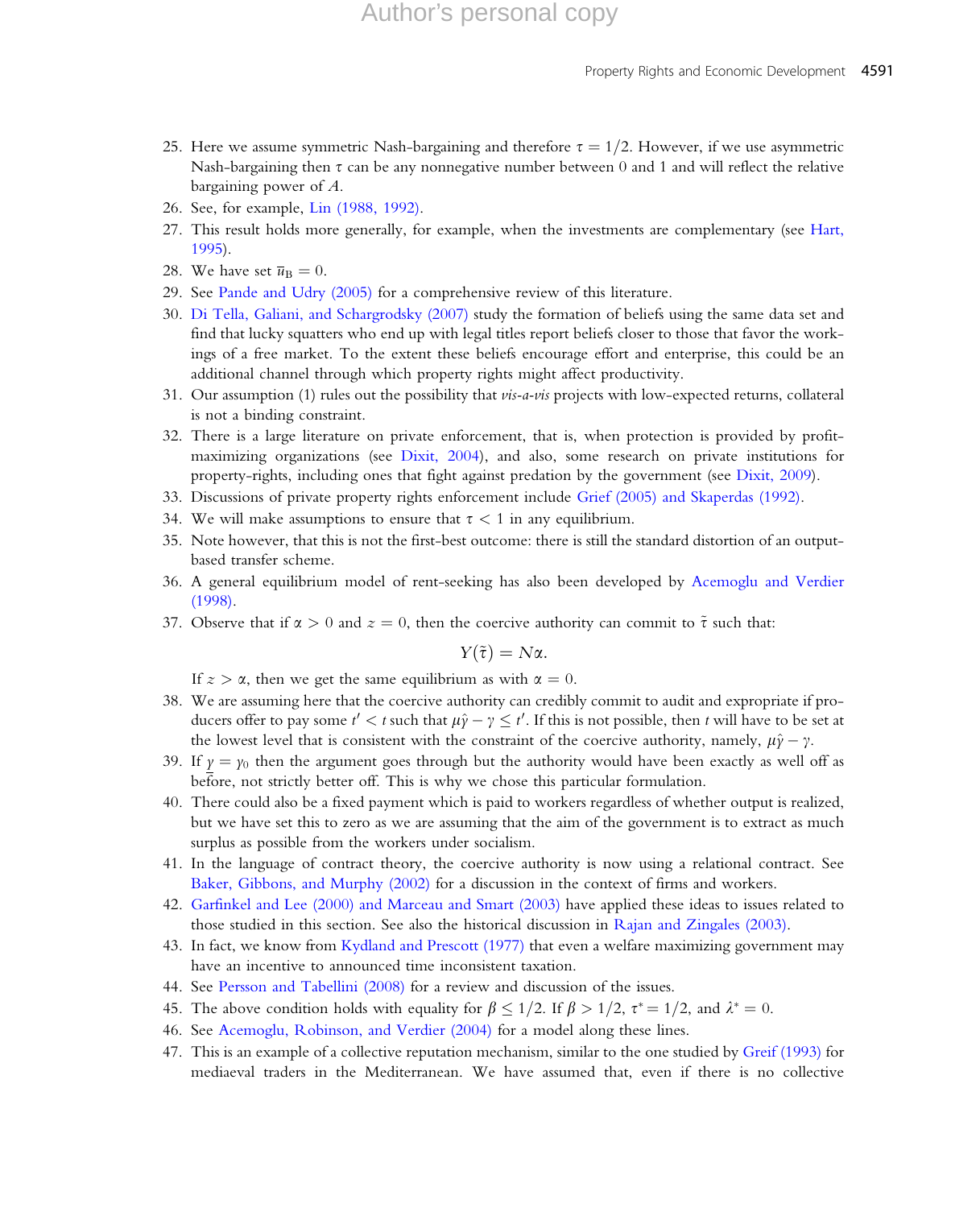25. Here we assume symmetric Nash-bargaining and therefore $\tau = 1/2$. However, if we use asymmetric Nash-bargaining then $\tau$ can be any nonnegative number between 0 and 1 and will reflect the relative bargaining power of $A$.
26. See, for example, Lin (1988, 1992).
27. This result holds more generally, for example, when the investments are complementary (see Hart, 1995).
28. We have set $\bar{u}_B = 0$.
29. See Pande and Udry (2005) for a comprehensive review of this literature.
30. Di Tella, Galiani, and Schargrodsky (2007) study the formation of beliefs using the same data set and find that lucky squatters who end up with legal titles report beliefs closer to those that favor the workings of a free market. To the extent these beliefs encourage effort and enterprise, this could be an additional channel through which property rights might affect productivity.
31. Our assumption (1) rules out the possibility that *vis-a-vis* projects with low-expected returns, collateral is not a binding constraint.
32. There is a large literature on private enforcement, that is, when protection is provided by profit-maximizing organizations (see Dixit, 2004), and also, some research on private institutions for property-rights, including ones that fight against predation by the government (see Dixit, 2009).
33. Discussions of private property rights enforcement include Grief (2005) and Skaperdas (1992).
34. We will make assumptions to ensure that $\tau < 1$ in any equilibrium.
35. Note however, that this is not the first-best outcome: there is still the standard distortion of an output-based transfer scheme.
36. A general equilibrium model of rent-seeking has also been developed by Acemoglu and Verdier (1998).
37. Observe that if $\alpha > 0$ and $z = 0$, then the coercive authority can commit to $\tilde{\tau}$ such that:

$$Y(\tilde{\tau}) = N\alpha.$$

If $z > \alpha$, then we get the same equilibrium as with $\alpha = 0$.
38. We are assuming here that the coercive authority can credibly commit to audit and expropriate if producers offer to pay some $t' < t$ such that $\mu\hat{\gamma} - \gamma \leq t'$. If this is not possible, then $t$ will have to be set at the lowest level that is consistent with the constraint of the coercive authority, namely, $\mu\hat{\gamma} - \gamma$.
39. If $\underline{\gamma} = \gamma_0$ then the argument goes through but the authority would have been exactly as well off as before, not strictly better off. This is why we chose this particular formulation.
40. There could also be a fixed payment which is paid to workers regardless of whether output is realized, but we have set this to zero as we are assuming that the aim of the government is to extract as much surplus as possible from the workers under socialism.
41. In the language of contract theory, the coercive authority is now using a relational contract. See Baker, Gibbons, and Murphy (2002) for a discussion in the context of firms and workers.
42. Garfinkel and Lee (2000) and Marceau and Smart (2003) have applied these ideas to issues related to those studied in this section. See also the historical discussion in Rajan and Zingales (2003).
43. In fact, we know from Kydland and Prescott (1977) that even a welfare maximizing government may have an incentive to announced time inconsistent taxation.
44. See Persson and Tabellini (2008) for a review and discussion of the issues.
45. The above condition holds with equality for $\beta \leq 1/2$. If $\beta > 1/2$, $\tau^* = 1/2$, and $\lambda^* = 0$.
46. See Acemoglu, Robinson, and Verdier (2004) for a model along these lines.
47. This is an example of a collective reputation mechanism, similar to the one studied by Greif (1993) for mediaeval traders in the Mediterranean. We have assumed that, even if there is no collective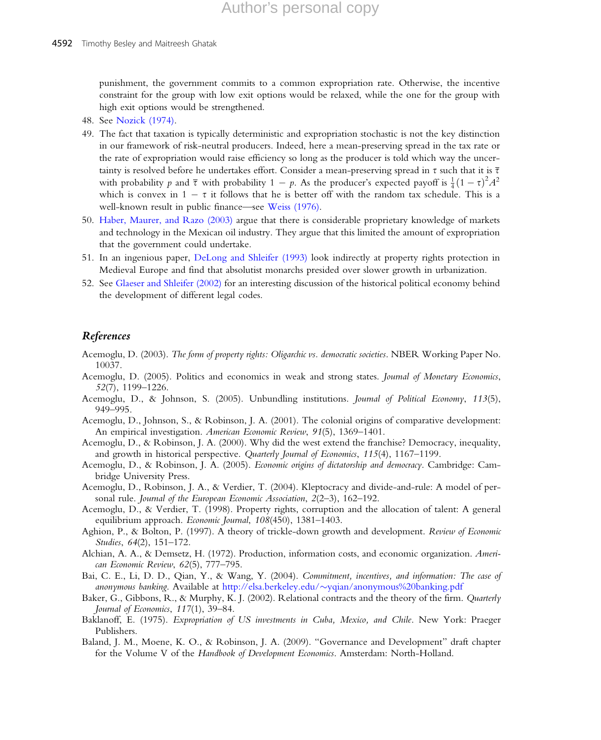punishment, the government commits to a common expropriation rate. Otherwise, the incentive constraint for the group with low exit options would be relaxed, while the one for the group with high exit options would be strengthened.

48. See Nozick (1974).
49. The fact that taxation is typically deterministic and expropriation stochastic is not the key distinction in our framework of risk-neutral producers. Indeed, here a mean-preserving spread in the tax rate or the rate of expropriation would raise efficiency so long as the producer is told which way the uncertainty is resolved before he undertakes effort. Consider a mean-preserving spread in $\tau$ such that it is $\overline{\tau}$ with probability $p$ and $\overline{\tau}$ with probability $1 - p$. As the producer's expected payoff is $\frac{1}{4}(1-\tau)^2 A^2$ which is convex in $1 - \tau$ it follows that he is better off with the random tax schedule. This is a well-known result in public finance—see Weiss (1976).
50. Haber, Maurer, and Razo (2003) argue that there is considerable proprietary knowledge of markets and technology in the Mexican oil industry. They argue that this limited the amount of expropriation that the government could undertake.
51. In an ingenious paper, DeLong and Shleifer (1993) look indirectly at property rights protection in Medieval Europe and find that absolutist monarchs presided over slower growth in urbanization.
52. See Glaeser and Shleifer (2002) for an interesting discussion of the historical political economy behind the development of different legal codes.

## References

Acemoglu, D. (2003). *The form of property rights: Oligarchic vs. democratic societies*. NBER Working Paper No. 10037.

Acemoglu, D. (2005). Politics and economics in weak and strong states. *Journal of Monetary Economics*, *52*(7), 1199–1226.

Acemoglu, D., & Johnson, S. (2005). Unbundling institutions. *Journal of Political Economy*, *113*(5), 949–995.

Acemoglu, D., Johnson, S., & Robinson, J. A. (2001). The colonial origins of comparative development: An empirical investigation. *American Economic Review*, *91*(5), 1369–1401.

Acemoglu, D., & Robinson, J. A. (2000). Why did the west extend the franchise? Democracy, inequality, and growth in historical perspective. *Quarterly Journal of Economics*, *115*(4), 1167–1199.

Acemoglu, D., & Robinson, J. A. (2005). *Economic origins of dictatorship and democracy*. Cambridge: Cambridge University Press.

Acemoglu, D., Robinson, J. A., & Verdier, T. (2004). Kleptocracy and divide-and-rule: A model of personal rule. *Journal of the European Economic Association*, *2*(2–3), 162–192.

Acemoglu, D., & Verdier, T. (1998). Property rights, corruption and the allocation of talent: A general equilibrium approach. *Economic Journal*, *108*(450), 1381–1403.

Aghion, P., & Bolton, P. (1997). A theory of trickle-down growth and development. *Review of Economic Studies*, *64*(2), 151–172.

Alchian, A. A., & Demsetz, H. (1972). Production, information costs, and economic organization. *American Economic Review*, *62*(5), 777–795.

Bai, C. E., Li, D. D., Qian, Y., & Wang, Y. (2004). *Commitment, incentives, and information: The case of anonymous banking*. Available at http://elsa.berkeley.edu/~yqian/anonymous%20banking.pdf

Baker, G., Gibbons, R., & Murphy, K. J. (2002). Relational contracts and the theory of the firm. *Quarterly Journal of Economics*, *117*(1), 39–84.

Baklanoff, E. (1975). *Expropriation of US investments in Cuba, Mexico, and Chile*. New York: Praeger Publishers.

Baland, J. M., Moene, K. O., & Robinson, J. A. (2009). "Governance and Development" draft chapter for the Volume V of the *Handbook of Development Economics*. Amsterdam: North-Holland.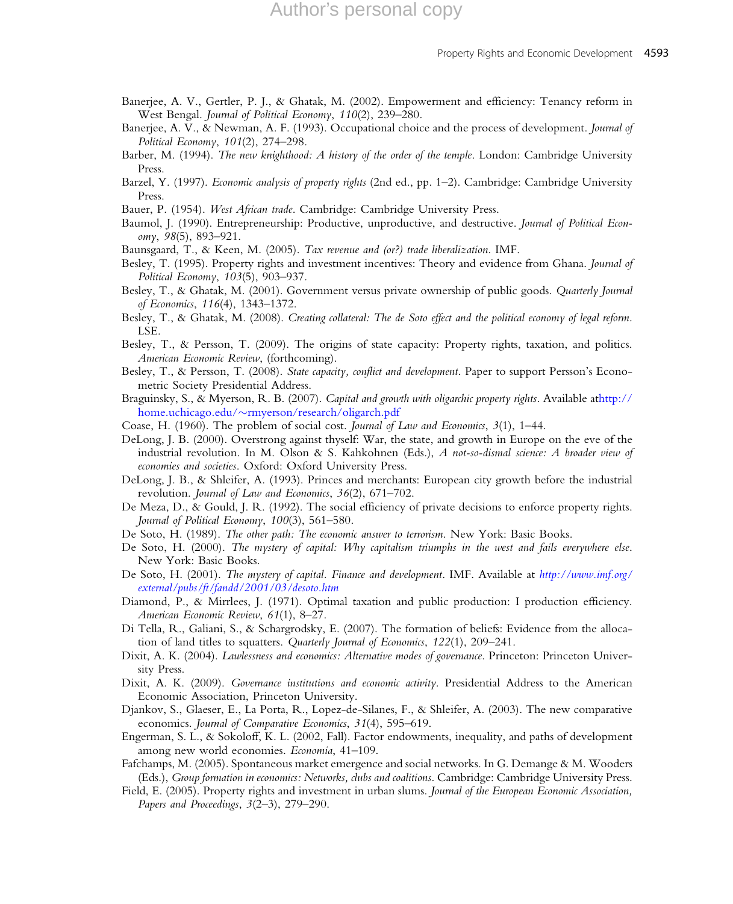Banerjee, A. V., Gertler, P. J., & Ghatak, M. (2002). Empowerment and efficiency: Tenancy reform in West Bengal. *Journal of Political Economy*, *110*(2), 239–280.

Banerjee, A. V., & Newman, A. F. (1993). Occupational choice and the process of development. *Journal of Political Economy*, *101*(2), 274–298.

Barber, M. (1994). *The new knighthood: A history of the order of the temple*. London: Cambridge University Press.

Barzel, Y. (1997). *Economic analysis of property rights* (2nd ed., pp. 1–2). Cambridge: Cambridge University Press.

Bauer, P. (1954). *West African trade*. Cambridge: Cambridge University Press.

Baumol, J. (1990). Entrepreneurship: Productive, unproductive, and destructive. *Journal of Political Economy*, *98*(5), 893–921.

Baunsgaard, T., & Keen, M. (2005). *Tax revenue and (or?) trade liberalization*. IMF.

Besley, T. (1995). Property rights and investment incentives: Theory and evidence from Ghana. *Journal of Political Economy*, *103*(5), 903–937.

Besley, T., & Ghatak, M. (2001). Government versus private ownership of public goods. *Quarterly Journal of Economics*, *116*(4), 1343–1372.

Besley, T., & Ghatak, M. (2008). *Creating collateral: The de Soto effect and the political economy of legal reform*. LSE.

Besley, T., & Persson, T. (2009). The origins of state capacity: Property rights, taxation, and politics. *American Economic Review*, (forthcoming).

Besley, T., & Persson, T. (2008). *State capacity, conflict and development*. Paper to support Persson's Econometric Society Presidential Address.

Braguinsky, S., & Myerson, R. B. (2007). *Capital and growth with oligarchic property rights*. Available athttp://home.uchicago.edu/~rmyerson/research/oligarch.pdf

Coase, H. (1960). The problem of social cost. *Journal of Law and Economics*, *3*(1), 1–44.

DeLong, J. B. (2000). Overstrong against thyself: War, the state, and growth in Europe on the eve of the industrial revolution. In M. Olson & S. Kahkohnen (Eds.), *A not-so-dismal science: A broader view of economies and societies*. Oxford: Oxford University Press.

DeLong, J. B., & Shleifer, A. (1993). Princes and merchants: European city growth before the industrial revolution. *Journal of Law and Economics*, *36*(2), 671–702.

De Meza, D., & Gould, J. R. (1992). The social efficiency of private decisions to enforce property rights. *Journal of Political Economy*, *100*(3), 561–580.

De Soto, H. (1989). *The other path: The economic answer to terrorism*. New York: Basic Books.

De Soto, H. (2000). *The mystery of capital: Why capitalism triumphs in the west and fails everywhere else*. New York: Basic Books.

De Soto, H. (2001). *The mystery of capital. Finance and development*. IMF. Available at *http://www.imf.org/external/pubs/ft/fandd/2001/03/desoto.htm*

Diamond, P., & Mirrlees, J. (1971). Optimal taxation and public production: I production efficiency. *American Economic Review*, *61*(1), 8–27.

Di Tella, R., Galiani, S., & Schargrodsky, E. (2007). The formation of beliefs: Evidence from the allocation of land titles to squatters. *Quarterly Journal of Economics*, *122*(1), 209–241.

Dixit, A. K. (2004). *Lawlessness and economics: Alternative modes of governance*. Princeton: Princeton University Press.

Dixit, A. K. (2009). *Governance institutions and economic activity*. Presidential Address to the American Economic Association, Princeton University.

Djankov, S., Glaeser, E., La Porta, R., Lopez-de-Silanes, F., & Shleifer, A. (2003). The new comparative economics. *Journal of Comparative Economics*, *31*(4), 595–619.

Engerman, S. L., & Sokoloff, K. L. (2002, Fall). Factor endowments, inequality, and paths of development among new world economies. *Economia*, 41–109.

Fafchamps, M. (2005). Spontaneous market emergence and social networks. In G. Demange & M. Wooders (Eds.), *Group formation in economics: Networks, clubs and coalitions*. Cambridge: Cambridge University Press.

Field, E. (2005). Property rights and investment in urban slums. *Journal of the European Economic Association, Papers and Proceedings*, *3*(2–3), 279–290.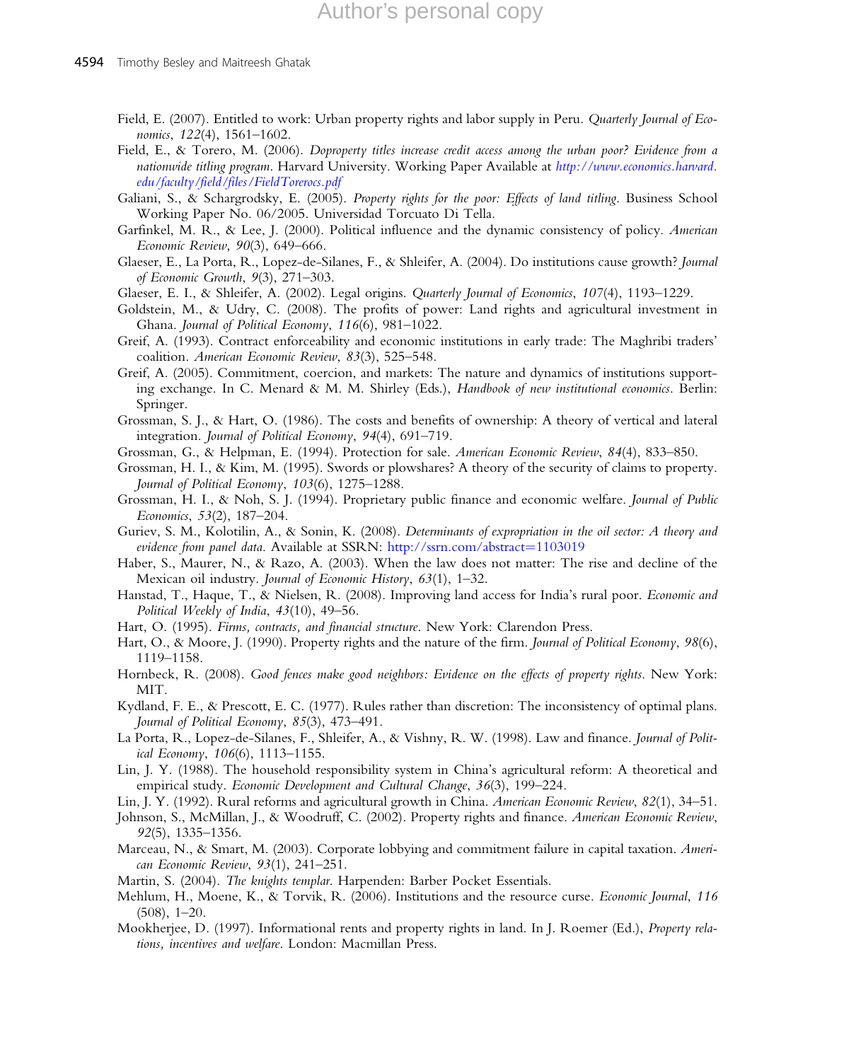Field, E. (2007). Entitled to work: Urban property rights and labor supply in Peru. *Quarterly Journal of Economics*, *122*(4), 1561–1602.

Field, E., & Torero, M. (2006). *Doproperty titles increase credit access among the urban poor? Evidence from a nationwide titling program*. Harvard University. Working Paper Available at *http://www.economics.harvard.edu/faculty/field/files/FieldTorerocs.pdf*

Galiani, S., & Schargrodsky, E. (2005). *Property rights for the poor: Effects of land titling*. Business School Working Paper No. 06/2005. Universidad Torcuato Di Tella.

Garfinkel, M. R., & Lee, J. (2000). Political influence and the dynamic consistency of policy. *American Economic Review*, *90*(3), 649–666.

Glaeser, E., La Porta, R., Lopez-de-Silanes, F., & Shleifer, A. (2004). Do institutions cause growth? *Journal of Economic Growth*, *9*(3), 271–303.

Glaeser, E. I., & Shleifer, A. (2002). Legal origins. *Quarterly Journal of Economics*, *107*(4), 1193–1229.

Goldstein, M., & Udry, C. (2008). The profits of power: Land rights and agricultural investment in Ghana. *Journal of Political Economy*, *116*(6), 981–1022.

Greif, A. (1993). Contract enforceability and economic institutions in early trade: The Maghribi traders' coalition. *American Economic Review*, *83*(3), 525–548.

Greif, A. (2005). Commitment, coercion, and markets: The nature and dynamics of institutions supporting exchange. In C. Menard & M. M. Shirley (Eds.), *Handbook of new institutional economics*. Berlin: Springer.

Grossman, S. J., & Hart, O. (1986). The costs and benefits of ownership: A theory of vertical and lateral integration. *Journal of Political Economy*, *94*(4), 691–719.

Grossman, G., & Helpman, E. (1994). Protection for sale. *American Economic Review*, *84*(4), 833–850.

Grossman, H. I., & Kim, M. (1995). Swords or plowshares? A theory of the security of claims to property. *Journal of Political Economy*, *103*(6), 1275–1288.

Grossman, H. I., & Noh, S. J. (1994). Proprietary public finance and economic welfare. *Journal of Public Economics*, *53*(2), 187–204.

Guriev, S. M., Kolotilin, A., & Sonin, K. (2008). *Determinants of expropriation in the oil sector: A theory and evidence from panel data*. Available at SSRN: http://ssrn.com/abstract=1103019

Haber, S., Maurer, N., & Razo, A. (2003). When the law does not matter: The rise and decline of the Mexican oil industry. *Journal of Economic History*, *63*(1), 1–32.

Hanstad, T., Haque, T., & Nielsen, R. (2008). Improving land access for India's rural poor. *Economic and Political Weekly of India*, *43*(10), 49–56.

Hart, O. (1995). *Firms, contracts, and financial structure*. New York: Clarendon Press.

Hart, O., & Moore, J. (1990). Property rights and the nature of the firm. *Journal of Political Economy*, *98*(6), 1119–1158.

Hornbeck, R. (2008). *Good fences make good neighbors: Evidence on the effects of property rights*. New York: MIT.

Kydland, F. E., & Prescott, E. C. (1977). Rules rather than discretion: The inconsistency of optimal plans. *Journal of Political Economy*, *85*(3), 473–491.

La Porta, R., Lopez-de-Silanes, F., Shleifer, A., & Vishny, R. W. (1998). Law and finance. *Journal of Political Economy*, *106*(6), 1113–1155.

Lin, J. Y. (1988). The household responsibility system in China's agricultural reform: A theoretical and empirical study. *Economic Development and Cultural Change*, *36*(3), 199–224.

Lin, J. Y. (1992). Rural reforms and agricultural growth in China. *American Economic Review*, *82*(1), 34–51.

Johnson, S., McMillan, J., & Woodruff, C. (2002). Property rights and finance. *American Economic Review*, *92*(5), 1335–1356.

Marceau, N., & Smart, M. (2003). Corporate lobbying and commitment failure in capital taxation. *American Economic Review*, *93*(1), 241–251.

Martin, S. (2004). *The knights templar*. Harpenden: Barber Pocket Essentials.

Mehlum, H., Moene, K., & Torvik, R. (2006). Institutions and the resource curse. *Economic Journal*, *116* (508), 1–20.

Mookherjee, D. (1997). Informational rents and property rights in land. In J. Roemer (Ed.), *Property relations, incentives and welfare*. London: Macmillan Press.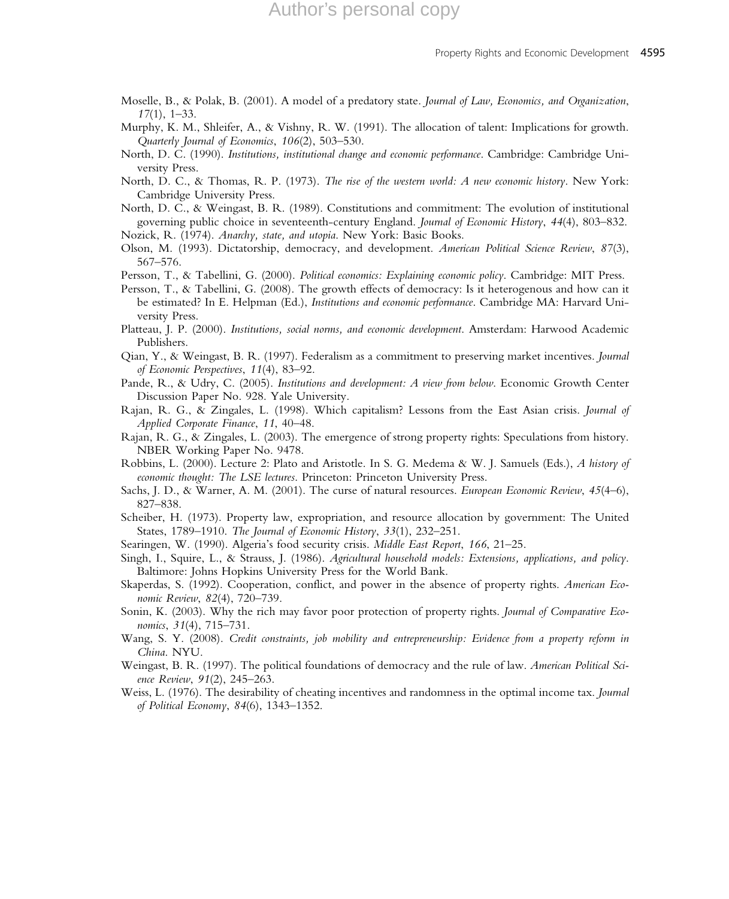Moselle, B., & Polak, B. (2001). A model of a predatory state. *Journal of Law, Economics, and Organization*, *17*(1), 1–33.

Murphy, K. M., Shleifer, A., & Vishny, R. W. (1991). The allocation of talent: Implications for growth. *Quarterly Journal of Economics*, *106*(2), 503–530.

North, D. C. (1990). *Institutions, institutional change and economic performance*. Cambridge: Cambridge University Press.

North, D. C., & Thomas, R. P. (1973). *The rise of the western world: A new economic history*. New York: Cambridge University Press.

North, D. C., & Weingast, B. R. (1989). Constitutions and commitment: The evolution of institutional governing public choice in seventeenth-century England. *Journal of Economic History*, *44*(4), 803–832.

Nozick, R. (1974). *Anarchy, state, and utopia*. New York: Basic Books.

Olson, M. (1993). Dictatorship, democracy, and development. *American Political Science Review*, *87*(3), 567–576.

Persson, T., & Tabellini, G. (2000). *Political economics: Explaining economic policy*. Cambridge: MIT Press.

Persson, T., & Tabellini, G. (2008). The growth effects of democracy: Is it heterogenous and how can it be estimated? In E. Helpman (Ed.), *Institutions and economic performance*. Cambridge MA: Harvard University Press.

Platteau, J. P. (2000). *Institutions, social norms, and economic development*. Amsterdam: Harwood Academic Publishers.

Qian, Y., & Weingast, B. R. (1997). Federalism as a commitment to preserving market incentives. *Journal of Economic Perspectives*, *11*(4), 83–92.

Pande, R., & Udry, C. (2005). *Institutions and development: A view from below*. Economic Growth Center Discussion Paper No. 928. Yale University.

Rajan, R. G., & Zingales, L. (1998). Which capitalism? Lessons from the East Asian crisis. *Journal of Applied Corporate Finance*, *11*, 40–48.

Rajan, R. G., & Zingales, L. (2003). The emergence of strong property rights: Speculations from history. NBER Working Paper No. 9478.

Robbins, L. (2000). Lecture 2: Plato and Aristotle. In S. G. Medema & W. J. Samuels (Eds.), *A history of economic thought: The LSE lectures*. Princeton: Princeton University Press.

Sachs, J. D., & Warner, A. M. (2001). The curse of natural resources. *European Economic Review*, *45*(4–6), 827–838.

Scheiber, H. (1973). Property law, expropriation, and resource allocation by government: The United States, 1789–1910. *The Journal of Economic History*, *33*(1), 232–251.

Searingen, W. (1990). Algeria's food security crisis. *Middle East Report*, *166*, 21–25.

Singh, I., Squire, L., & Strauss, J. (1986). *Agricultural household models: Extensions, applications, and policy*. Baltimore: Johns Hopkins University Press for the World Bank.

Skaperdas, S. (1992). Cooperation, conflict, and power in the absence of property rights. *American Economic Review*, *82*(4), 720–739.

Sonin, K. (2003). Why the rich may favor poor protection of property rights. *Journal of Comparative Economics*, *31*(4), 715–731.

Wang, S. Y. (2008). *Credit constraints, job mobility and entrepreneurship: Evidence from a property reform in China*. NYU.

Weingast, B. R. (1997). The political foundations of democracy and the rule of law. *American Political Science Review*, *91*(2), 245–263.

Weiss, L. (1976). The desirability of cheating incentives and randomness in the optimal income tax. *Journal of Political Economy*, *84*(6), 1343–1352.